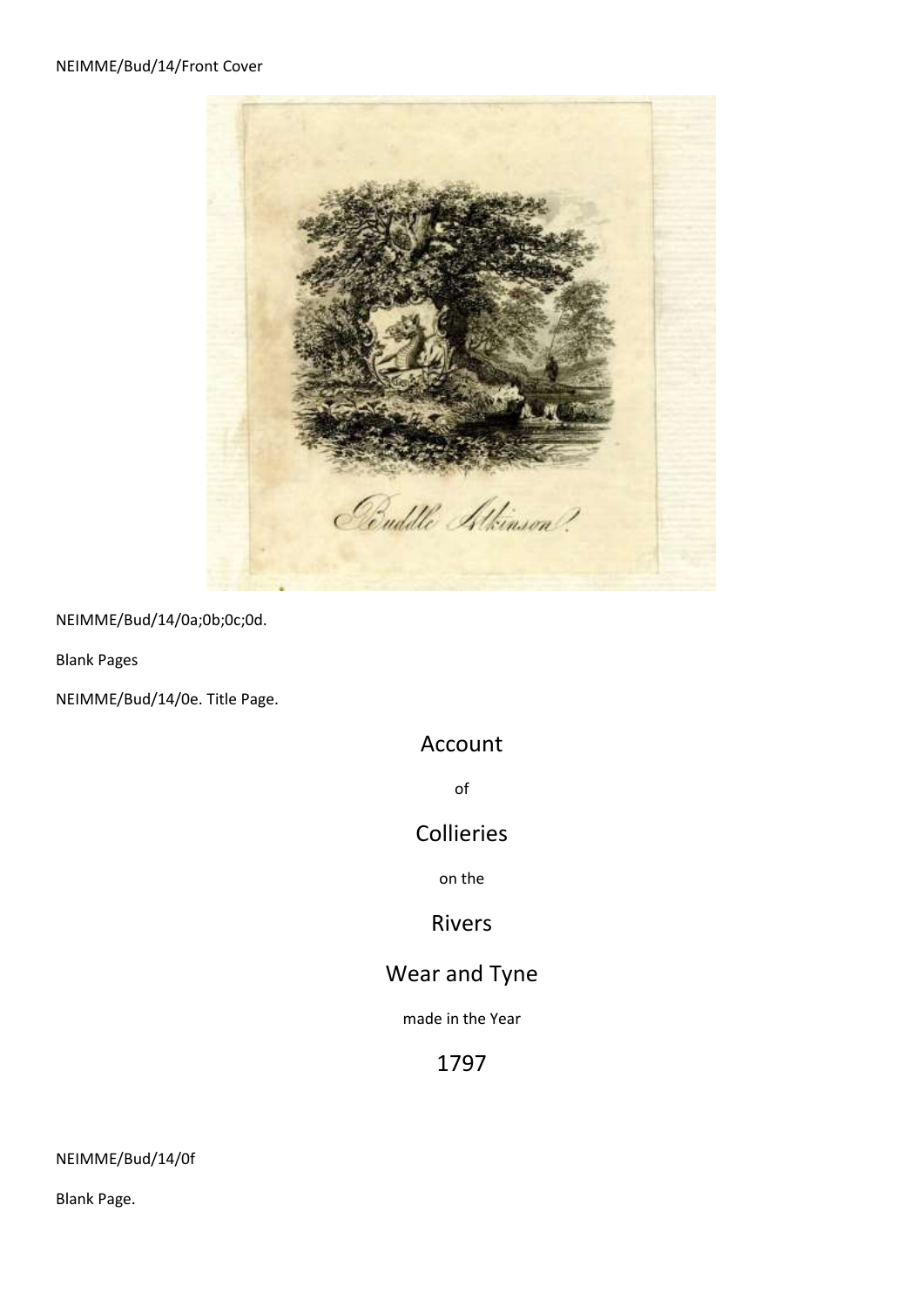NEIMME/Bud/14/Front Cover

Buddle Atkinson.

NEIMME/Bud/14/0a;0b;0c;0d.

Blank Pages

NEIMME/Bud/14/0e. Title Page.

# Account

of

# Collieries

on the

# Rivers

# Wear and Tyne

made in the Year

# 1797

NEIMME/Bud/14/0f

Blank Page.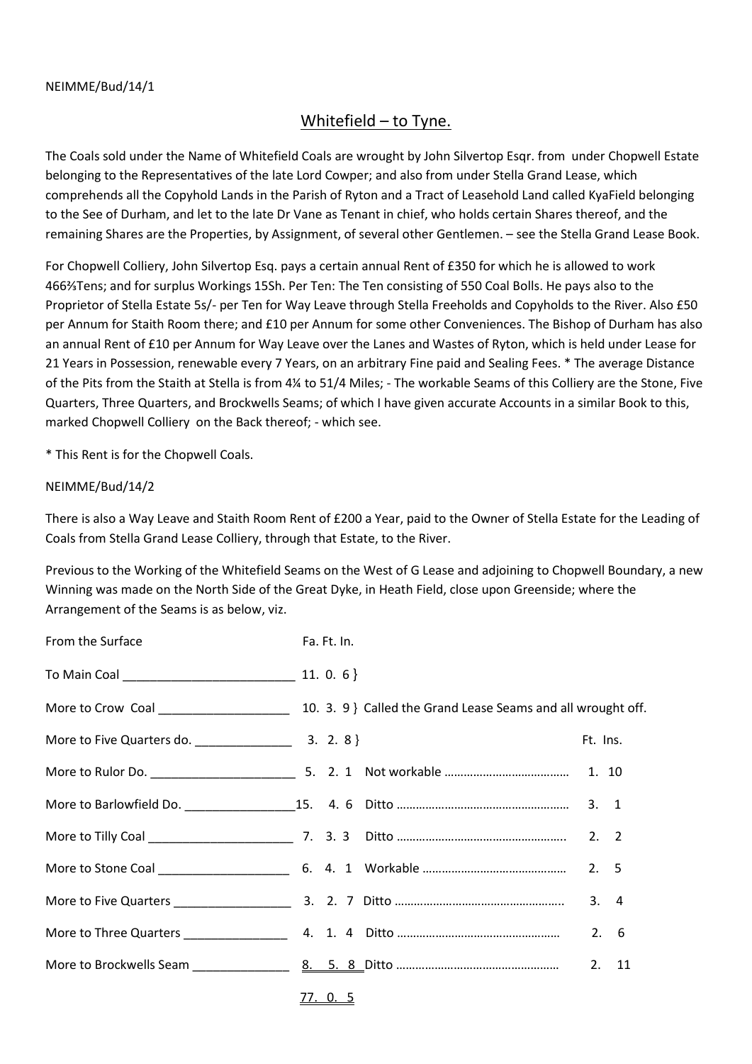NEIMME/Bud/14/1

# Whitefield – to Tyne.

The Coals sold under the Name of Whitefield Coals are wrought by John Silvertop Esqr. from under Chopwell Estate belonging to the Representatives of the late Lord Cowper; and also from under Stella Grand Lease, which comprehends all the Copyhold Lands in the Parish of Ryton and a Tract of Leasehold Land called KyaField belonging to the See of Durham, and let to the late Dr Vane as Tenant in chief, who holds certain Shares thereof, and the remaining Shares are the Properties, by Assignment, of several other Gentlemen. – see the Stella Grand Lease Book.

For Chopwell Colliery, John Silvertop Esq. pays a certain annual Rent of £350 for which he is allowed to work 466⅔Tens; and for surplus Workings 15Sh. Per Ten: The Ten consisting of 550 Coal Bolls. He pays also to the Proprietor of Stella Estate 5s/- per Ten for Way Leave through Stella Freeholds and Copyholds to the River. Also £50 per Annum for Staith Room there; and £10 per Annum for some other Conveniences. The Bishop of Durham has also an annual Rent of £10 per Annum for Way Leave over the Lanes and Wastes of Ryton, which is held under Lease for 21 Years in Possession, renewable every 7 Years, on an arbitrary Fine paid and Sealing Fees. * The average Distance of the Pits from the Staith at Stella is from 4¼ to 51/4 Miles; - The workable Seams of this Colliery are the Stone, Five Quarters, Three Quarters, and Brockwells Seams; of which I have given accurate Accounts in a similar Book to this, marked Chopwell Colliery on the Back thereof; - which see.

\* This Rent is for the Chopwell Coals.

NEIMME/Bud/14/2

There is also a Way Leave and Staith Room Rent of £200 a Year, paid to the Owner of Stella Estate for the Leading of Coals from Stella Grand Lease Colliery, through that Estate, to the River.

Previous to the Working of the Whitefield Seams on the West of G Lease and adjoining to Chopwell Boundary, a new Winning was made on the North Side of the Great Dyke, in Heath Field, close upon Greenside; where the Arrangement of the Seams is as below, viz.

| From the Surface | Fa. Ft. In. | | Ft. Ins. |
|---|---|---|---|
| To Main Coal | 11. 0. 6 } | | |
| More to Crow Coal | 10. 3. 9 } | Called the Grand Lease Seams and all wrought off. | |
| More to Five Quarters do. | 3. 2. 8 } | | |
| More to Rulor Do. | 5. 2. 1 | Not workable | 1. 10 |
| More to Barlowfield Do. | 15. 4. 6 | Ditto | 3. 1 |
| More to Tilly Coal | 7. 3. 3 | Ditto | 2. 2 |
| More to Stone Coal | 6. 4. 1 | Workable | 2. 5 |
| More to Five Quarters | 3. 2. 7 | Ditto | 3. 4 |
| More to Three Quarters | 4. 1. 4 | Ditto | 2. 6 |
| More to Brockwells Seam | 8. 5. 8 | Ditto | 2. 11 |
| | 77. 0. 5 | | |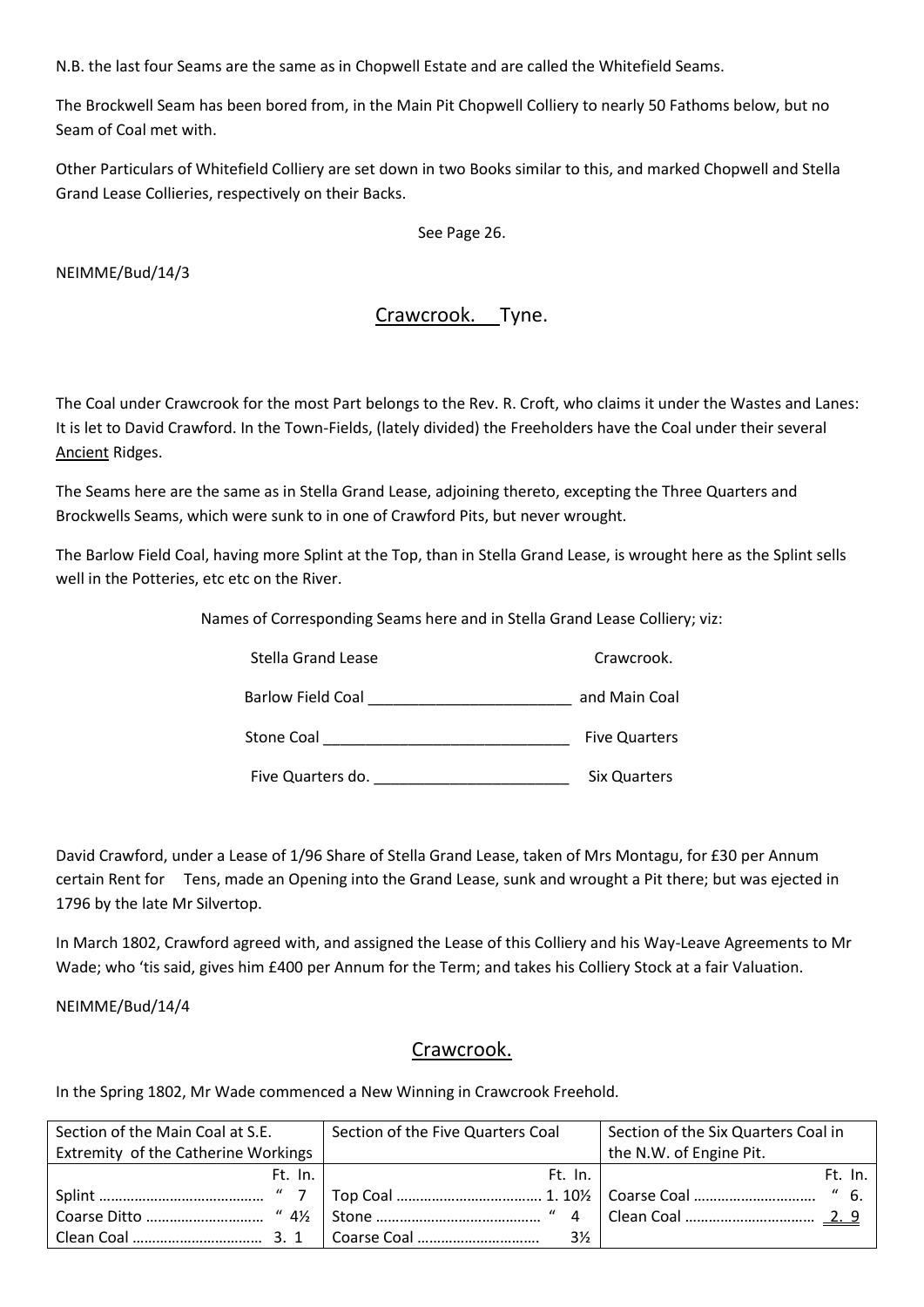N.B. the last four Seams are the same as in Chopwell Estate and are called the Whitefield Seams.

The Brockwell Seam has been bored from, in the Main Pit Chopwell Colliery to nearly 50 Fathoms below, but no Seam of Coal met with.

Other Particulars of Whitefield Colliery are set down in two Books similar to this, and marked Chopwell and Stella Grand Lease Collieries, respectively on their Backs.

See Page 26.

NEIMME/Bud/14/3

## Crawcrook. Tyne.

The Coal under Crawcrook for the most Part belongs to the Rev. R. Croft, who claims it under the Wastes and Lanes: It is let to David Crawford. In the Town-Fields, (lately divided) the Freeholders have the Coal under their several Ancient Ridges.

The Seams here are the same as in Stella Grand Lease, adjoining thereto, excepting the Three Quarters and Brockwells Seams, which were sunk to in one of Crawford Pits, but never wrought.

The Barlow Field Coal, having more Splint at the Top, than in Stella Grand Lease, is wrought here as the Splint sells well in the Potteries, etc etc on the River.

Names of Corresponding Seams here and in Stella Grand Lease Colliery; viz:

| Stella Grand Lease | Crawcrook. |
|---|---|
| Barlow Field Coal | and Main Coal |
| Stone Coal | Five Quarters |
| Five Quarters do. | Six Quarters |

David Crawford, under a Lease of 1/96 Share of Stella Grand Lease, taken of Mrs Montagu, for £30 per Annum certain Rent for Tens, made an Opening into the Grand Lease, sunk and wrought a Pit there; but was ejected in 1796 by the late Mr Silvertop.

In March 1802, Crawford agreed with, and assigned the Lease of this Colliery and his Way-Leave Agreements to Mr Wade; who 'tis said, gives him £400 per Annum for the Term; and takes his Colliery Stock at a fair Valuation.

NEIMME/Bud/14/4

## Crawcrook.

In the Spring 1802, Mr Wade commenced a New Winning in Crawcrook Freehold.

| Section of the Main Coal at S.E. Extremity of the Catherine Workings | Ft. In. | Section of the Five Quarters Coal | Ft. In. | Section of the Six Quarters Coal in the N.W. of Engine Pit. | Ft. In. |
|---|---|---|---|---|---|
| Splint | " 7 | Top Coal | 1. 10½ | Coarse Coal | " 6. |
| Coarse Ditto | " 4½ | Stone | " 4 | Clean Coal | 2. 9 |
| Clean Coal | 3. 1 | Coarse Coal | 3½ | | |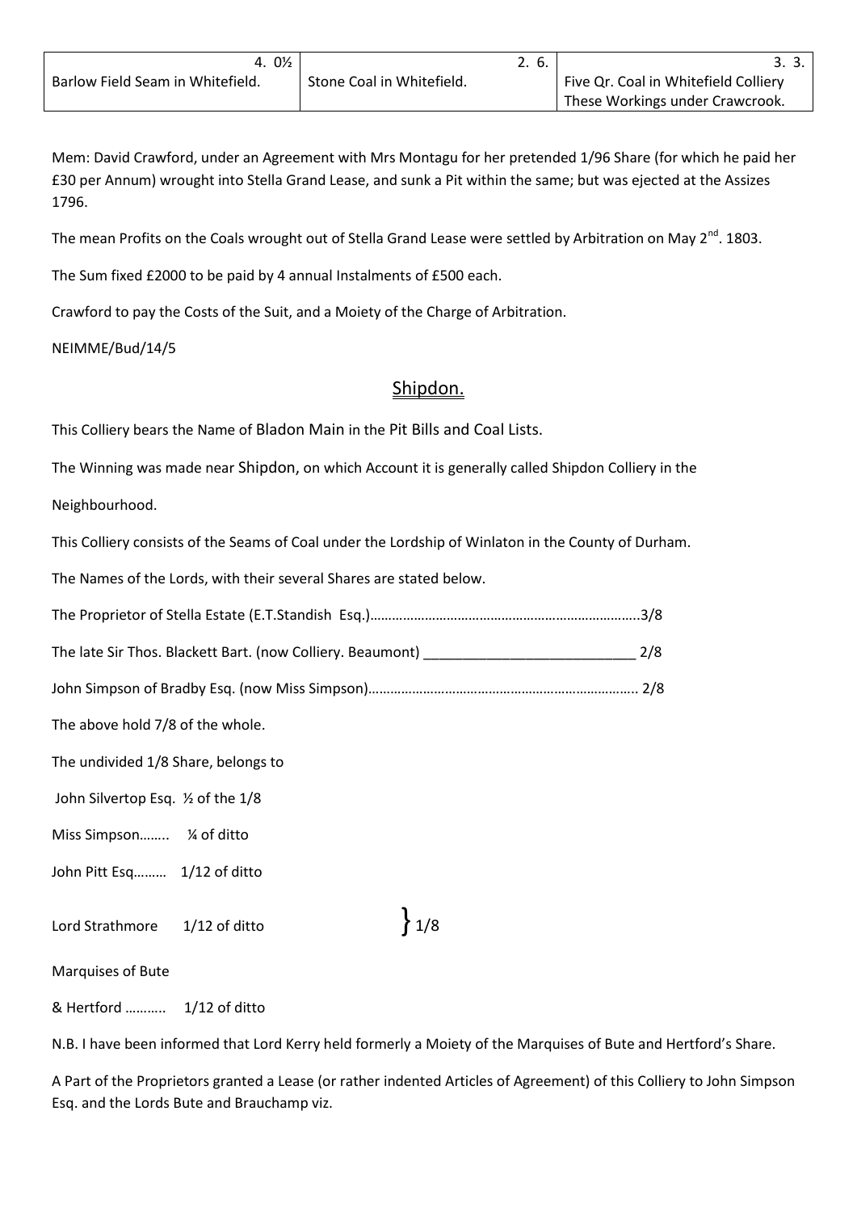| 4. 0½ | 2. 6. | 3. 3. |
|---|---|---|
| Barlow Field Seam in Whitefield. | Stone Coal in Whitefield. | Five Qr. Coal in Whitefield Colliery These Workings under Crawcrook. |

Mem: David Crawford, under an Agreement with Mrs Montagu for her pretended 1/96 Share (for which he paid her £30 per Annum) wrought into Stella Grand Lease, and sunk a Pit within the same; but was ejected at the Assizes 1796.

The mean Profits on the Coals wrought out of Stella Grand Lease were settled by Arbitration on May 2nd. 1803.

The Sum fixed £2000 to be paid by 4 annual Instalments of £500 each.

Crawford to pay the Costs of the Suit, and a Moiety of the Charge of Arbitration.

NEIMME/Bud/14/5

## Shipdon.

This Colliery bears the Name of Bladon Main in the Pit Bills and Coal Lists.

The Winning was made near Shipdon, on which Account it is generally called Shipdon Colliery in the Neighbourhood.

This Colliery consists of the Seams of Coal under the Lordship of Winlaton in the County of Durham.

The Names of the Lords, with their several Shares are stated below.

The Proprietor of Stella Estate (E.T.Standish Esq.)……………………………………………………………….3/8

The late Sir Thos. Blackett Bart. (now Colliery. Beaumont) ___________________________ 2/8

John Simpson of Bradby Esq. (now Miss Simpson)……………………………………………………………….. 2/8

The above hold 7/8 of the whole.

The undivided 1/8 Share, belongs to

John Silvertop Esq. ½ of the 1/8

Miss Simpson…….. ¼ of ditto

John Pitt Esq……… 1/12 of ditto

Lord Strathmore 1/12 of ditto } 1/8

Marquises of Bute

& Hertford ……….. 1/12 of ditto

N.B. I have been informed that Lord Kerry held formerly a Moiety of the Marquises of Bute and Hertford's Share.

A Part of the Proprietors granted a Lease (or rather indented Articles of Agreement) of this Colliery to John Simpson Esq. and the Lords Bute and Brauchamp viz.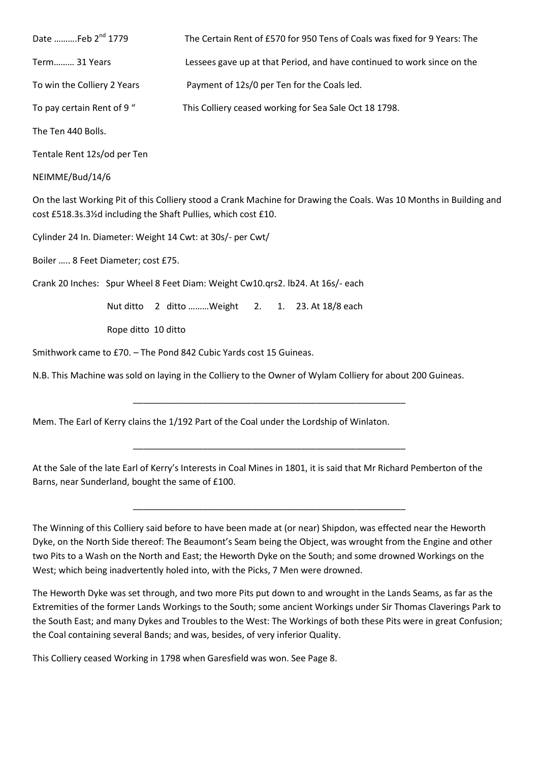Date ……….Feb 2nd 1779 The Certain Rent of £570 for 950 Tens of Coals was fixed for 9 Years: The

Term……… 31 Years Lessees gave up at that Period, and have continued to work since on the

To win the Colliery 2 Years Payment of 12s/0 per Ten for the Coals led.

To pay certain Rent of 9 " This Colliery ceased working for Sea Sale Oct 18 1798.

The Ten 440 Bolls.

Tentale Rent 12s/od per Ten

NEIMME/Bud/14/6

On the last Working Pit of this Colliery stood a Crank Machine for Drawing the Coals. Was 10 Months in Building and cost £518.3s.3½d including the Shaft Pullies, which cost £10.

Cylinder 24 In. Diameter: Weight 14 Cwt: at 30s/- per Cwt/

Boiler ….. 8 Feet Diameter; cost £75.

Crank 20 Inches: Spur Wheel 8 Feet Diam: Weight Cw10.qrs2. lb24. At 16s/- each

Nut ditto 2 ditto ………Weight 2. 1. 23. At 18/8 each

Rope ditto 10 ditto

Smithwork came to £70. – The Pond 842 Cubic Yards cost 15 Guineas.

N.B. This Machine was sold on laying in the Colliery to the Owner of Wylam Colliery for about 200 Guineas.

---

Mem. The Earl of Kerry clains the 1/192 Part of the Coal under the Lordship of Winlaton.

---

At the Sale of the late Earl of Kerry's Interests in Coal Mines in 1801, it is said that Mr Richard Pemberton of the Barns, near Sunderland, bought the same of £100.

---

The Winning of this Colliery said before to have been made at (or near) Shipdon, was effected near the Heworth Dyke, on the North Side thereof: The Beaumont's Seam being the Object, was wrought from the Engine and other two Pits to a Wash on the North and East; the Heworth Dyke on the South; and some drowned Workings on the West; which being inadvertently holed into, with the Picks, 7 Men were drowned.

The Heworth Dyke was set through, and two more Pits put down to and wrought in the Lands Seams, as far as the Extremities of the former Lands Workings to the South; some ancient Workings under Sir Thomas Claverings Park to the South East; and many Dykes and Troubles to the West: The Workings of both these Pits were in great Confusion; the Coal containing several Bands; and was, besides, of very inferior Quality.

This Colliery ceased Working in 1798 when Garesfield was won. See Page 8.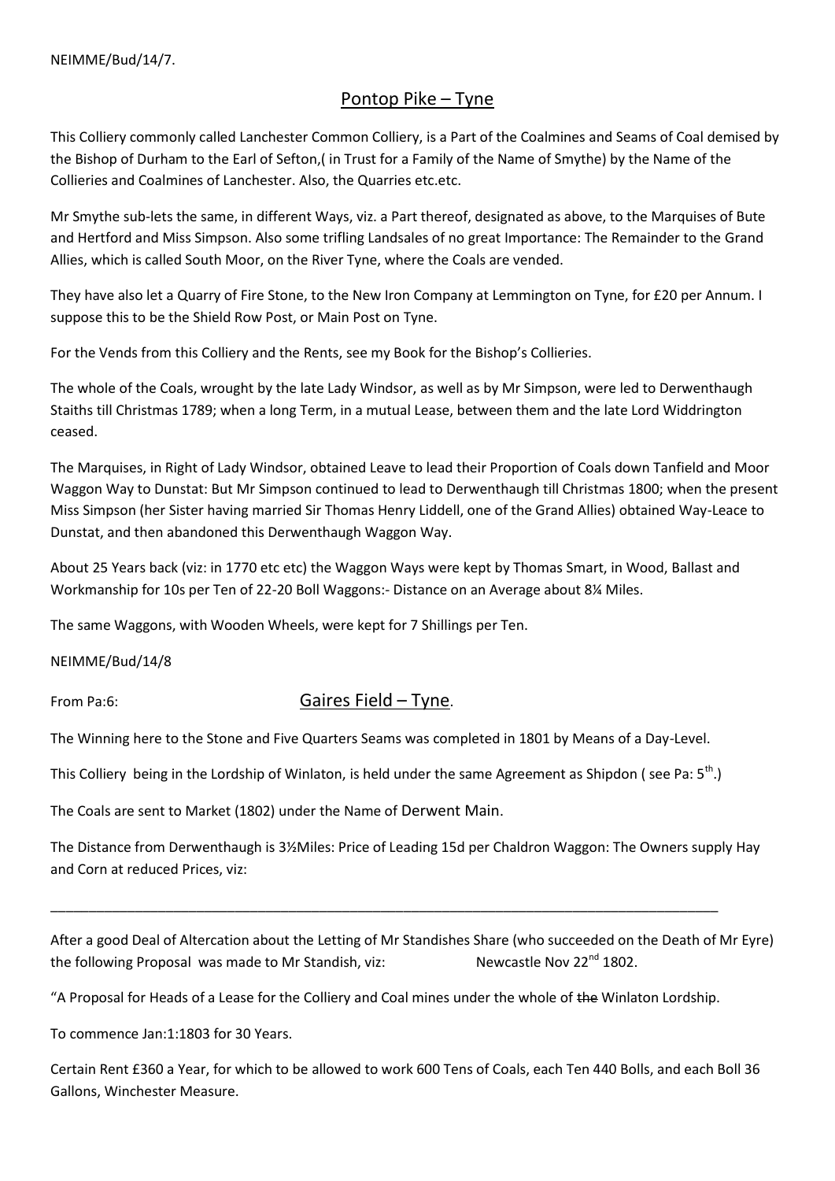NEIMME/Bud/14/7.

## Pontop Pike – Tyne

This Colliery commonly called Lanchester Common Colliery, is a Part of the Coalmines and Seams of Coal demised by the Bishop of Durham to the Earl of Sefton,( in Trust for a Family of the Name of Smythe) by the Name of the Collieries and Coalmines of Lanchester. Also, the Quarries etc.etc.

Mr Smythe sub-lets the same, in different Ways, viz. a Part thereof, designated as above, to the Marquises of Bute and Hertford and Miss Simpson. Also some trifling Landsales of no great Importance: The Remainder to the Grand Allies, which is called South Moor, on the River Tyne, where the Coals are vended.

They have also let a Quarry of Fire Stone, to the New Iron Company at Lemmington on Tyne, for £20 per Annum. I suppose this to be the Shield Row Post, or Main Post on Tyne.

For the Vends from this Colliery and the Rents, see my Book for the Bishop's Collieries.

The whole of the Coals, wrought by the late Lady Windsor, as well as by Mr Simpson, were led to Derwenthaugh Staiths till Christmas 1789; when a long Term, in a mutual Lease, between them and the late Lord Widdrington ceased.

The Marquises, in Right of Lady Windsor, obtained Leave to lead their Proportion of Coals down Tanfield and Moor Waggon Way to Dunstat: But Mr Simpson continued to lead to Derwenthaugh till Christmas 1800; when the present Miss Simpson (her Sister having married Sir Thomas Henry Liddell, one of the Grand Allies) obtained Way-Leace to Dunstat, and then abandoned this Derwenthaugh Waggon Way.

About 25 Years back (viz: in 1770 etc etc) the Waggon Ways were kept by Thomas Smart, in Wood, Ballast and Workmanship for 10s per Ten of 22-20 Boll Waggons:- Distance on an Average about 8¼ Miles.

The same Waggons, with Wooden Wheels, were kept for 7 Shillings per Ten.

NEIMME/Bud/14/8

From Pa:6:

## Gaires Field – Tyne.

The Winning here to the Stone and Five Quarters Seams was completed in 1801 by Means of a Day-Level.

This Colliery being in the Lordship of Winlaton, is held under the same Agreement as Shipdon ( see Pa: 5th.)

The Coals are sent to Market (1802) under the Name of Derwent Main.

The Distance from Derwenthaugh is 3½Miles: Price of Leading 15d per Chaldron Waggon: The Owners supply Hay and Corn at reduced Prices, viz:

---

After a good Deal of Altercation about the Letting of Mr Standishes Share (who succeeded on the Death of Mr Eyre) the following Proposal was made to Mr Standish, viz: Newcastle Nov 22nd 1802.

"A Proposal for Heads of a Lease for the Colliery and Coal mines under the whole of ~~the~~ Winlaton Lordship.

To commence Jan:1:1803 for 30 Years.

Certain Rent £360 a Year, for which to be allowed to work 600 Tens of Coals, each Ten 440 Bolls, and each Boll 36 Gallons, Winchester Measure.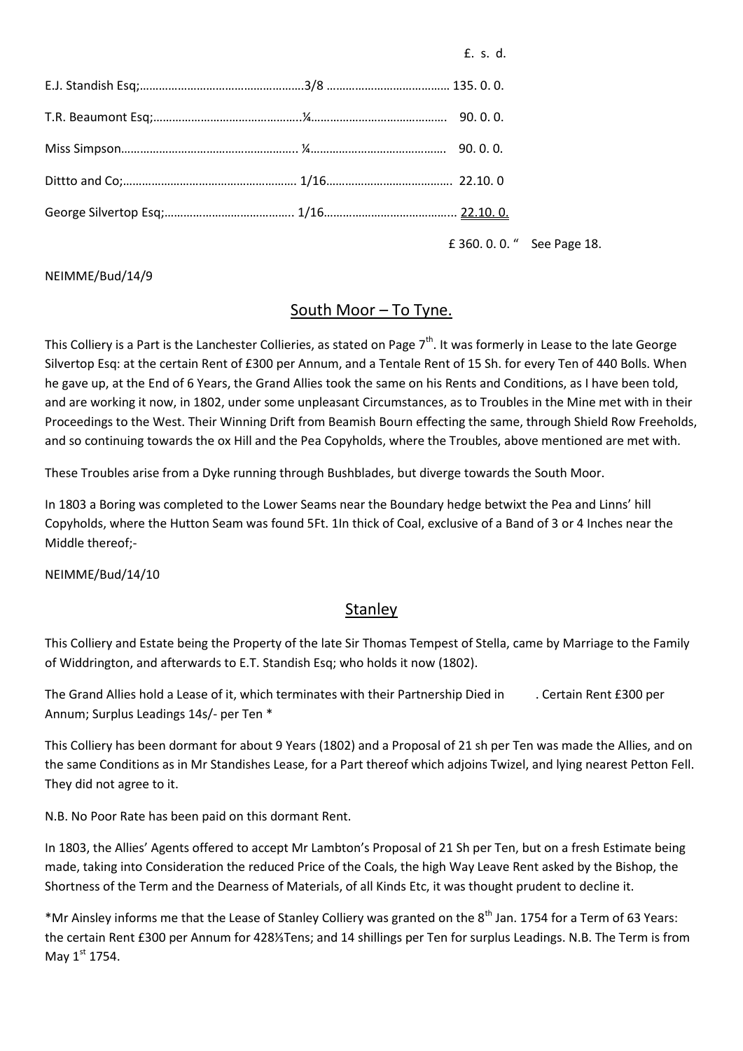| | | £. s. d. |
|---|---|---|
| E.J. Standish Esq;…………………………………………… | 3/8 ………………………………… | 135. 0. 0. |
| T.R. Beaumont Esq;……………………………………… | ¼…………………………………… | 90. 0. 0. |
| Miss Simpson……………………………………………… | ¼…………………………………… | 90. 0. 0. |
| Dittto and Co;……………………………………………… | 1/16………………………………… | 22.10. 0 |
| George Silvertop Esq;………………………………… | 1/16………………………………… | 22.10. 0. |
| | | £ 360. 0. 0. " See Page 18. |

NEIMME/Bud/14/9

## South Moor – To Tyne.

This Colliery is a Part is the Lanchester Collieries, as stated on Page 7th. It was formerly in Lease to the late George Silvertop Esq: at the certain Rent of £300 per Annum, and a Tentale Rent of 15 Sh. for every Ten of 440 Bolls. When he gave up, at the End of 6 Years, the Grand Allies took the same on his Rents and Conditions, as I have been told, and are working it now, in 1802, under some unpleasant Circumstances, as to Troubles in the Mine met with in their Proceedings to the West. Their Winning Drift from Beamish Bourn effecting the same, through Shield Row Freeholds, and so continuing towards the ox Hill and the Pea Copyholds, where the Troubles, above mentioned are met with.

These Troubles arise from a Dyke running through Bushblades, but diverge towards the South Moor.

In 1803 a Boring was completed to the Lower Seams near the Boundary hedge betwixt the Pea and Linns' hill Copyholds, where the Hutton Seam was found 5Ft. 1In thick of Coal, exclusive of a Band of 3 or 4 Inches near the Middle thereof;-

NEIMME/Bud/14/10

## Stanley

This Colliery and Estate being the Property of the late Sir Thomas Tempest of Stella, came by Marriage to the Family of Widdrington, and afterwards to E.T. Standish Esq; who holds it now (1802).

The Grand Allies hold a Lease of it, which terminates with their Partnership Died in . Certain Rent £300 per Annum; Surplus Leadings 14s/- per Ten *

This Colliery has been dormant for about 9 Years (1802) and a Proposal of 21 sh per Ten was made the Allies, and on the same Conditions as in Mr Standishes Lease, for a Part thereof which adjoins Twizel, and lying nearest Petton Fell. They did not agree to it.

N.B. No Poor Rate has been paid on this dormant Rent.

In 1803, the Allies' Agents offered to accept Mr Lambton's Proposal of 21 Sh per Ten, but on a fresh Estimate being made, taking into Consideration the reduced Price of the Coals, the high Way Leave Rent asked by the Bishop, the Shortness of the Term and the Dearness of Materials, of all Kinds Etc, it was thought prudent to decline it.

*Mr Ainsley informs me that the Lease of Stanley Colliery was granted on the 8th Jan. 1754 for a Term of 63 Years: the certain Rent £300 per Annum for 428⅓Tens; and 14 shillings per Ten for surplus Leadings. N.B. The Term is from May 1st 1754.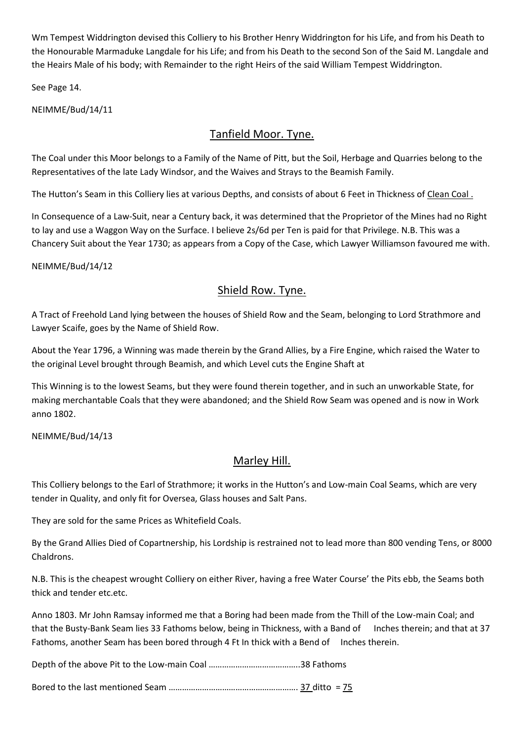Wm Tempest Widdrington devised this Colliery to his Brother Henry Widdrington for his Life, and from his Death to the Honourable Marmaduke Langdale for his Life; and from his Death to the second Son of the Said M. Langdale and the Heairs Male of his body; with Remainder to the right Heirs of the said William Tempest Widdrington.

See Page 14.

NEIMME/Bud/14/11

## Tanfield Moor. Tyne.

The Coal under this Moor belongs to a Family of the Name of Pitt, but the Soil, Herbage and Quarries belong to the Representatives of the late Lady Windsor, and the Waives and Strays to the Beamish Family.

The Hutton's Seam in this Colliery lies at various Depths, and consists of about 6 Feet in Thickness of Clean Coal .

In Consequence of a Law-Suit, near a Century back, it was determined that the Proprietor of the Mines had no Right to lay and use a Waggon Way on the Surface. I believe 2s/6d per Ten is paid for that Privilege. N.B. This was a Chancery Suit about the Year 1730; as appears from a Copy of the Case, which Lawyer Williamson favoured me with.

NEIMME/Bud/14/12

## Shield Row. Tyne.

A Tract of Freehold Land lying between the houses of Shield Row and the Seam, belonging to Lord Strathmore and Lawyer Scaife, goes by the Name of Shield Row.

About the Year 1796, a Winning was made therein by the Grand Allies, by a Fire Engine, which raised the Water to the original Level brought through Beamish, and which Level cuts the Engine Shaft at

This Winning is to the lowest Seams, but they were found therein together, and in such an unworkable State, for making merchantable Coals that they were abandoned; and the Shield Row Seam was opened and is now in Work anno 1802.

NEIMME/Bud/14/13

## Marley Hill.

This Colliery belongs to the Earl of Strathmore; it works in the Hutton's and Low-main Coal Seams, which are very tender in Quality, and only fit for Oversea, Glass houses and Salt Pans.

They are sold for the same Prices as Whitefield Coals.

By the Grand Allies Died of Copartnership, his Lordship is restrained not to lead more than 800 vending Tens, or 8000 Chaldrons.

N.B. This is the cheapest wrought Colliery on either River, having a free Water Course' the Pits ebb, the Seams both thick and tender etc.etc.

Anno 1803. Mr John Ramsay informed me that a Boring had been made from the Thill of the Low-main Coal; and that the Busty-Bank Seam lies 33 Fathoms below, being in Thickness, with a Band of      Inches therein; and that at 37 Fathoms, another Seam has been bored through 4 Ft In thick with a Bend of      Inches therein.

Depth of the above Pit to the Low-main Coal ………………………………..38 Fathoms

Bored to the last mentioned Seam …………………………………………………. 37 ditto = 75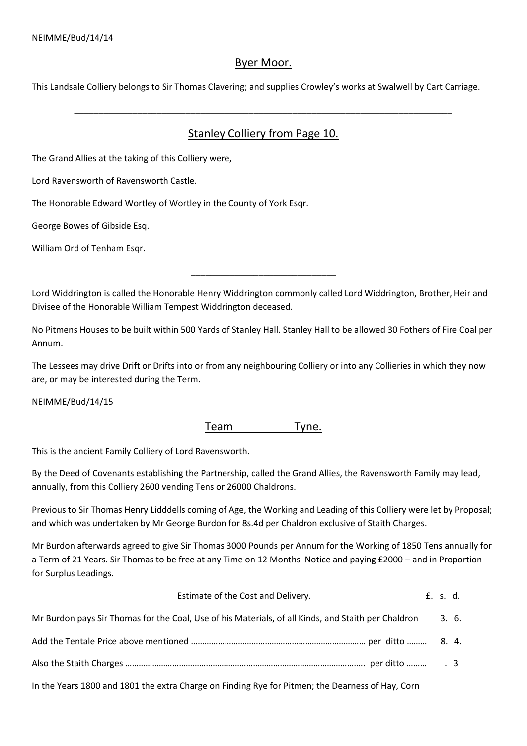NEIMME/Bud/14/14

## Byer Moor.

This Landsale Colliery belongs to Sir Thomas Clavering; and supplies Crowley's works at Swalwell by Cart Carriage.

---

## Stanley Colliery from Page 10.

The Grand Allies at the taking of this Colliery were,

Lord Ravensworth of Ravensworth Castle.

The Honorable Edward Wortley of Wortley in the County of York Esqr.

George Bowes of Gibside Esq.

William Ord of Tenham Esqr.

---

Lord Widdrington is called the Honorable Henry Widdrington commonly called Lord Widdrington, Brother, Heir and Divisee of the Honorable William Tempest Widdrington deceased.

No Pitmens Houses to be built within 500 Yards of Stanley Hall. Stanley Hall to be allowed 30 Fothers of Fire Coal per Annum.

The Lessees may drive Drift or Drifts into or from any neighbouring Colliery or into any Collieries in which they now are, or may be interested during the Term.

NEIMME/Bud/14/15

## Team Tyne.

This is the ancient Family Colliery of Lord Ravensworth.

By the Deed of Covenants establishing the Partnership, called the Grand Allies, the Ravensworth Family may lead, annually, from this Colliery 2600 vending Tens or 26000 Chaldrons.

Previous to Sir Thomas Henry Lidddells coming of Age, the Working and Leading of this Colliery were let by Proposal; and which was undertaken by Mr George Burdon for 8s.4d per Chaldron exclusive of Staith Charges.

Mr Burdon afterwards agreed to give Sir Thomas 3000 Pounds per Annum for the Working of 1850 Tens annually for a Term of 21 Years. Sir Thomas to be free at any Time on 12 Months Notice and paying £2000 – and in Proportion for Surplus Leadings.

| Estimate of the Cost and Delivery. | £. | s. | d. |
|---|---|---|---|
| Mr Burdon pays Sir Thomas for the Coal, Use of his Materials, of all Kinds, and Staith per Chaldron | | 3. | 6. |
| Add the Tentale Price above mentioned ……………………………………………………………… per ditto ……… | | 8. | 4. |
| Also the Staith Charges ……………………………………………………………………………………….. per ditto ……… | | . | 3 |

In the Years 1800 and 1801 the extra Charge on Finding Rye for Pitmen; the Dearness of Hay, Corn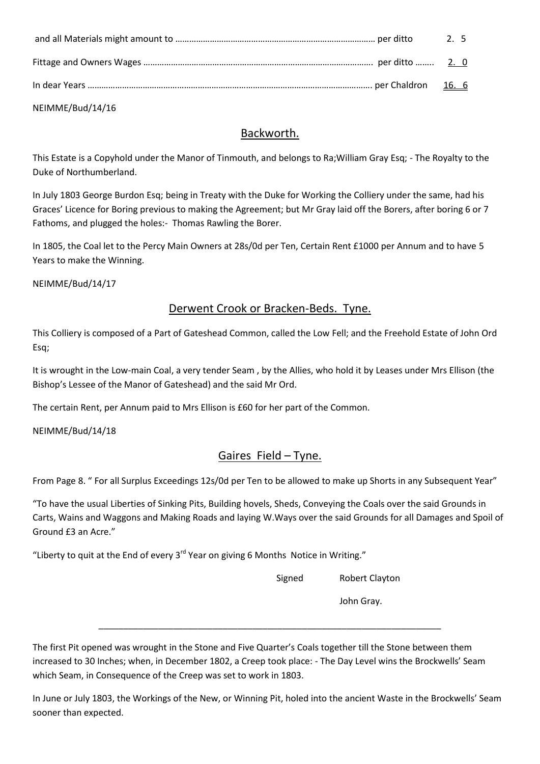| | | |
|---|---|---|
| and all Materials might amount to ………………………………………………………………………… | per ditto | 2. 5 |
| Fittage and Owners Wages ……………………………………………………………………………………… | per ditto …….. | 2. 0 |
| In dear Years ……………………………………………………………………………………………………………. | per Chaldron | 16. 6 |

NEIMME/Bud/14/16

## Backworth.

This Estate is a Copyhold under the Manor of Tinmouth, and belongs to Ra;William Gray Esq; - The Royalty to the Duke of Northumberland.

In July 1803 George Burdon Esq; being in Treaty with the Duke for Working the Colliery under the same, had his Graces' Licence for Boring previous to making the Agreement; but Mr Gray laid off the Borers, after boring 6 or 7 Fathoms, and plugged the holes:- Thomas Rawling the Borer.

In 1805, the Coal let to the Percy Main Owners at 28s/0d per Ten, Certain Rent £1000 per Annum and to have 5 Years to make the Winning.

NEIMME/Bud/14/17

## Derwent Crook or Bracken-Beds. Tyne.

This Colliery is composed of a Part of Gateshead Common, called the Low Fell; and the Freehold Estate of John Ord Esq;

It is wrought in the Low-main Coal, a very tender Seam , by the Allies, who hold it by Leases under Mrs Ellison (the Bishop's Lessee of the Manor of Gateshead) and the said Mr Ord.

The certain Rent, per Annum paid to Mrs Ellison is £60 for her part of the Common.

NEIMME/Bud/14/18

## Gaires Field – Tyne.

From Page 8. " For all Surplus Exceedings 12s/0d per Ten to be allowed to make up Shorts in any Subsequent Year"

"To have the usual Liberties of Sinking Pits, Building hovels, Sheds, Conveying the Coals over the said Grounds in Carts, Wains and Waggons and Making Roads and laying W.Ways over the said Grounds for all Damages and Spoil of Ground £3 an Acre."

"Liberty to quit at the End of every 3rd Year on giving 6 Months Notice in Writing."

Signed Robert Clayton

John Gray.

---

The first Pit opened was wrought in the Stone and Five Quarter's Coals together till the Stone between them increased to 30 Inches; when, in December 1802, a Creep took place: - The Day Level wins the Brockwells' Seam which Seam, in Consequence of the Creep was set to work in 1803.

In June or July 1803, the Workings of the New, or Winning Pit, holed into the ancient Waste in the Brockwells' Seam sooner than expected.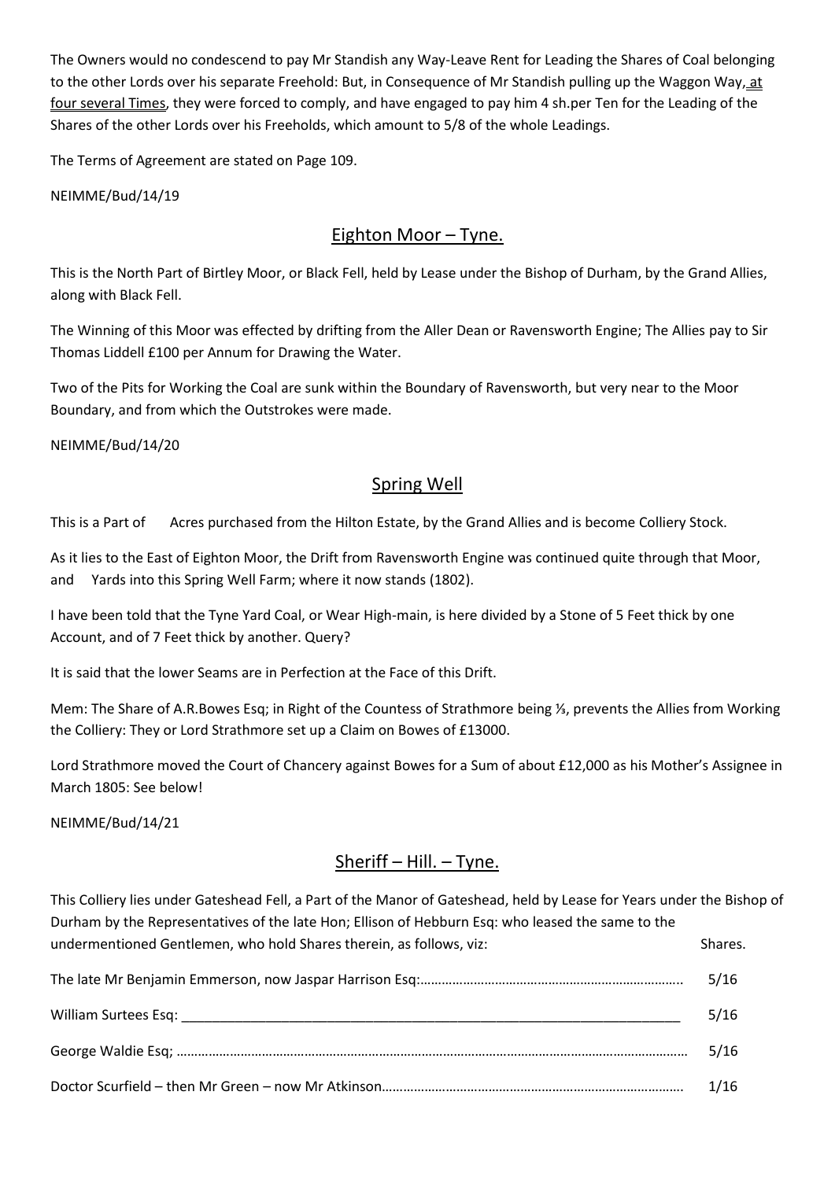The Owners would no condescend to pay Mr Standish any Way-Leave Rent for Leading the Shares of Coal belonging to the other Lords over his separate Freehold: But, in Consequence of Mr Standish pulling up the Waggon Way, <u>at four several Times</u>, they were forced to comply, and have engaged to pay him 4 sh.per Ten for the Leading of the Shares of the other Lords over his Freeholds, which amount to 5/8 of the whole Leadings.

The Terms of Agreement are stated on Page 109.

NEIMME/Bud/14/19

## Eighton Moor – Tyne.

This is the North Part of Birtley Moor, or Black Fell, held by Lease under the Bishop of Durham, by the Grand Allies, along with Black Fell.

The Winning of this Moor was effected by drifting from the Aller Dean or Ravensworth Engine; The Allies pay to Sir Thomas Liddell £100 per Annum for Drawing the Water.

Two of the Pits for Working the Coal are sunk within the Boundary of Ravensworth, but very near to the Moor Boundary, and from which the Outstrokes were made.

NEIMME/Bud/14/20

## Spring Well

This is a Part of Acres purchased from the Hilton Estate, by the Grand Allies and is become Colliery Stock.

As it lies to the East of Eighton Moor, the Drift from Ravensworth Engine was continued quite through that Moor, and Yards into this Spring Well Farm; where it now stands (1802).

I have been told that the Tyne Yard Coal, or Wear High-main, is here divided by a Stone of 5 Feet thick by one Account, and of 7 Feet thick by another. Query?

It is said that the lower Seams are in Perfection at the Face of this Drift.

Mem: The Share of A.R.Bowes Esq; in Right of the Countess of Strathmore being ⅓, prevents the Allies from Working the Colliery: They or Lord Strathmore set up a Claim on Bowes of £13000.

Lord Strathmore moved the Court of Chancery against Bowes for a Sum of about £12,000 as his Mother's Assignee in March 1805: See below!

NEIMME/Bud/14/21

## Sheriff – Hill. – Tyne.

This Colliery lies under Gateshead Fell, a Part of the Manor of Gateshead, held by Lease for Years under the Bishop of Durham by the Representatives of the late Hon; Ellison of Hebburn Esq: who leased the same to the undermentioned Gentlemen, who hold Shares therein, as follows, viz:

| | Shares. |
|---|---|
| The late Mr Benjamin Emmerson, now Jaspar Harrison Esq: | 5/16 |
| William Surtees Esq: | 5/16 |
| George Waldie Esq; | 5/16 |
| Doctor Scurfield – then Mr Green – now Mr Atkinson | 1/16 |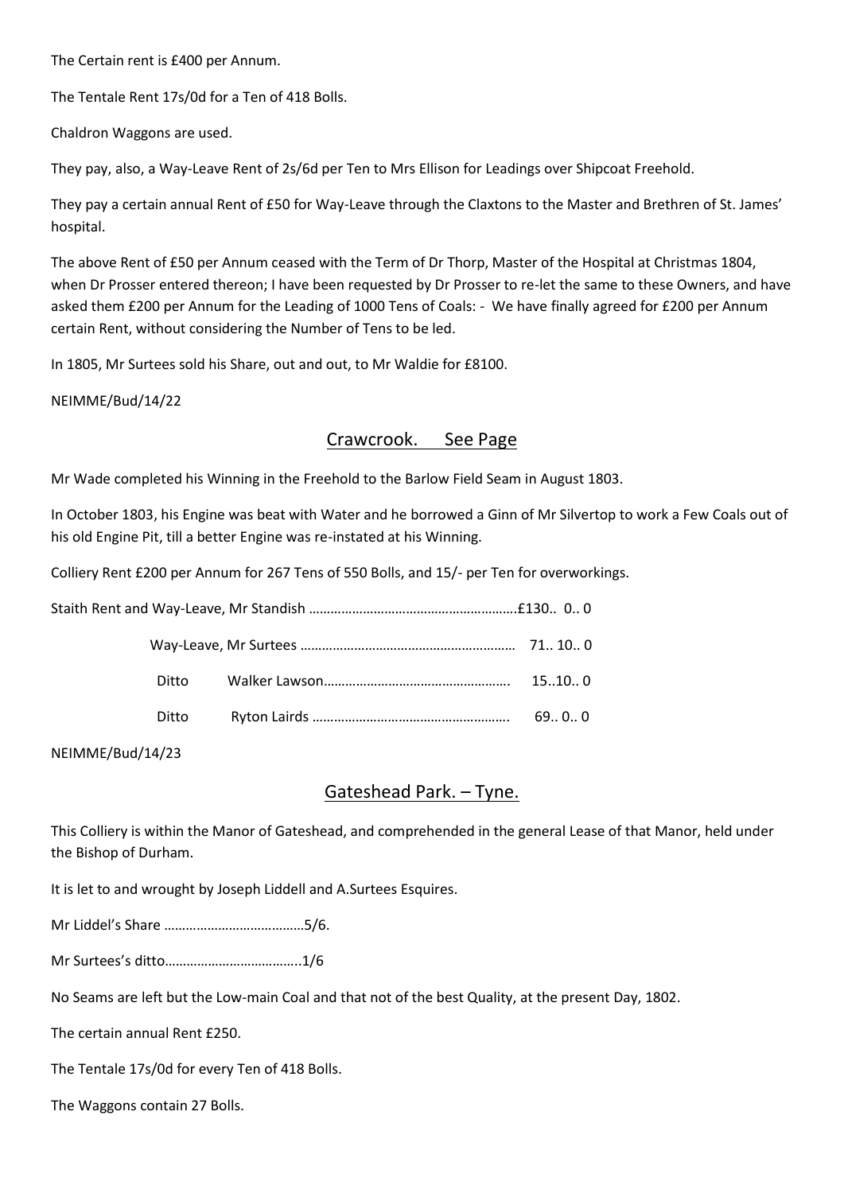The Certain rent is £400 per Annum.

The Tentale Rent 17s/0d for a Ten of 418 Bolls.

Chaldron Waggons are used.

They pay, also, a Way-Leave Rent of 2s/6d per Ten to Mrs Ellison for Leadings over Shipcoat Freehold.

They pay a certain annual Rent of £50 for Way-Leave through the Claxtons to the Master and Brethren of St. James' hospital.

The above Rent of £50 per Annum ceased with the Term of Dr Thorp, Master of the Hospital at Christmas 1804, when Dr Prosser entered thereon; I have been requested by Dr Prosser to re-let the same to these Owners, and have asked them £200 per Annum for the Leading of 1000 Tens of Coals: - We have finally agreed for £200 per Annum certain Rent, without considering the Number of Tens to be led.

In 1805, Mr Surtees sold his Share, out and out, to Mr Waldie for £8100.

NEIMME/Bud/14/22

## Crawcrook. See Page

Mr Wade completed his Winning in the Freehold to the Barlow Field Seam in August 1803.

In October 1803, his Engine was beat with Water and he borrowed a Ginn of Mr Silvertop to work a Few Coals out of his old Engine Pit, till a better Engine was re-instated at his Winning.

Colliery Rent £200 per Annum for 267 Tens of 550 Bolls, and 15/- per Ten for overworkings.

Staith Rent and Way-Leave, Mr Standish ………………………………………………….£130.. 0.. 0

Way-Leave, Mr Surtees …………………………………………………… 71.. 10.. 0

Ditto Walker Lawson……………………………………………. 15..10.. 0

Ditto Ryton Lairds ………………………………………………. 69.. 0.. 0

NEIMME/Bud/14/23

## Gateshead Park. – Tyne.

This Colliery is within the Manor of Gateshead, and comprehended in the general Lease of that Manor, held under the Bishop of Durham.

It is let to and wrought by Joseph Liddell and A.Surtees Esquires.

Mr Liddel's Share …………………………………5/6.

Mr Surtees's ditto………………………………..1/6

No Seams are left but the Low-main Coal and that not of the best Quality, at the present Day, 1802.

The certain annual Rent £250.

The Tentale 17s/0d for every Ten of 418 Bolls.

The Waggons contain 27 Bolls.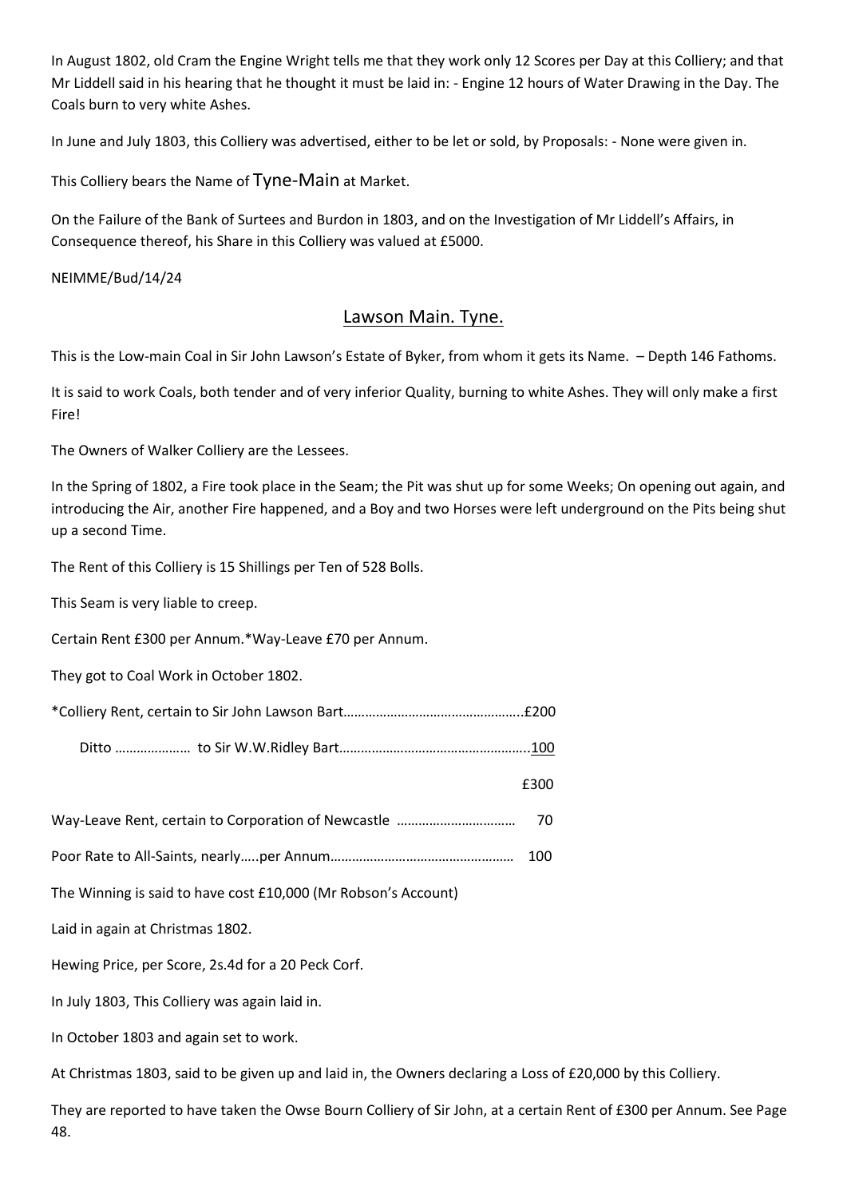In August 1802, old Cram the Engine Wright tells me that they work only 12 Scores per Day at this Colliery; and that Mr Liddell said in his hearing that he thought it must be laid in: - Engine 12 hours of Water Drawing in the Day. The Coals burn to very white Ashes.

In June and July 1803, this Colliery was advertised, either to be let or sold, by Proposals: - None were given in.

This Colliery bears the Name of Tyne-Main at Market.

On the Failure of the Bank of Surtees and Burdon in 1803, and on the Investigation of Mr Liddell's Affairs, in Consequence thereof, his Share in this Colliery was valued at £5000.

NEIMME/Bud/14/24

## Lawson Main. Tyne.

This is the Low-main Coal in Sir John Lawson's Estate of Byker, from whom it gets its Name. – Depth 146 Fathoms.

It is said to work Coals, both tender and of very inferior Quality, burning to white Ashes. They will only make a first Fire!

The Owners of Walker Colliery are the Lessees.

In the Spring of 1802, a Fire took place in the Seam; the Pit was shut up for some Weeks; On opening out again, and introducing the Air, another Fire happened, and a Boy and two Horses were left underground on the Pits being shut up a second Time.

The Rent of this Colliery is 15 Shillings per Ten of 528 Bolls.

This Seam is very liable to creep.

Certain Rent £300 per Annum.*Way-Leave £70 per Annum.

They got to Coal Work in October 1802.

*Colliery Rent, certain to Sir John Lawson Bart…………………………………………..£200

Ditto ………………… to Sir W.W.Ridley Bart……………………………………………..100

£300

Way-Leave Rent, certain to Corporation of Newcastle …………………………… 70

Poor Rate to All-Saints, nearly…..per Annum…………………………………………… 100

The Winning is said to have cost £10,000 (Mr Robson's Account)

Laid in again at Christmas 1802.

Hewing Price, per Score, 2s.4d for a 20 Peck Corf.

In July 1803, This Colliery was again laid in.

In October 1803 and again set to work.

At Christmas 1803, said to be given up and laid in, the Owners declaring a Loss of £20,000 by this Colliery.

They are reported to have taken the Owse Bourn Colliery of Sir John, at a certain Rent of £300 per Annum. See Page 48.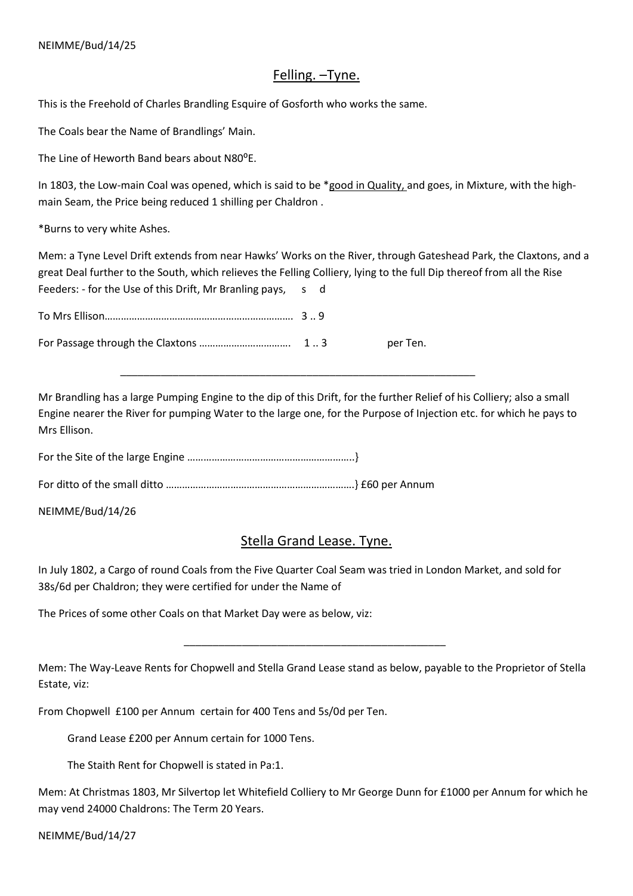NEIMME/Bud/14/25

## Felling. –Tyne.

This is the Freehold of Charles Brandling Esquire of Gosforth who works the same.

The Coals bear the Name of Brandlings' Main.

The Line of Heworth Band bears about N80$^o$E.

In 1803, the Low-main Coal was opened, which is said to be *good in Quality, and goes, in Mixture, with the high-main Seam, the Price being reduced 1 shilling per Chaldron .

*Burns to very white Ashes.

Mem: a Tyne Level Drift extends from near Hawks' Works on the River, through Gateshead Park, the Claxtons, and a great Deal further to the South, which relieves the Felling Colliery, lying to the full Dip thereof from all the Rise Feeders: - for the Use of this Drift, Mr Branling pays, s d

To Mrs Ellison……………………………………………………………. 3 .. 9

For Passage through the Claxtons ……………………………. 1 .. 3 per Ten.

---

Mr Brandling has a large Pumping Engine to the dip of this Drift, for the further Relief of his Colliery; also a small Engine nearer the River for pumping Water to the large one, for the Purpose of Injection etc. for which he pays to Mrs Ellison.

For the Site of the large Engine ……………………………………………………}

For ditto of the small ditto ……………………………………………………………} £60 per Annum

NEIMME/Bud/14/26

## Stella Grand Lease. Tyne.

In July 1802, a Cargo of round Coals from the Five Quarter Coal Seam was tried in London Market, and sold for 38s/6d per Chaldron; they were certified for under the Name of

The Prices of some other Coals on that Market Day were as below, viz:

---

Mem: The Way-Leave Rents for Chopwell and Stella Grand Lease stand as below, payable to the Proprietor of Stella Estate, viz:

From Chopwell £100 per Annum certain for 400 Tens and 5s/0d per Ten.

Grand Lease £200 per Annum certain for 1000 Tens.

The Staith Rent for Chopwell is stated in Pa:1.

Mem: At Christmas 1803, Mr Silvertop let Whitefield Colliery to Mr George Dunn for £1000 per Annum for which he may vend 24000 Chaldrons: The Term 20 Years.

NEIMME/Bud/14/27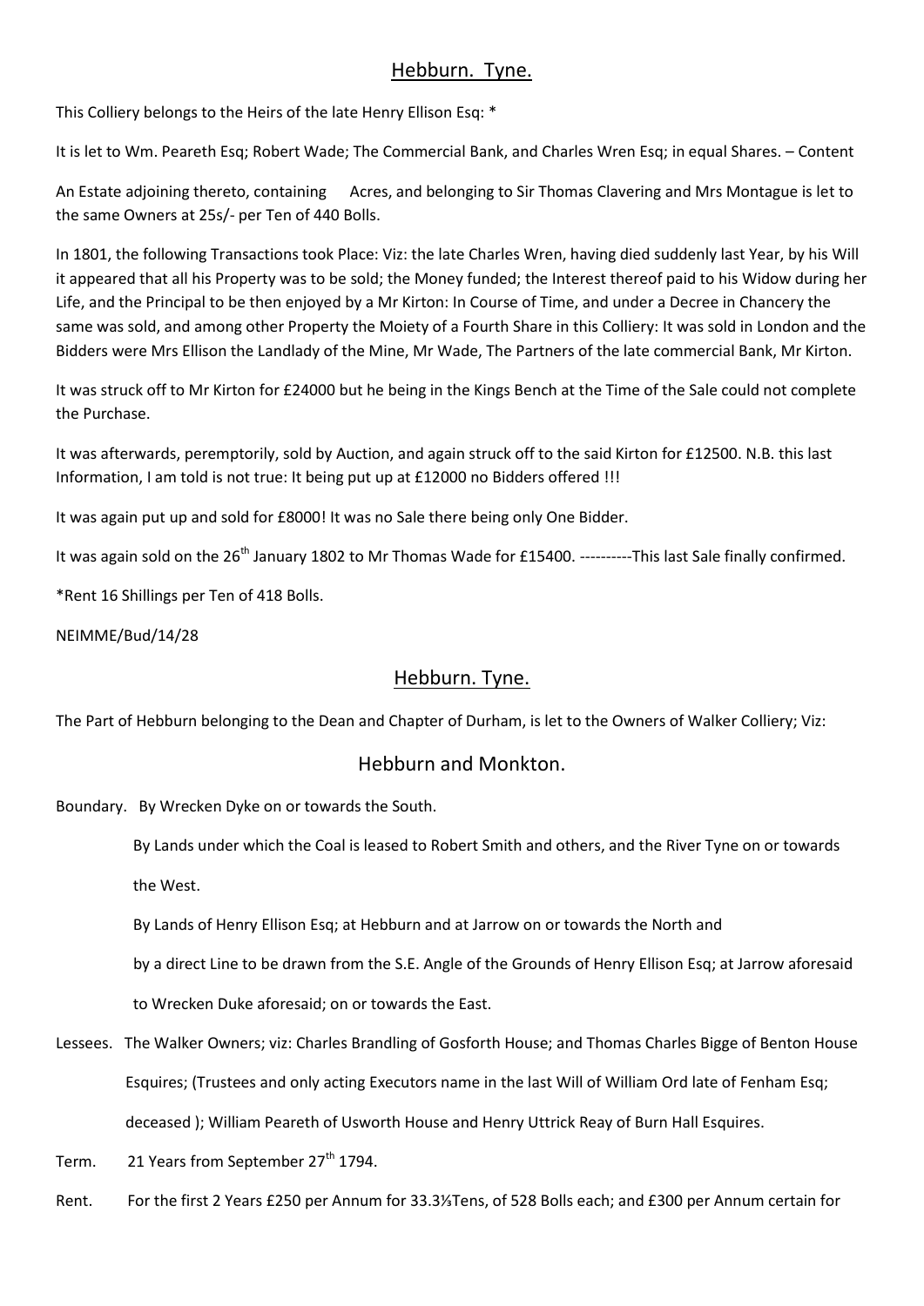## Hebburn. Tyne.

This Colliery belongs to the Heirs of the late Henry Ellison Esq: *

It is let to Wm. Peareth Esq; Robert Wade; The Commercial Bank, and Charles Wren Esq; in equal Shares. – Content

An Estate adjoining thereto, containing      Acres, and belonging to Sir Thomas Clavering and Mrs Montague is let to the same Owners at 25s/- per Ten of 440 Bolls.

In 1801, the following Transactions took Place: Viz: the late Charles Wren, having died suddenly last Year, by his Will it appeared that all his Property was to be sold; the Money funded; the Interest thereof paid to his Widow during her Life, and the Principal to be then enjoyed by a Mr Kirton: In Course of Time, and under a Decree in Chancery the same was sold, and among other Property the Moiety of a Fourth Share in this Colliery: It was sold in London and the Bidders were Mrs Ellison the Landlady of the Mine, Mr Wade, The Partners of the late commercial Bank, Mr Kirton.

It was struck off to Mr Kirton for £24000 but he being in the Kings Bench at the Time of the Sale could not complete the Purchase.

It was afterwards, peremptorily, sold by Auction, and again struck off to the said Kirton for £12500. N.B. this last Information, I am told is not true: It being put up at £12000 no Bidders offered !!!

It was again put up and sold for £8000! It was no Sale there being only One Bidder.

It was again sold on the 26th January 1802 to Mr Thomas Wade for £15400. ----------This last Sale finally confirmed.

*Rent 16 Shillings per Ten of 418 Bolls.

NEIMME/Bud/14/28

## Hebburn. Tyne.

The Part of Hebburn belonging to the Dean and Chapter of Durham, is let to the Owners of Walker Colliery; Viz:

### Hebburn and Monkton.

Boundary. By Wrecken Dyke on or towards the South.

By Lands under which the Coal is leased to Robert Smith and others, and the River Tyne on or towards the West.

By Lands of Henry Ellison Esq; at Hebburn and at Jarrow on or towards the North and

by a direct Line to be drawn from the S.E. Angle of the Grounds of Henry Ellison Esq; at Jarrow aforesaid to Wrecken Duke aforesaid; on or towards the East.

Lessees. The Walker Owners; viz: Charles Brandling of Gosforth House; and Thomas Charles Bigge of Benton House Esquires; (Trustees and only acting Executors name in the last Will of William Ord late of Fenham Esq; deceased ); William Peareth of Usworth House and Henry Uttrick Reay of Burn Hall Esquires.

Term. 21 Years from September 27th 1794.

Rent. For the first 2 Years £250 per Annum for 33.3⅓Tens, of 528 Bolls each; and £300 per Annum certain for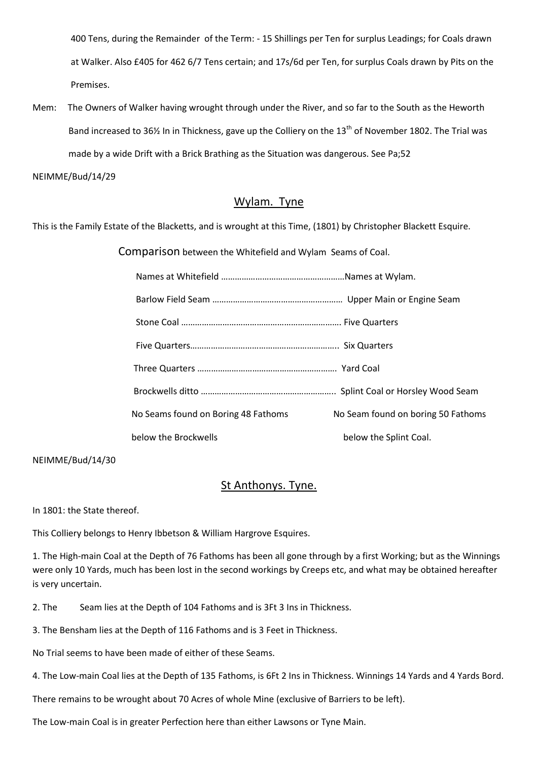400 Tens, during the Remainder of the Term: - 15 Shillings per Ten for surplus Leadings; for Coals drawn at Walker. Also £405 for 462 6/7 Tens certain; and 17s/6d per Ten, for surplus Coals drawn by Pits on the Premises.

Mem: The Owners of Walker having wrought through under the River, and so far to the South as the Heworth Band increased to 36½ In in Thickness, gave up the Colliery on the 13th of November 1802. The Trial was made by a wide Drift with a Brick Brathing as the Situation was dangerous. See Pa;52

NEIMME/Bud/14/29

## Wylam. Tyne

This is the Family Estate of the Blacketts, and is wrought at this Time, (1801) by Christopher Blackett Esquire.

Comparison between the Whitefield and Wylam Seams of Coal.

| Names at Whitefield | Names at Wylam. |
|---|---|
| Barlow Field Seam | Upper Main or Engine Seam |
| Stone Coal | Five Quarters |
| Five Quarters | Six Quarters |
| Three Quarters | Yard Coal |
| Brockwells ditto | Splint Coal or Horsley Wood Seam |
| No Seams found on Boring 48 Fathoms below the Brockwells | No Seam found on boring 50 Fathoms below the Splint Coal. |

NEIMME/Bud/14/30

## St Anthonys. Tyne.

In 1801: the State thereof.

This Colliery belongs to Henry Ibbetson & William Hargrove Esquires.

1. The High-main Coal at the Depth of 76 Fathoms has been all gone through by a first Working; but as the Winnings were only 10 Yards, much has been lost in the second workings by Creeps etc, and what may be obtained hereafter is very uncertain.

2. The Seam lies at the Depth of 104 Fathoms and is 3Ft 3 Ins in Thickness.

3. The Bensham lies at the Depth of 116 Fathoms and is 3 Feet in Thickness.

No Trial seems to have been made of either of these Seams.

4. The Low-main Coal lies at the Depth of 135 Fathoms, is 6Ft 2 Ins in Thickness. Winnings 14 Yards and 4 Yards Bord.

There remains to be wrought about 70 Acres of whole Mine (exclusive of Barriers to be left).

The Low-main Coal is in greater Perfection here than either Lawsons or Tyne Main.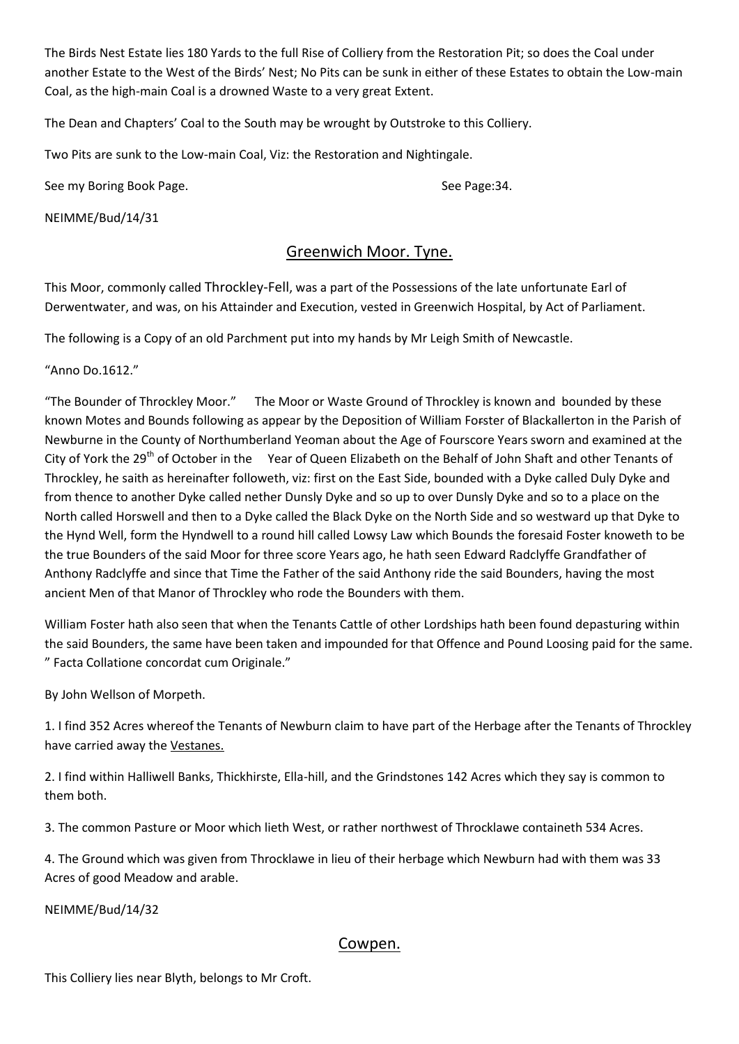The Birds Nest Estate lies 180 Yards to the full Rise of Colliery from the Restoration Pit; so does the Coal under another Estate to the West of the Birds' Nest; No Pits can be sunk in either of these Estates to obtain the Low-main Coal, as the high-main Coal is a drowned Waste to a very great Extent.

The Dean and Chapters' Coal to the South may be wrought by Outstroke to this Colliery.

Two Pits are sunk to the Low-main Coal, Viz: the Restoration and Nightingale.

See my Boring Book Page. See Page:34.

NEIMME/Bud/14/31

## Greenwich Moor. Tyne.

This Moor, commonly called Throckley-Fell, was a part of the Possessions of the late unfortunate Earl of Derwentwater, and was, on his Attainder and Execution, vested in Greenwich Hospital, by Act of Parliament.

The following is a Copy of an old Parchment put into my hands by Mr Leigh Smith of Newcastle.

"Anno Do.1612."

"The Bounder of Throckley Moor." The Moor or Waste Ground of Throckley is known and bounded by these known Motes and Bounds following as appear by the Deposition of William Forster of Blackallerton in the Parish of Newburne in the County of Northumberland Yeoman about the Age of Fourscore Years sworn and examined at the City of York the 29th of October in the Year of Queen Elizabeth on the Behalf of John Shaft and other Tenants of Throckley, he saith as hereinafter followeth, viz: first on the East Side, bounded with a Dyke called Duly Dyke and from thence to another Dyke called nether Dunsly Dyke and so up to over Dunsly Dyke and so to a place on the North called Horswell and then to a Dyke called the Black Dyke on the North Side and so westward up that Dyke to the Hynd Well, form the Hyndwell to a round hill called Lowsy Law which Bounds the foresaid Foster knoweth to be the true Bounders of the said Moor for three score Years ago, he hath seen Edward Radclyffe Grandfather of Anthony Radclyffe and since that Time the Father of the said Anthony ride the said Bounders, having the most ancient Men of that Manor of Throckley who rode the Bounders with them.

William Foster hath also seen that when the Tenants Cattle of other Lordships hath been found depasturing within the said Bounders, the same have been taken and impounded for that Offence and Pound Loosing paid for the same. " Facta Collatione concordat cum Originale."

By John Wellson of Morpeth.

1. I find 352 Acres whereof the Tenants of Newburn claim to have part of the Herbage after the Tenants of Throckley have carried away the Vestanes.

2. I find within Halliwell Banks, Thickhirste, Ella-hill, and the Grindstones 142 Acres which they say is common to them both.

3. The common Pasture or Moor which lieth West, or rather northwest of Throcklawe containeth 534 Acres.

4. The Ground which was given from Throcklawe in lieu of their herbage which Newburn had with them was 33 Acres of good Meadow and arable.

NEIMME/Bud/14/32

## Cowpen.

This Colliery lies near Blyth, belongs to Mr Croft.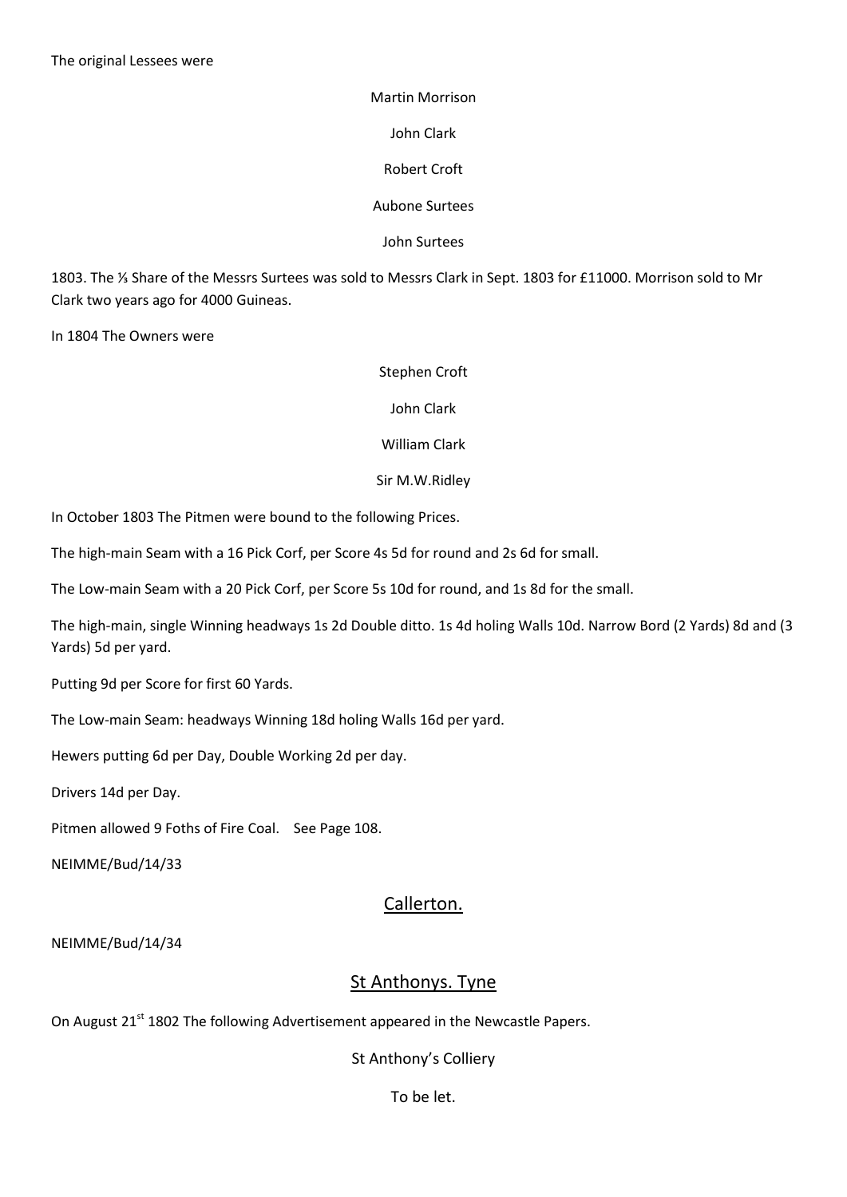The original Lessees were

Martin Morrison

John Clark

Robert Croft

Aubone Surtees

John Surtees

1803. The ⅓ Share of the Messrs Surtees was sold to Messrs Clark in Sept. 1803 for £11000. Morrison sold to Mr Clark two years ago for 4000 Guineas.

In 1804 The Owners were

Stephen Croft

John Clark

William Clark

Sir M.W.Ridley

In October 1803 The Pitmen were bound to the following Prices.

The high-main Seam with a 16 Pick Corf, per Score 4s 5d for round and 2s 6d for small.

The Low-main Seam with a 20 Pick Corf, per Score 5s 10d for round, and 1s 8d for the small.

The high-main, single Winning headways 1s 2d Double ditto. 1s 4d holing Walls 10d. Narrow Bord (2 Yards) 8d and (3 Yards) 5d per yard.

Putting 9d per Score for first 60 Yards.

The Low-main Seam: headways Winning 18d holing Walls 16d per yard.

Hewers putting 6d per Day, Double Working 2d per day.

Drivers 14d per Day.

Pitmen allowed 9 Foths of Fire Coal. See Page 108.

NEIMME/Bud/14/33

## Callerton.

NEIMME/Bud/14/34

## St Anthonys. Tyne

On August 21st 1802 The following Advertisement appeared in the Newcastle Papers.

St Anthony's Colliery

To be let.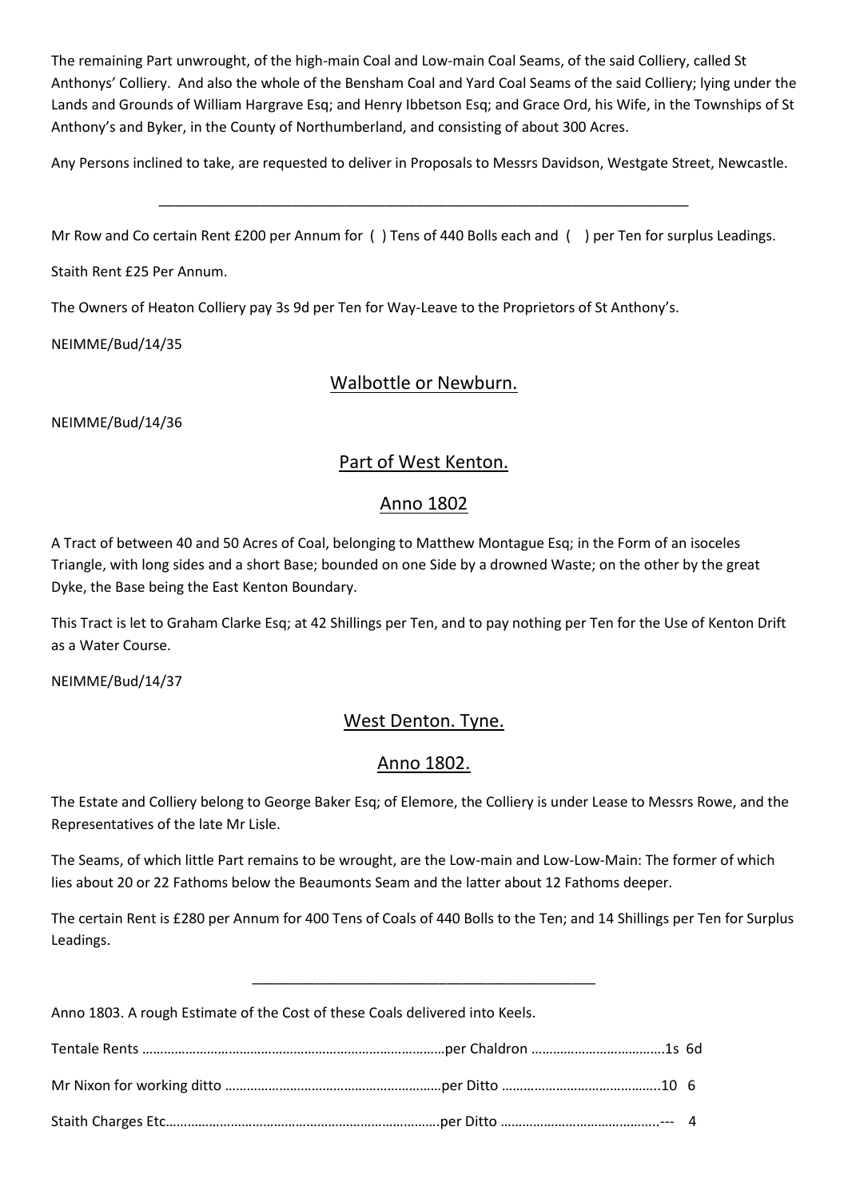The remaining Part unwrought, of the high-main Coal and Low-main Coal Seams, of the said Colliery, called St Anthonys' Colliery. And also the whole of the Bensham Coal and Yard Coal Seams of the said Colliery; lying under the Lands and Grounds of William Hargrave Esq; and Henry Ibbetson Esq; and Grace Ord, his Wife, in the Townships of St Anthony's and Byker, in the County of Northumberland, and consisting of about 300 Acres.

Any Persons inclined to take, are requested to deliver in Proposals to Messrs Davidson, Westgate Street, Newcastle.

---

Mr Row and Co certain Rent £200 per Annum for ( ) Tens of 440 Bolls each and ( ) per Ten for surplus Leadings.

Staith Rent £25 Per Annum.

The Owners of Heaton Colliery pay 3s 9d per Ten for Way-Leave to the Proprietors of St Anthony's.

NEIMME/Bud/14/35

## Walbottle or Newburn.

NEIMME/Bud/14/36

## Part of West Kenton.

## Anno 1802

A Tract of between 40 and 50 Acres of Coal, belonging to Matthew Montague Esq; in the Form of an isoceles Triangle, with long sides and a short Base; bounded on one Side by a drowned Waste; on the other by the great Dyke, the Base being the East Kenton Boundary.

This Tract is let to Graham Clarke Esq; at 42 Shillings per Ten, and to pay nothing per Ten for the Use of Kenton Drift as a Water Course.

NEIMME/Bud/14/37

## West Denton. Tyne.

## Anno 1802.

The Estate and Colliery belong to George Baker Esq; of Elemore, the Colliery is under Lease to Messrs Rowe, and the Representatives of the late Mr Lisle.

The Seams, of which little Part remains to be wrought, are the Low-main and Low-Low-Main: The former of which lies about 20 or 22 Fathoms below the Beaumonts Seam and the latter about 12 Fathoms deeper.

The certain Rent is £280 per Annum for 400 Tens of Coals of 440 Bolls to the Ten; and 14 Shillings per Ten for Surplus Leadings.

---

Anno 1803. A rough Estimate of the Cost of these Coals delivered into Keels.

Tentale Rents ……………………………………………………………………per Chaldron ………………………………1s 6d

Mr Nixon for working ditto ……………………………………………………per Ditto ……………………………………..10 6

Staith Charges Etc……………………………………………………………….per Ditto ……………………………………..--- 4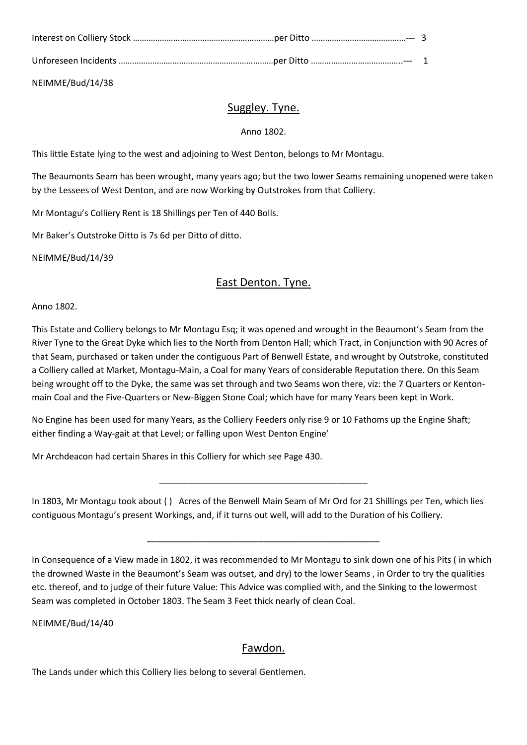Interest on Colliery Stock ………………………………………………………per Ditto ……………………………………--- 3

Unforeseen Incidents ……………………………………………………………per Ditto …………………………………..--- 1

NEIMME/Bud/14/38

## Suggley. Tyne.

Anno 1802.

This little Estate lying to the west and adjoining to West Denton, belongs to Mr Montagu.

The Beaumonts Seam has been wrought, many years ago; but the two lower Seams remaining unopened were taken by the Lessees of West Denton, and are now Working by Outstrokes from that Colliery.

Mr Montagu's Colliery Rent is 18 Shillings per Ten of 440 Bolls.

Mr Baker's Outstroke Ditto is 7s 6d per Ditto of ditto.

NEIMME/Bud/14/39

## East Denton. Tyne.

Anno 1802.

This Estate and Colliery belongs to Mr Montagu Esq; it was opened and wrought in the Beaumont's Seam from the River Tyne to the Great Dyke which lies to the North from Denton Hall; which Tract, in Conjunction with 90 Acres of that Seam, purchased or taken under the contiguous Part of Benwell Estate, and wrought by Outstroke, constituted a Colliery called at Market, Montagu-Main, a Coal for many Years of considerable Reputation there. On this Seam being wrought off to the Dyke, the same was set through and two Seams won there, viz: the 7 Quarters or Kenton-main Coal and the Five-Quarters or New-Biggen Stone Coal; which have for many Years been kept in Work.

No Engine has been used for many Years, as the Colliery Feeders only rise 9 or 10 Fathoms up the Engine Shaft; either finding a Way-gait at that Level; or falling upon West Denton Engine'

Mr Archdeacon had certain Shares in this Colliery for which see Page 430.

---

In 1803, Mr Montagu took about ( ) Acres of the Benwell Main Seam of Mr Ord for 21 Shillings per Ten, which lies contiguous Montagu's present Workings, and, if it turns out well, will add to the Duration of his Colliery.

---

In Consequence of a View made in 1802, it was recommended to Mr Montagu to sink down one of his Pits ( in which the drowned Waste in the Beaumont's Seam was outset, and dry) to the lower Seams , in Order to try the qualities etc. thereof, and to judge of their future Value: This Advice was complied with, and the Sinking to the lowermost Seam was completed in October 1803. The Seam 3 Feet thick nearly of clean Coal.

NEIMME/Bud/14/40

## Fawdon.

The Lands under which this Colliery lies belong to several Gentlemen.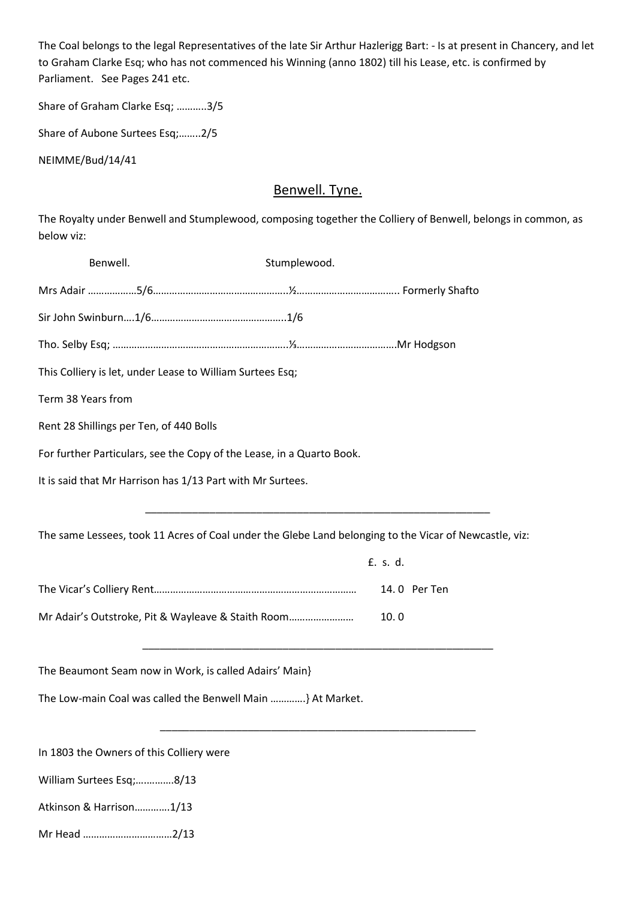The Coal belongs to the legal Representatives of the late Sir Arthur Hazlerigg Bart: - Is at present in Chancery, and let to Graham Clarke Esq; who has not commenced his Winning (anno 1802) till his Lease, etc. is confirmed by Parliament. See Pages 241 etc.

Share of Graham Clarke Esq; ………..3/5

Share of Aubone Surtees Esq;……..2/5

NEIMME/Bud/14/41

## Benwell. Tyne.

The Royalty under Benwell and Stumplewood, composing together the Colliery of Benwell, belongs in common, as below viz:

| | Benwell. | Stumplewood. | |
|---|---|---|---|
| Mrs Adair | 5/6 | ½ | Formerly Shafto |
| Sir John Swinburn | 1/6 | 1/6 | |
| Tho. Selby Esq; | | ⅓ | Mr Hodgson |

This Colliery is let, under Lease to William Surtees Esq;

Term 38 Years from

Rent 28 Shillings per Ten, of 440 Bolls

For further Particulars, see the Copy of the Lease, in a Quarto Book.

It is said that Mr Harrison has 1/13 Part with Mr Surtees.

---

The same Lessees, took 11 Acres of Coal under the Glebe Land belonging to the Vicar of Newcastle, viz:

| | £. s. d. |
|---|---|
| The Vicar's Colliery Rent…………………………………………………………… | 14. 0 Per Ten |
| Mr Adair's Outstroke, Pit & Wayleave & Staith Room…………………… | 10. 0 |

---

The Beaumont Seam now in Work, is called Adairs' Main}

The Low-main Coal was called the Benwell Main ………….} At Market.

---

In 1803 the Owners of this Colliery were

William Surtees Esq;…………..8/13

Atkinson & Harrison………….1/13

Mr Head ……………………………2/13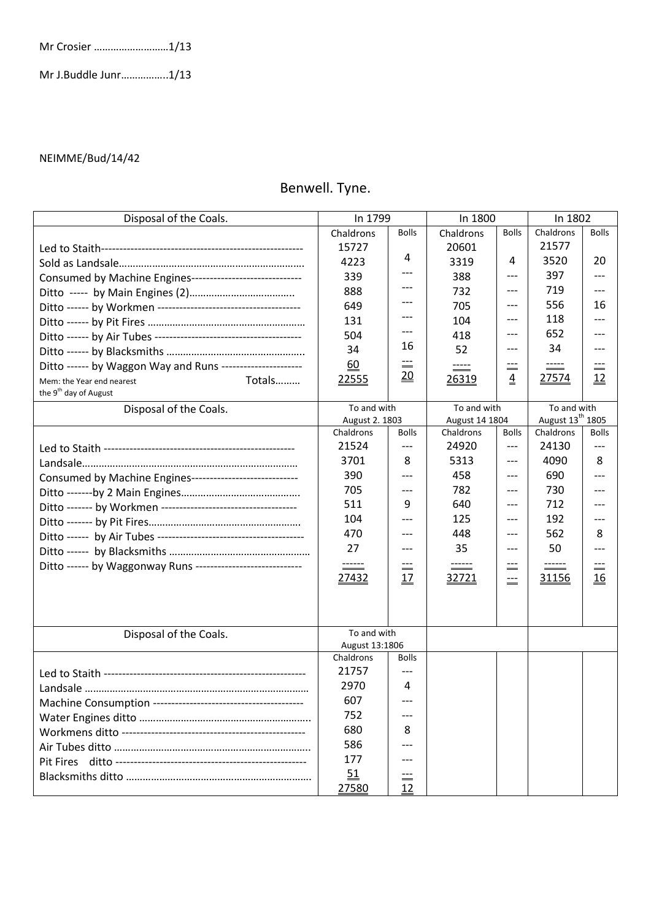Mr Crosier ………………………1/13

Mr J.Buddle Junr……………..1/13

NEIMME/Bud/14/42

# Benwell. Tyne.

| Disposal of the Coals. | In 1799 | | In 1800 | | In 1802 | |
|---|---|---|---|---|---|---|
| | Chaldrons | Bolls | Chaldrons | Bolls | Chaldrons | Bolls |
| Led to Staith------------------------------------------------------ | 15727 | | 20601 | | 21577 | |
| Sold as Landsale……………………………………………………… | 4223 | 4 | 3319 | 4 | 3520 | 20 |
| Consumed by Machine Engines------------------------------ | 339 | --- | 388 | --- | 397 | --- |
| Ditto ----- by Main Engines (2)……………………………….. | 888 | --- | 732 | --- | 719 | --- |
| Ditto ------ by Workmen -------------------------------------- | 649 | --- | 705 | --- | 556 | 16 |
| Ditto ------ by Pit Fires ……………………………………………… | 131 | --- | 104 | --- | 118 | --- |
| Ditto ------ by Air Tubes --------------------------------------- | 504 | --- | 418 | --- | 652 | --- |
| Ditto ------ by Blacksmiths ……………………………………….. | 34 | 16 | 52 | --- | 34 | --- |
| Ditto ------ by Waggon Way and Runs ---------------------- | 60 | --- | ----- | --- | ----- | --- |
| Mem: the Year end nearest the 9th day of August Totals……… | 22555 | 20 | 26319 | 4 | 27574 | 12 |
| **Disposal of the Coals.** | To and with August 2. 1803 | | To and with August 14 1804 | | To and with August 13th 1805 | |
| | Chaldrons | Bolls | Chaldrons | Bolls | Chaldrons | Bolls |
| Led to Staith --------------------------------------------------- | 21524 | --- | 24920 | --- | 24130 | --- |
| Landsale…………………………………………………………………… | 3701 | 8 | 5313 | --- | 4090 | 8 |
| Consumed by Machine Engines----------------------------- | 390 | --- | 458 | --- | 690 | --- |
| Ditto -------by 2 Main Engines…………………………………….. | 705 | --- | 782 | --- | 730 | --- |
| Ditto ------- by Workmen ------------------------------------ | 511 | 9 | 640 | --- | 712 | --- |
| Ditto ------- by Pit Fires………………………………………………. | 104 | --- | 125 | --- | 192 | --- |
| Ditto ------ by Air Tubes ---------------------------------------- | 470 | --- | 448 | --- | 562 | 8 |
| Ditto ------ by Blacksmiths …………………………………………… | 27 | --- | 35 | --- | 50 | --- |
| Ditto ------ by Waggonway Runs ----------------------------- | ------ | --- | ------ | --- | ------ | --- |
| | 27432 | 17 | 32721 | --- | 31156 | 16 |
| **Disposal of the Coals.** | To and with August 13:1806 | | | | | |
| | Chaldrons | Bolls | | | | |
| Led to Staith ---------------------------------------------------- | 21757 | --- | | | | |
| Landsale ……………………………………………………………………… | 2970 | 4 | | | | |
| Machine Consumption ---------------------------------------- | 607 | --- | | | | |
| Water Engines ditto ……………………………………………………. | 752 | --- | | | | |
| Workmens ditto ------------------------------------------------ | 680 | 8 | | | | |
| Air Tubes ditto ……………………………………………………………. | 586 | --- | | | | |
| Pit Fires ditto --------------------------------------------------- | 177 | --- | | | | |
| Blacksmiths ditto …………………………………………………………. | 51 | --- | | | | |
| | 27580 | 12 | | | | |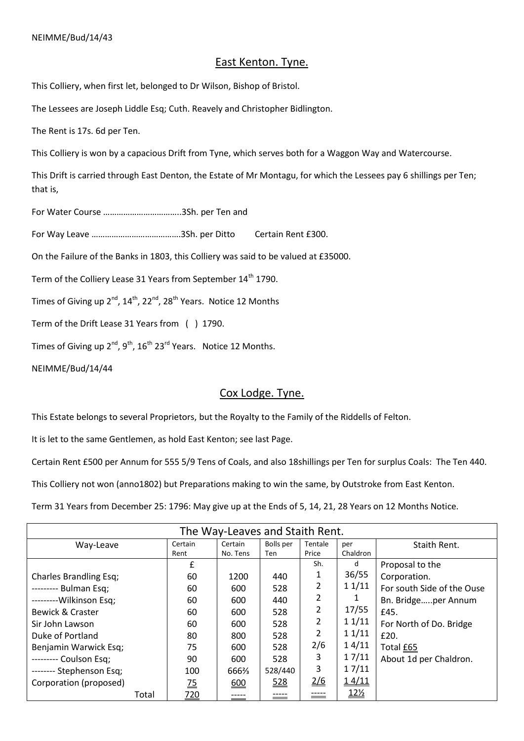NEIMME/Bud/14/43

## East Kenton. Tyne.

This Colliery, when first let, belonged to Dr Wilson, Bishop of Bristol.

The Lessees are Joseph Liddle Esq; Cuth. Reavely and Christopher Bidlington.

The Rent is 17s. 6d per Ten.

This Colliery is won by a capacious Drift from Tyne, which serves both for a Waggon Way and Watercourse.

This Drift is carried through East Denton, the Estate of Mr Montagu, for which the Lessees pay 6 shillings per Ten; that is,

For Water Course ……………………………..3Sh. per Ten and

For Way Leave …………………………………3Sh. per Ditto      Certain Rent £300.

On the Failure of the Banks in 1803, this Colliery was said to be valued at £35000.

Term of the Colliery Lease 31 Years from September 14th 1790.

Times of Giving up 2nd, 14th, 22nd, 28th Years. Notice 12 Months

Term of the Drift Lease 31 Years from ( ) 1790.

Times of Giving up 2nd, 9th, 16th 23rd Years. Notice 12 Months.

NEIMME/Bud/14/44

## Cox Lodge. Tyne.

This Estate belongs to several Proprietors, but the Royalty to the Family of the Riddells of Felton.

It is let to the same Gentlemen, as hold East Kenton; see last Page.

Certain Rent £500 per Annum for 555 5/9 Tens of Coals, and also 18shillings per Ten for surplus Coals: The Ten 440.

This Colliery not won (anno1802) but Preparations making to win the same, by Outstroke from East Kenton.

Term 31 Years from December 25: 1796: May give up at the Ends of 5, 14, 21, 28 Years on 12 Months Notice.

| The Way-Leaves and Staith Rent. | | | | | | |
|---|---|---|---|---|---|---|
| Way-Leave | Certain Rent | Certain No. Tens | Bolls per Ten | Tentale Price | per Chaldron | Staith Rent. |
| | £ | | | Sh. | d | Proposal to the Corporation. |
| Charles Brandling Esq; | 60 | 1200 | 440 | 1 | 36/55 | For south Side of the Ouse |
| --------- Bulman Esq; | 60 | 600 | 528 | 2 | 1 1/11 | Bn. Bridge…..per Annum |
| ---------Wilkinson Esq; | 60 | 600 | 440 | 2 | 1 | £45. |
| Bewick & Craster | 60 | 600 | 528 | 2 | 17/55 | For North of Do. Bridge |
| Sir John Lawson | 60 | 600 | 528 | 2 | 1 1/11 | £20. |
| Duke of Portland | 80 | 800 | 528 | 2 | 1 1/11 | Total £65 |
| Benjamin Warwick Esq; | 75 | 600 | 528 | 2/6 | 1 4/11 | About 1d per Chaldron. |
| --------- Coulson Esq; | 90 | 600 | 528 | 3 | 1 7/11 | |
| -------- Stephenson Esq; | 100 | 666⅔ | 528/440 | 3 | 1 7/11 | |
| Corporation (proposed) | 75 | 600 | 528 | 2/6 | 1 4/11 | |
| Total | 720 | ----- | ----- | ----- | 12½ | |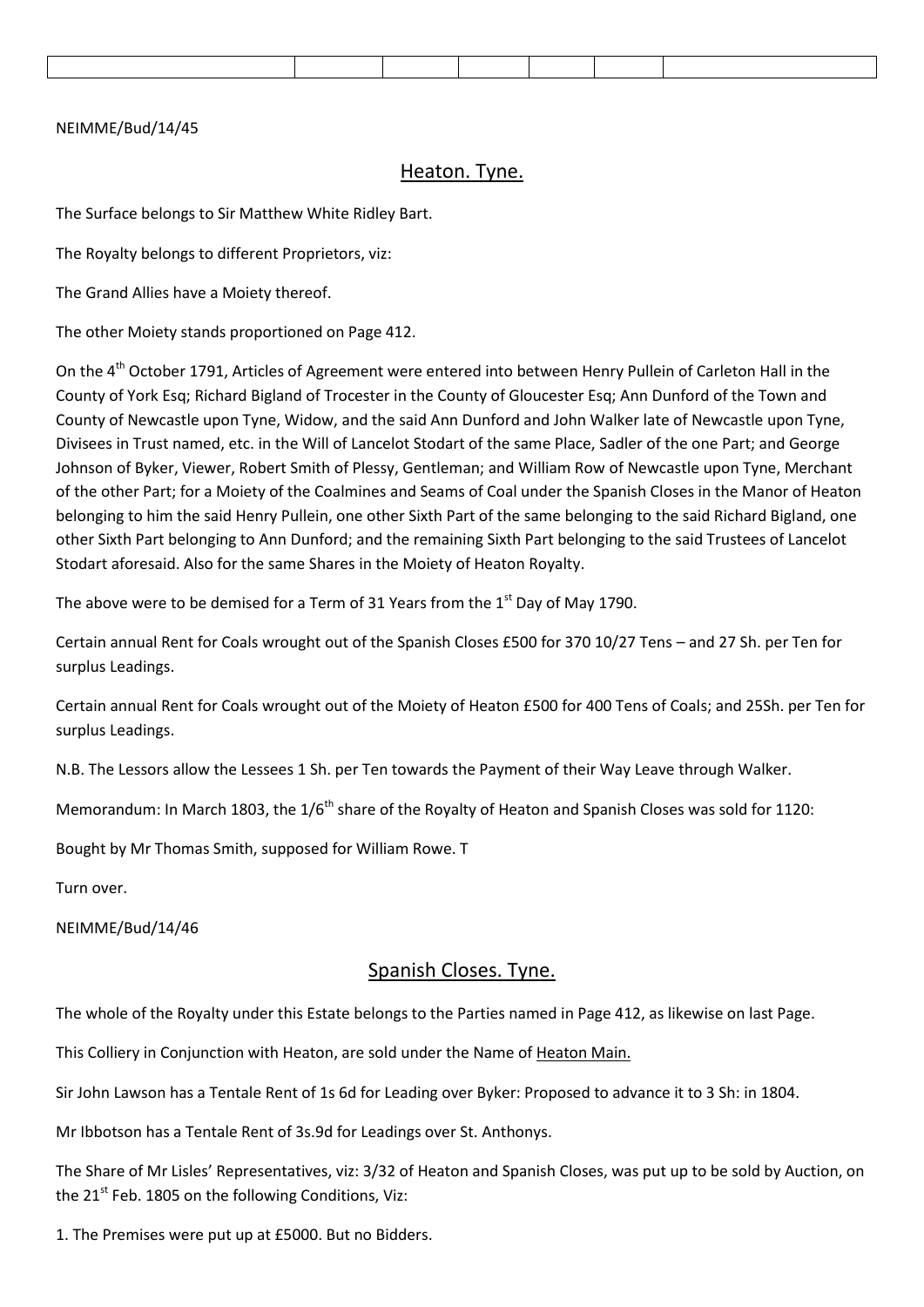| | | | | | | |
|---|---|---|---|---|---|---|
| | | | | | | |

NEIMME/Bud/14/45

## Heaton. Tyne.

The Surface belongs to Sir Matthew White Ridley Bart.

The Royalty belongs to different Proprietors, viz:

The Grand Allies have a Moiety thereof.

The other Moiety stands proportioned on Page 412.

On the 4th October 1791, Articles of Agreement were entered into between Henry Pullein of Carleton Hall in the County of York Esq; Richard Bigland of Trocester in the County of Gloucester Esq; Ann Dunford of the Town and County of Newcastle upon Tyne, Widow, and the said Ann Dunford and John Walker late of Newcastle upon Tyne, Divisees in Trust named, etc. in the Will of Lancelot Stodart of the same Place, Sadler of the one Part; and George Johnson of Byker, Viewer, Robert Smith of Plessy, Gentleman; and William Row of Newcastle upon Tyne, Merchant of the other Part; for a Moiety of the Coalmines and Seams of Coal under the Spanish Closes in the Manor of Heaton belonging to him the said Henry Pullein, one other Sixth Part of the same belonging to the said Richard Bigland, one other Sixth Part belonging to Ann Dunford; and the remaining Sixth Part belonging to the said Trustees of Lancelot Stodart aforesaid. Also for the same Shares in the Moiety of Heaton Royalty.

The above were to be demised for a Term of 31 Years from the 1st Day of May 1790.

Certain annual Rent for Coals wrought out of the Spanish Closes £500 for 370 10/27 Tens – and 27 Sh. per Ten for surplus Leadings.

Certain annual Rent for Coals wrought out of the Moiety of Heaton £500 for 400 Tens of Coals; and 25Sh. per Ten for surplus Leadings.

N.B. The Lessors allow the Lessees 1 Sh. per Ten towards the Payment of their Way Leave through Walker.

Memorandum: In March 1803, the 1/6th share of the Royalty of Heaton and Spanish Closes was sold for 1120:

Bought by Mr Thomas Smith, supposed for William Rowe. T

Turn over.

NEIMME/Bud/14/46

## Spanish Closes. Tyne.

The whole of the Royalty under this Estate belongs to the Parties named in Page 412, as likewise on last Page.

This Colliery in Conjunction with Heaton, are sold under the Name of Heaton Main.

Sir John Lawson has a Tentale Rent of 1s 6d for Leading over Byker: Proposed to advance it to 3 Sh: in 1804.

Mr Ibbotson has a Tentale Rent of 3s.9d for Leadings over St. Anthonys.

The Share of Mr Lisles' Representatives, viz: 3/32 of Heaton and Spanish Closes, was put up to be sold by Auction, on the 21st Feb. 1805 on the following Conditions, Viz:

1. The Premises were put up at £5000. But no Bidders.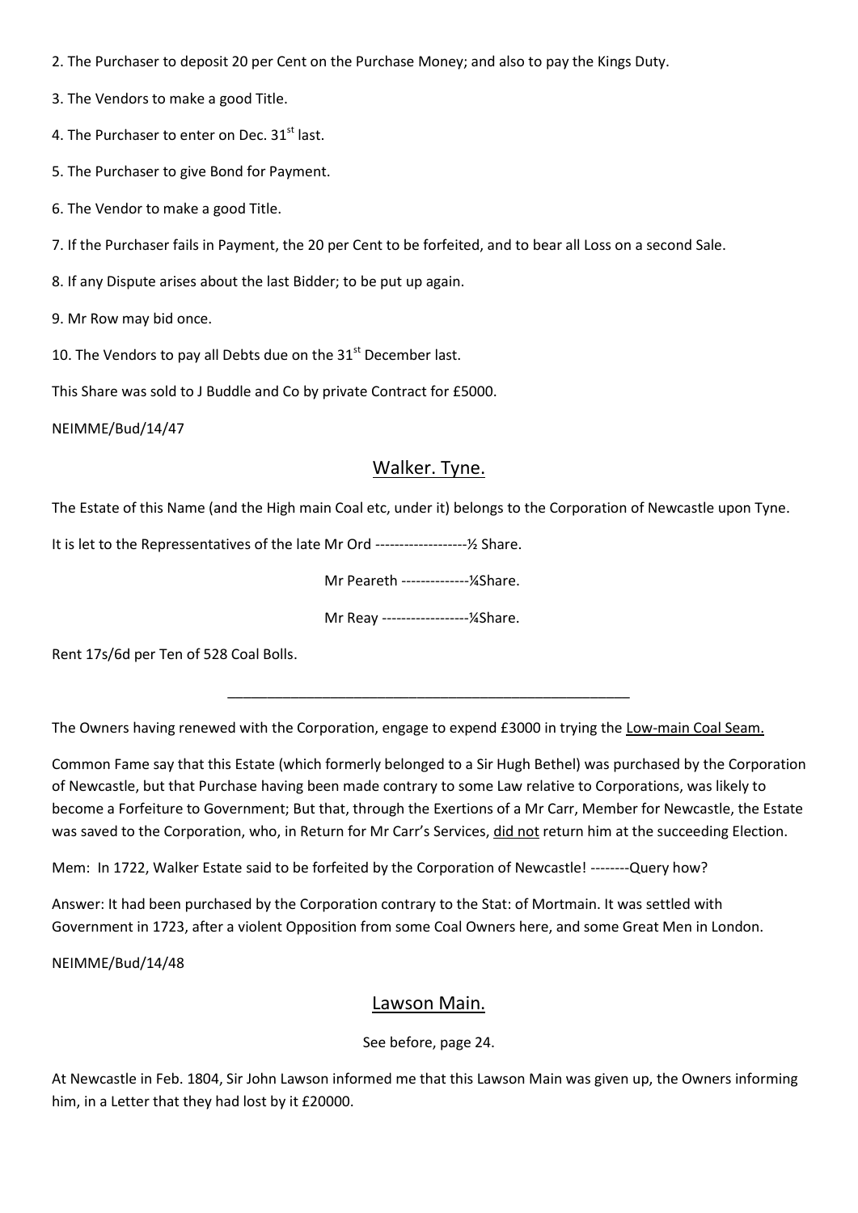2. The Purchaser to deposit 20 per Cent on the Purchase Money; and also to pay the Kings Duty.

3. The Vendors to make a good Title.

4. The Purchaser to enter on Dec. 31st last.

5. The Purchaser to give Bond for Payment.

6. The Vendor to make a good Title.

7. If the Purchaser fails in Payment, the 20 per Cent to be forfeited, and to bear all Loss on a second Sale.

8. If any Dispute arises about the last Bidder; to be put up again.

9. Mr Row may bid once.

10. The Vendors to pay all Debts due on the 31st December last.

This Share was sold to J Buddle and Co by private Contract for £5000.

NEIMME/Bud/14/47

## Walker. Tyne.

The Estate of this Name (and the High main Coal etc, under it) belongs to the Corporation of Newcastle upon Tyne.

It is let to the Repressentatives of the late Mr Ord -------------------½ Share.

Mr Peareth --------------¼Share.

Mr Reay ------------------¼Share.

Rent 17s/6d per Ten of 528 Coal Bolls.

---

The Owners having renewed with the Corporation, engage to expend £3000 in trying the Low-main Coal Seam.

Common Fame say that this Estate (which formerly belonged to a Sir Hugh Bethel) was purchased by the Corporation of Newcastle, but that Purchase having been made contrary to some Law relative to Corporations, was likely to become a Forfeiture to Government; But that, through the Exertions of a Mr Carr, Member for Newcastle, the Estate was saved to the Corporation, who, in Return for Mr Carr's Services, did not return him at the succeeding Election.

Mem: In 1722, Walker Estate said to be forfeited by the Corporation of Newcastle! --------Query how?

Answer: It had been purchased by the Corporation contrary to the Stat: of Mortmain. It was settled with Government in 1723, after a violent Opposition from some Coal Owners here, and some Great Men in London.

NEIMME/Bud/14/48

## Lawson Main.

See before, page 24.

At Newcastle in Feb. 1804, Sir John Lawson informed me that this Lawson Main was given up, the Owners informing him, in a Letter that they had lost by it £20000.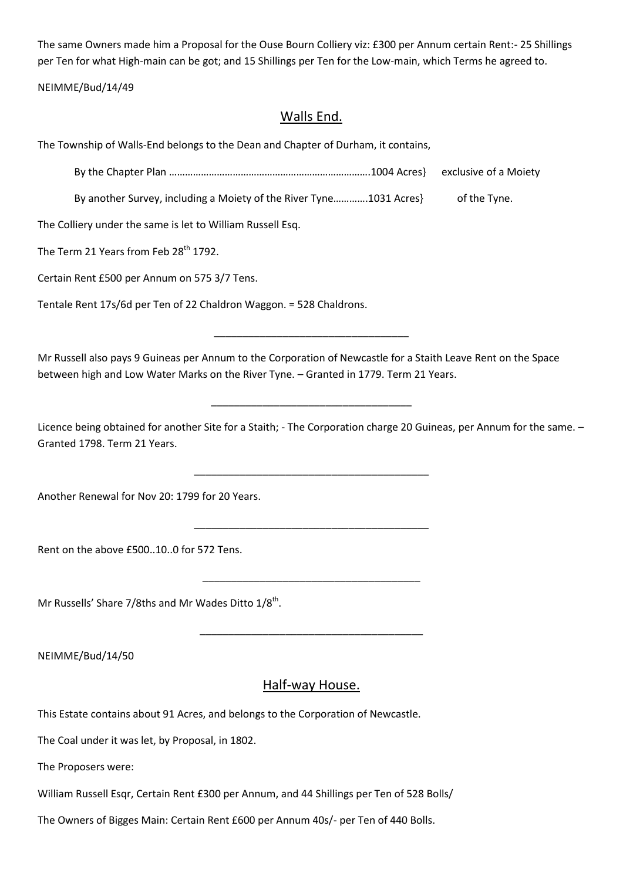The same Owners made him a Proposal for the Ouse Bourn Colliery viz: £300 per Annum certain Rent:- 25 Shillings per Ten for what High-main can be got; and 15 Shillings per Ten for the Low-main, which Terms he agreed to.

NEIMME/Bud/14/49

## Walls End.

The Township of Walls-End belongs to the Dean and Chapter of Durham, it contains,

By the Chapter Plan …………………………………………………………………….1004 Acres} exclusive of a Moiety

By another Survey, including a Moiety of the River Tyne…………1031 Acres} of the Tyne.

The Colliery under the same is let to William Russell Esq.

The Term 21 Years from Feb 28th 1792.

Certain Rent £500 per Annum on 575 3/7 Tens.

Tentale Rent 17s/6d per Ten of 22 Chaldron Waggon. = 528 Chaldrons.

---

Mr Russell also pays 9 Guineas per Annum to the Corporation of Newcastle for a Staith Leave Rent on the Space between high and Low Water Marks on the River Tyne. – Granted in 1779. Term 21 Years.

---

Licence being obtained for another Site for a Staith; - The Corporation charge 20 Guineas, per Annum for the same. – Granted 1798. Term 21 Years.

---

Another Renewal for Nov 20: 1799 for 20 Years.

---

Rent on the above £500..10..0 for 572 Tens.

---

Mr Russells' Share 7/8ths and Mr Wades Ditto 1/8th.

---

NEIMME/Bud/14/50

## Half-way House.

This Estate contains about 91 Acres, and belongs to the Corporation of Newcastle.

The Coal under it was let, by Proposal, in 1802.

The Proposers were:

William Russell Esqr, Certain Rent £300 per Annum, and 44 Shillings per Ten of 528 Bolls/

The Owners of Bigges Main: Certain Rent £600 per Annum 40s/- per Ten of 440 Bolls.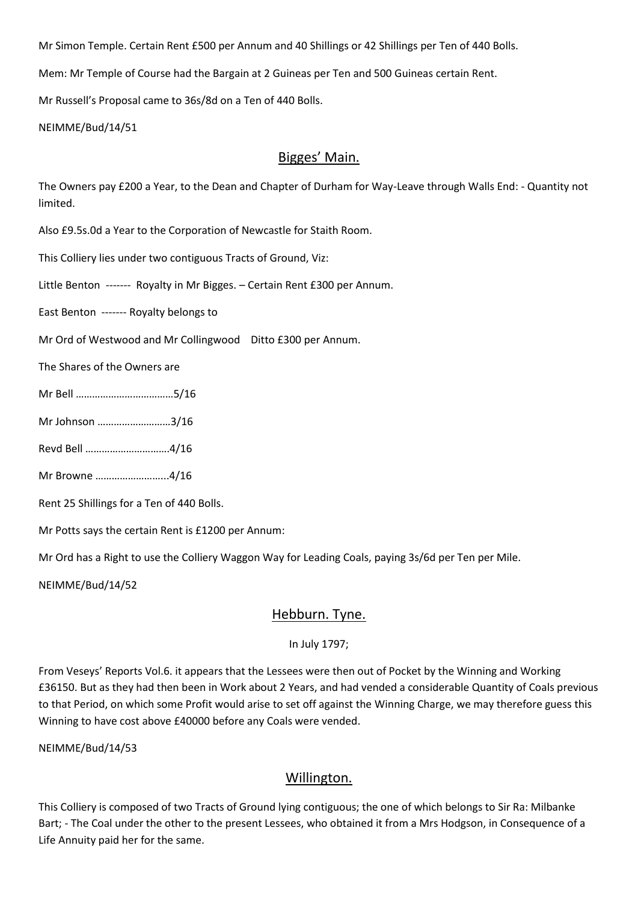Mr Simon Temple. Certain Rent £500 per Annum and 40 Shillings or 42 Shillings per Ten of 440 Bolls.

Mem: Mr Temple of Course had the Bargain at 2 Guineas per Ten and 500 Guineas certain Rent.

Mr Russell's Proposal came to 36s/8d on a Ten of 440 Bolls.

NEIMME/Bud/14/51

## Bigges' Main.

The Owners pay £200 a Year, to the Dean and Chapter of Durham for Way-Leave through Walls End: - Quantity not limited.

Also £9.5s.0d a Year to the Corporation of Newcastle for Staith Room.

This Colliery lies under two contiguous Tracts of Ground, Viz:

Little Benton ------- Royalty in Mr Bigges. – Certain Rent £300 per Annum.

East Benton ------- Royalty belongs to

Mr Ord of Westwood and Mr Collingwood Ditto £300 per Annum.

The Shares of the Owners are

Mr Bell ………………………………5/16

Mr Johnson ………………………3/16

Revd Bell …………………………4/16

Mr Browne ……………………..4/16

Rent 25 Shillings for a Ten of 440 Bolls.

Mr Potts says the certain Rent is £1200 per Annum:

Mr Ord has a Right to use the Colliery Waggon Way for Leading Coals, paying 3s/6d per Ten per Mile.

NEIMME/Bud/14/52

## Hebburn. Tyne.

In July 1797;

From Veseys' Reports Vol.6. it appears that the Lessees were then out of Pocket by the Winning and Working £36150. But as they had then been in Work about 2 Years, and had vended a considerable Quantity of Coals previous to that Period, on which some Profit would arise to set off against the Winning Charge, we may therefore guess this Winning to have cost above £40000 before any Coals were vended.

NEIMME/Bud/14/53

## Willington.

This Colliery is composed of two Tracts of Ground lying contiguous; the one of which belongs to Sir Ra: Milbanke Bart; - The Coal under the other to the present Lessees, who obtained it from a Mrs Hodgson, in Consequence of a Life Annuity paid her for the same.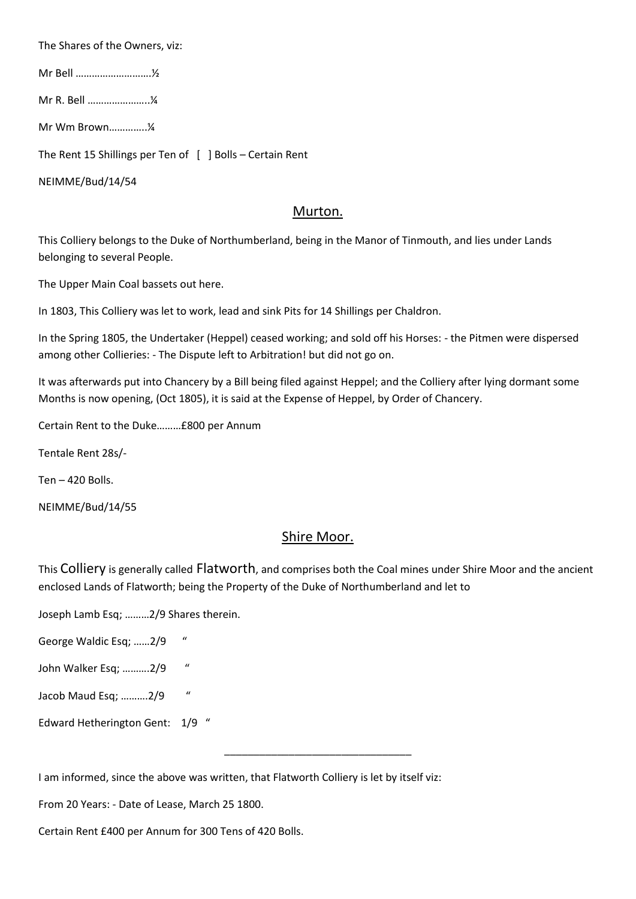The Shares of the Owners, viz:

Mr Bell ……………………….½

Mr R. Bell …………………..¼

Mr Wm Brown…………..¼

The Rent 15 Shillings per Ten of [ ] Bolls – Certain Rent

NEIMME/Bud/14/54

## Murton.

This Colliery belongs to the Duke of Northumberland, being in the Manor of Tinmouth, and lies under Lands belonging to several People.

The Upper Main Coal bassets out here.

In 1803, This Colliery was let to work, lead and sink Pits for 14 Shillings per Chaldron.

In the Spring 1805, the Undertaker (Heppel) ceased working; and sold off his Horses: - the Pitmen were dispersed among other Collieries: - The Dispute left to Arbitration! but did not go on.

It was afterwards put into Chancery by a Bill being filed against Heppel; and the Colliery after lying dormant some Months is now opening, (Oct 1805), it is said at the Expense of Heppel, by Order of Chancery.

Certain Rent to the Duke………£800 per Annum

Tentale Rent 28s/-

Ten – 420 Bolls.

NEIMME/Bud/14/55

## Shire Moor.

This Colliery is generally called Flatworth, and comprises both the Coal mines under Shire Moor and the ancient enclosed Lands of Flatworth; being the Property of the Duke of Northumberland and let to

Joseph Lamb Esq; ………2/9 Shares therein.

George Waldic Esq; ……2/9 "

John Walker Esq; ……….2/9 "

Jacob Maud Esq; ……….2/9 "

Edward Hetherington Gent: 1/9 "

---

I am informed, since the above was written, that Flatworth Colliery is let by itself viz:

From 20 Years: - Date of Lease, March 25 1800.

Certain Rent £400 per Annum for 300 Tens of 420 Bolls.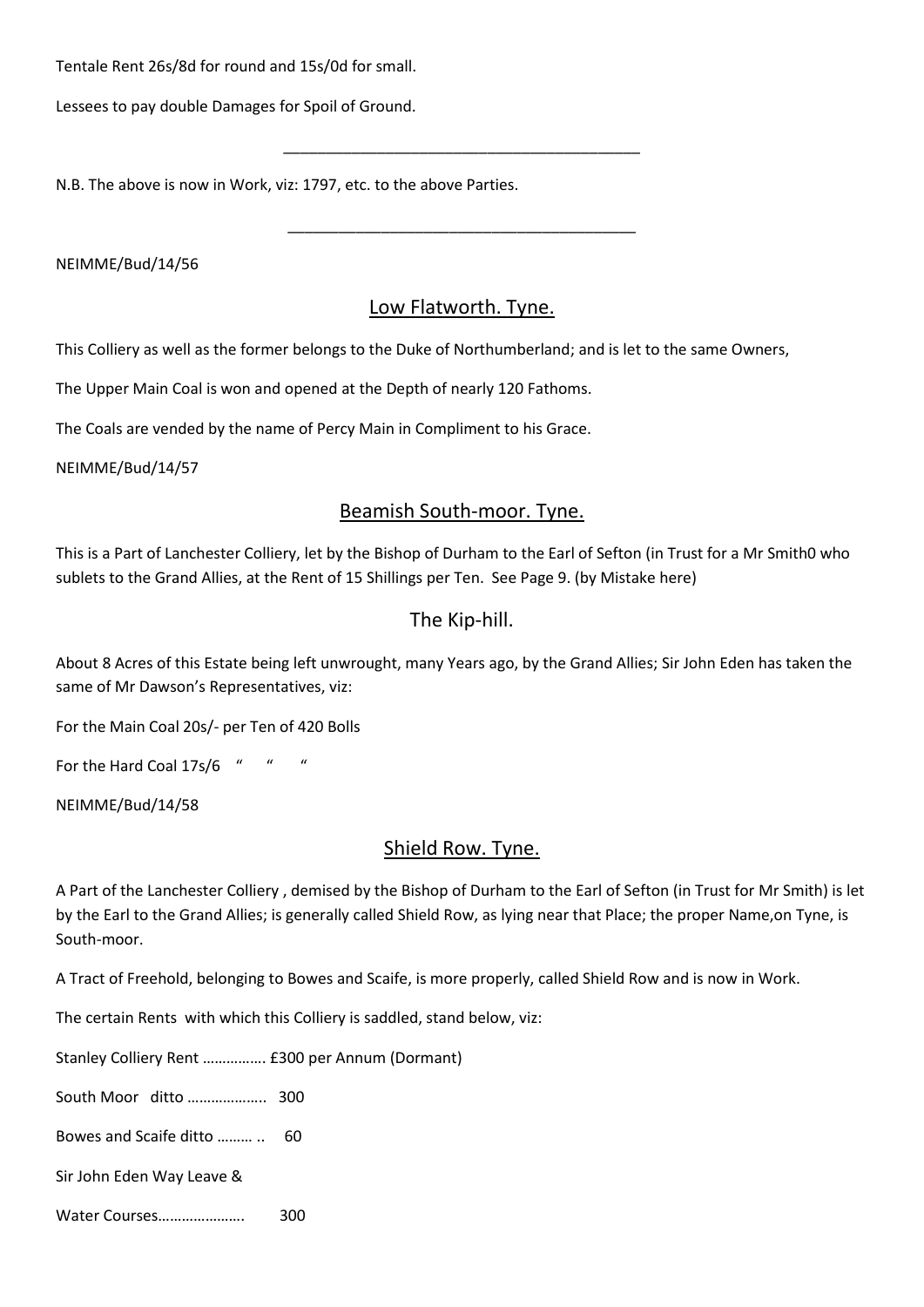Tentale Rent 26s/8d for round and 15s/0d for small.

Lessees to pay double Damages for Spoil of Ground.

---

N.B. The above is now in Work, viz: 1797, etc. to the above Parties.

---

NEIMME/Bud/14/56

## Low Flatworth. Tyne.

This Colliery as well as the former belongs to the Duke of Northumberland; and is let to the same Owners,

The Upper Main Coal is won and opened at the Depth of nearly 120 Fathoms.

The Coals are vended by the name of Percy Main in Compliment to his Grace.

NEIMME/Bud/14/57

## Beamish South-moor. Tyne.

This is a Part of Lanchester Colliery, let by the Bishop of Durham to the Earl of Sefton (in Trust for a Mr Smith0 who sublets to the Grand Allies, at the Rent of 15 Shillings per Ten. See Page 9. (by Mistake here)

## The Kip-hill.

About 8 Acres of this Estate being left unwrought, many Years ago, by the Grand Allies; Sir John Eden has taken the same of Mr Dawson's Representatives, viz:

For the Main Coal 20s/- per Ten of 420 Bolls

For the Hard Coal 17s/6 " " "

NEIMME/Bud/14/58

## Shield Row. Tyne.

A Part of the Lanchester Colliery , demised by the Bishop of Durham to the Earl of Sefton (in Trust for Mr Smith) is let by the Earl to the Grand Allies; is generally called Shield Row, as lying near that Place; the proper Name,on Tyne, is South-moor.

A Tract of Freehold, belonging to Bowes and Scaife, is more properly, called Shield Row and is now in Work.

The certain Rents with which this Colliery is saddled, stand below, viz:

Stanley Colliery Rent ……………. £300 per Annum (Dormant)

South Moor ditto ……………….. 300

Bowes and Scaife ditto ……… .. 60

Sir John Eden Way Leave &

Water Courses…………………. 300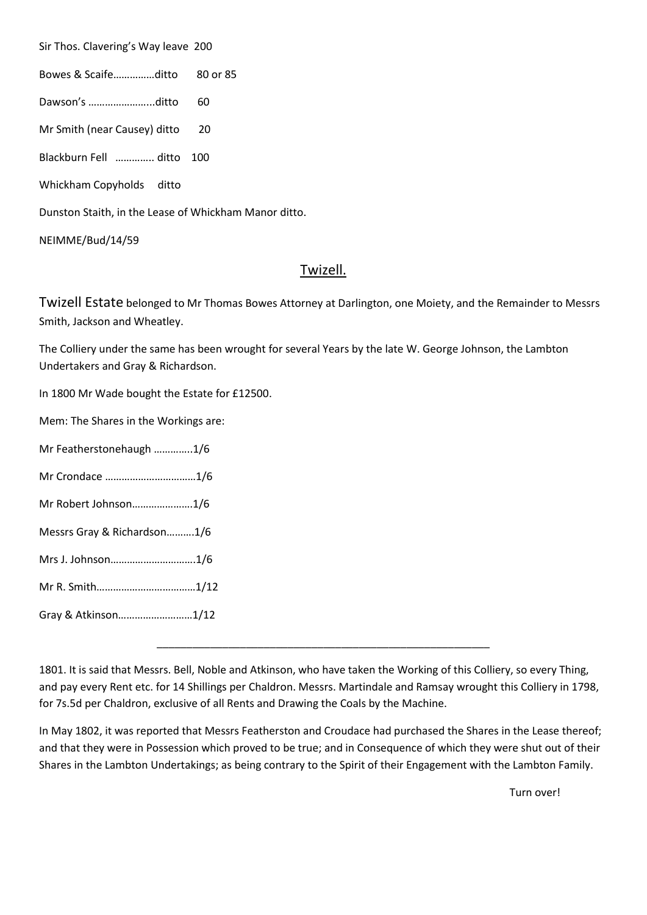Sir Thos. Clavering's Way leave 200

Bowes & Scaife……………ditto 80 or 85

Dawson's …………………...ditto 60

Mr Smith (near Causey) ditto 20

Blackburn Fell …………. ditto 100

Whickham Copyholds ditto

Dunston Staith, in the Lease of Whickham Manor ditto.

NEIMME/Bud/14/59

## Twizell.

Twizell Estate belonged to Mr Thomas Bowes Attorney at Darlington, one Moiety, and the Remainder to Messrs Smith, Jackson and Wheatley.

The Colliery under the same has been wrought for several Years by the late W. George Johnson, the Lambton Undertakers and Gray & Richardson.

In 1800 Mr Wade bought the Estate for £12500.

Mem: The Shares in the Workings are:

Mr Featherstonehaugh …………..1/6

Mr Crondace ……………………………1/6

Mr Robert Johnson…………………1/6

Messrs Gray & Richardson……….1/6

Mrs J. Johnson………………………….1/6

Mr R. Smith………………………………1/12

Gray & Atkinson………………………1/12

---

1801. It is said that Messrs. Bell, Noble and Atkinson, who have taken the Working of this Colliery, so every Thing, and pay every Rent etc. for 14 Shillings per Chaldron. Messrs. Martindale and Ramsay wrought this Colliery in 1798, for 7s.5d per Chaldron, exclusive of all Rents and Drawing the Coals by the Machine.

In May 1802, it was reported that Messrs Featherston and Croudace had purchased the Shares in the Lease thereof; and that they were in Possession which proved to be true; and in Consequence of which they were shut out of their Shares in the Lambton Undertakings; as being contrary to the Spirit of their Engagement with the Lambton Family.

Turn over!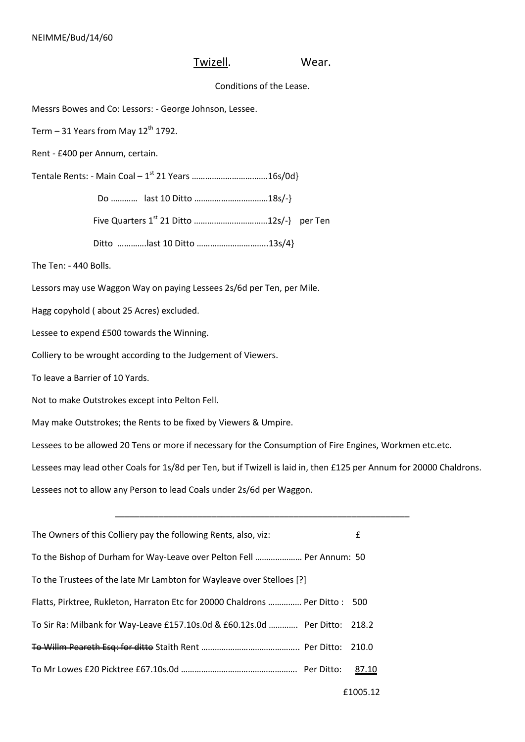NEIMME/Bud/14/60

## <u>Twizell</u>. Wear.

Conditions of the Lease.

Messrs Bowes and Co: Lessors: - George Johnson, Lessee.

Term – 31 Years from May 12th 1792.

Rent - £400 per Annum, certain.

Tentale Rents: - Main Coal – 1st 21 Years ……………………………16s/0d}

Do ………… last 10 Ditto ……………………………18s/-}

Five Quarters 1st 21 Ditto ……………………………12s/-} per Ten

Ditto ………….last 10 Ditto …………………………..13s/4}

The Ten: - 440 Bolls.

Lessors may use Waggon Way on paying Lessees 2s/6d per Ten, per Mile.

Hagg copyhold ( about 25 Acres) excluded.

Lessee to expend £500 towards the Winning.

Colliery to be wrought according to the Judgement of Viewers.

To leave a Barrier of 10 Yards.

Not to make Outstrokes except into Pelton Fell.

May make Outstrokes; the Rents to be fixed by Viewers & Umpire.

Lessees to be allowed 20 Tens or more if necessary for the Consumption of Fire Engines, Workmen etc.etc.

Lessees may lead other Coals for 1s/8d per Ten, but if Twizell is laid in, then £125 per Annum for 20000 Chaldrons.

Lessees not to allow any Person to lead Coals under 2s/6d per Waggon.

---

The Owners of this Colliery pay the following Rents, also, viz: £

To the Bishop of Durham for Way-Leave over Pelton Fell ………………… Per Annum: 50

To the Trustees of the late Mr Lambton for Wayleave over Stelloes [?]

Flatts, Pirktree, Rukleton, Harraton Etc for 20000 Chaldrons …………… Per Ditto : 500

To Sir Ra: Milbank for Way-Leave £157.10s.0d & £60.12s.0d ………… Per Ditto: 218.2

~~To Willm Peareth Esq: for ditto~~ Staith Rent …………………………………….. Per Ditto: 210.0

To Mr Lowes £20 Picktree £67.10s.0d ……………………………………………. Per Ditto: <u>87.10</u>

£1005.12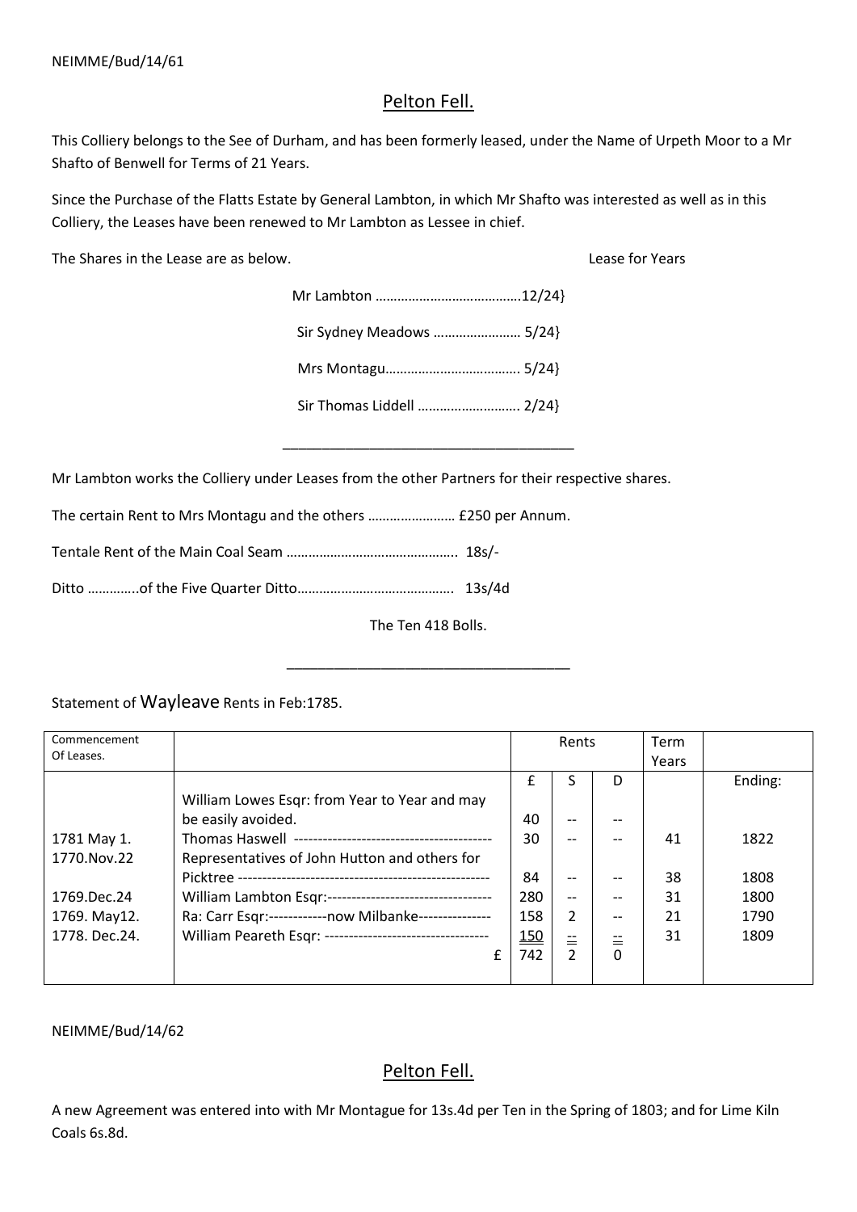NEIMME/Bud/14/61

## Pelton Fell.

This Colliery belongs to the See of Durham, and has been formerly leased, under the Name of Urpeth Moor to a Mr Shafto of Benwell for Terms of 21 Years.

Since the Purchase of the Flatts Estate by General Lambton, in which Mr Shafto was interested as well as in this Colliery, the Leases have been renewed to Mr Lambton as Lessee in chief.

The Shares in the Lease are as below. Lease for Years

Mr Lambton ………………………………….12/24}

Sir Sydney Meadows …………………… 5/24}

Mrs Montagu………………………………. 5/24}

Sir Thomas Liddell ………………………. 2/24}

---

Mr Lambton works the Colliery under Leases from the other Partners for their respective shares.

The certain Rent to Mrs Montagu and the others …………………… £250 per Annum.

Tentale Rent of the Main Coal Seam ……………………………………….. 18s/-

Ditto …………..of the Five Quarter Ditto……………………………………. 13s/4d

The Ten 418 Bolls.

---

Statement of Wayleave Rents in Feb:1785.

| Commencement Of Leases. | | Rents | | | Term Years | |
|---|---|---|---|---|---|---|
| | | £ | S | D | | Ending: |
| | William Lowes Esqr: from Year to Year and may be easily avoided. | 40 | -- | -- | | |
| 1781 May 1. | Thomas Haswell ---------------------------------------- | 30 | -- | -- | 41 | 1822 |
| 1770.Nov.22 | Representatives of John Hutton and others for Picktree -------------------------------------------------- | 84 | -- | -- | 38 | 1808 |
| 1769.Dec.24 | William Lambton Esqr:--------------------------------- | 280 | -- | -- | 31 | 1800 |
| 1769. May12. | Ra: Carr Esqr:------------now Milbanke--------------- | 158 | 2 | -- | 21 | 1790 |
| 1778. Dec.24. | William Peareth Esqr: --------------------------------- | 150 | -- | -- | 31 | 1809 |
| | £ | 742 | 2 | 0 | | |

NEIMME/Bud/14/62

## Pelton Fell.

A new Agreement was entered into with Mr Montague for 13s.4d per Ten in the Spring of 1803; and for Lime Kiln Coals 6s.8d.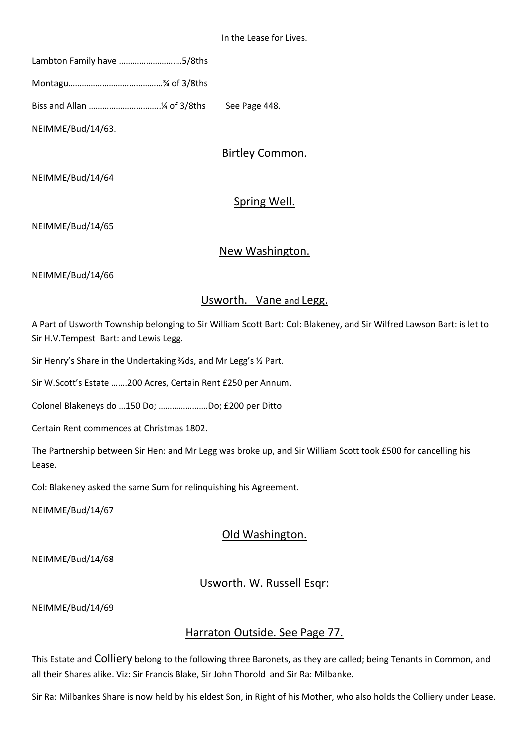In the Lease for Lives.

Lambton Family have ……………………….5/8ths

Montagu……………………………………¾ of 3/8ths

Biss and Allan …………………………..¼ of 3/8ths See Page 448.

NEIMME/Bud/14/63.

## Birtley Common.

NEIMME/Bud/14/64

## Spring Well.

NEIMME/Bud/14/65

## New Washington.

NEIMME/Bud/14/66

## Usworth. Vane and Legg.

A Part of Usworth Township belonging to Sir William Scott Bart: Col: Blakeney, and Sir Wilfred Lawson Bart: is let to Sir H.V.Tempest Bart: and Lewis Legg.

Sir Henry's Share in the Undertaking ⅔ds, and Mr Legg's ⅓ Part.

Sir W.Scott's Estate …….200 Acres, Certain Rent £250 per Annum.

Colonel Blakeneys do …150 Do; ………………….Do; £200 per Ditto

Certain Rent commences at Christmas 1802.

The Partnership between Sir Hen: and Mr Legg was broke up, and Sir William Scott took £500 for cancelling his Lease.

Col: Blakeney asked the same Sum for relinquishing his Agreement.

NEIMME/Bud/14/67

## Old Washington.

NEIMME/Bud/14/68

## Usworth. W. Russell Esqr:

NEIMME/Bud/14/69

## Harraton Outside. See Page 77.

This Estate and Colliery belong to the following three Baronets, as they are called; being Tenants in Common, and all their Shares alike. Viz: Sir Francis Blake, Sir John Thorold and Sir Ra: Milbanke.

Sir Ra: Milbankes Share is now held by his eldest Son, in Right of his Mother, who also holds the Colliery under Lease.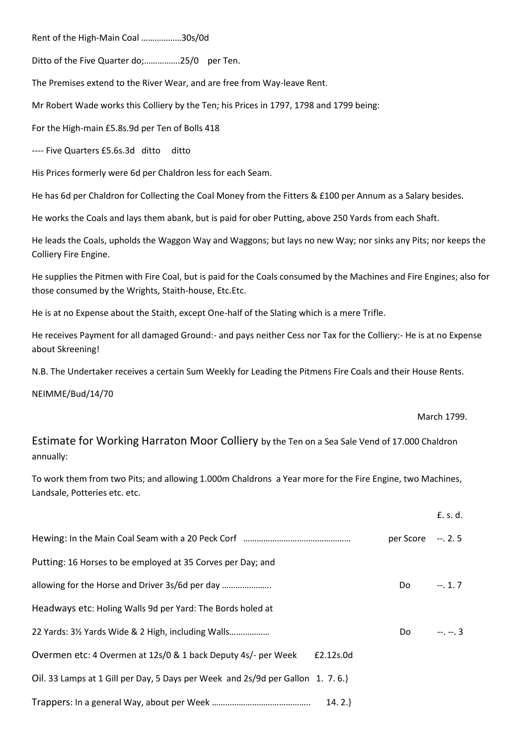Rent of the High-Main Coal ………………30s/0d

Ditto of the Five Quarter do;…………….25/0 per Ten.

The Premises extend to the River Wear, and are free from Way-leave Rent.

Mr Robert Wade works this Colliery by the Ten; his Prices in 1797, 1798 and 1799 being:

For the High-main £5.8s.9d per Ten of Bolls 418

---- Five Quarters £5.6s.3d ditto ditto

His Prices formerly were 6d per Chaldron less for each Seam.

He has 6d per Chaldron for Collecting the Coal Money from the Fitters & £100 per Annum as a Salary besides.

He works the Coals and lays them abank, but is paid for ober Putting, above 250 Yards from each Shaft.

He leads the Coals, upholds the Waggon Way and Waggons; but lays no new Way; nor sinks any Pits; nor keeps the Colliery Fire Engine.

He supplies the Pitmen with Fire Coal, but is paid for the Coals consumed by the Machines and Fire Engines; also for those consumed by the Wrights, Staith-house, Etc.Etc.

He is at no Expense about the Staith, except One-half of the Slating which is a mere Trifle.

He receives Payment for all damaged Ground:- and pays neither Cess nor Tax for the Colliery:- He is at no Expense about Skreening!

N.B. The Undertaker receives a certain Sum Weekly for Leading the Pitmens Fire Coals and their House Rents.

NEIMME/Bud/14/70

March 1799.

## Estimate for Working Harraton Moor Colliery by the Ten on a Sea Sale Vend of 17.000 Chaldron annually:

To work them from two Pits; and allowing 1.000m Chaldrons a Year more for the Fire Engine, two Machines, Landsale, Potteries etc. etc.

| | | | £. s. d. |
|---|---|---|---|
| Hewing: In the Main Coal Seam with a 20 Peck Corf ……………………………………… | | per Score | --. 2. 5 |
| Putting: 16 Horses to be employed at 35 Corves per Day; and allowing for the Horse and Driver 3s/6d per day …………………. | | Do | --. 1. 7 |
| Headways etc: Holing Walls 9d per Yard: The Bords holed at 22 Yards: 3½ Yards Wide & 2 High, including Walls……………… | | Do | --. --. 3 |
| Overmen etc: 4 Overmen at 12s/0 & 1 back Deputy 4s/- per Week | £2.12s.0d | | |
| Oil. 33 Lamps at 1 Gill per Day, 5 Days per Week and 2s/9d per Gallon | 1. 7. 6.} | | |
| Trappers: In a general Way, about per Week …………………………………….. | 14. 2.} | | |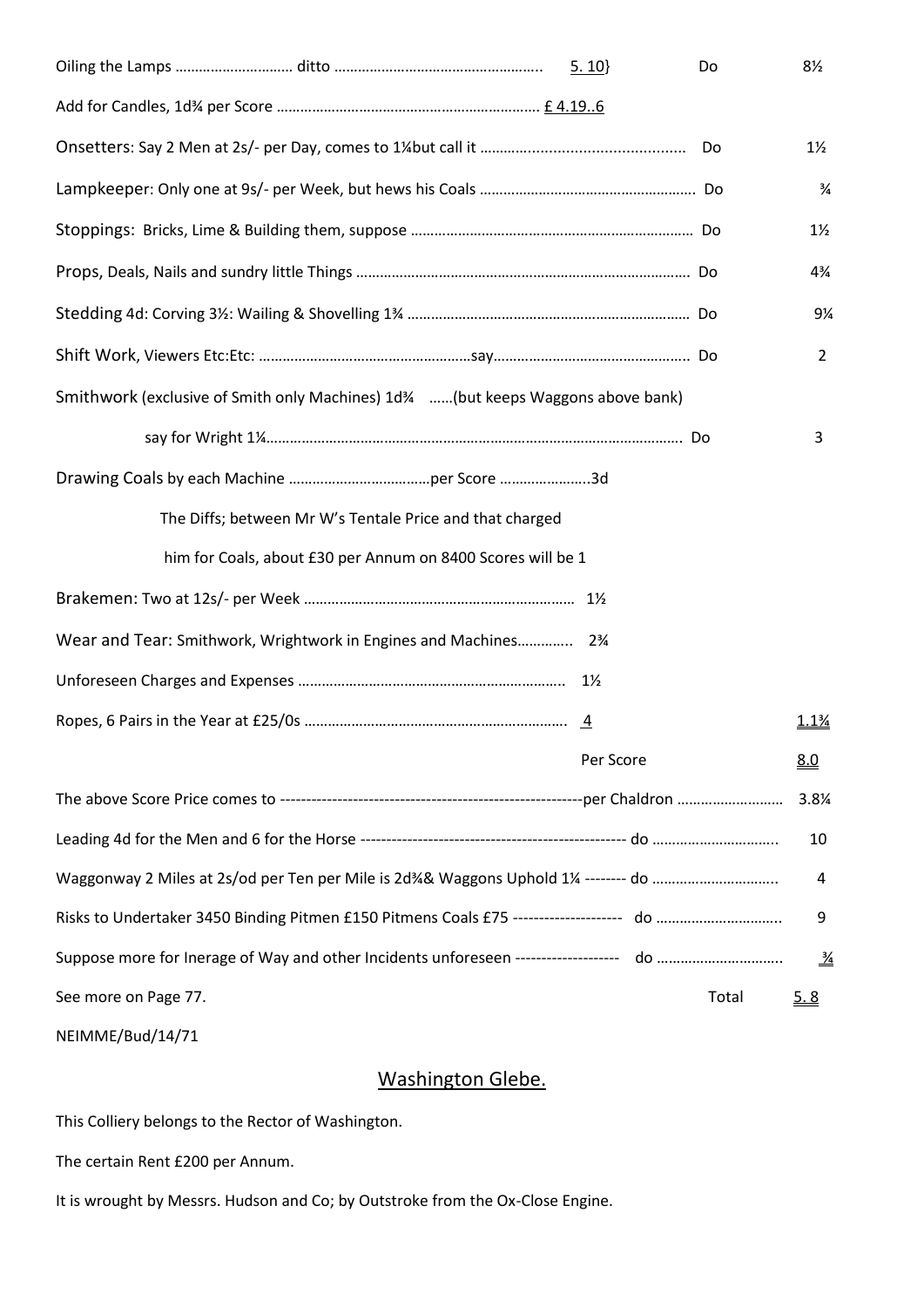Oiling the Lamps ……………………… ditto …………………………………………….. 5. 10} Do 8½

Add for Candles, 1d¾ per Score ………………………………………………………. £ 4.19..6

Onsetters: Say 2 Men at 2s/- per Day, comes to 1¼but call it ……………………………………… Do 1½

Lampkeeper: Only one at 9s/- per Week, but hews his Coals ……………………………………………. Do ¾

Stoppings: Bricks, Lime & Building them, suppose …………………………………………………………. Do 1½

Props, Deals, Nails and sundry little Things ……………………………………………………………………. Do 4¾

Stedding 4d: Corving 3½: Wailing & Shovelling 1¾ ………………………………………………………… Do 9¼

Shift Work, Viewers Etc:Etc: ………………………………………………say…………………………………………. Do 2

Smithwork (exclusive of Smith only Machines) 1d¾ ……(but keeps Waggons above bank)

say for Wright 1¼………………………………………………………………………………………. Do 3

Drawing Coals by each Machine ………………………………per Score …………………..3d

The Diffs; between Mr W's Tentale Price and that charged

him for Coals, about £30 per Annum on 8400 Scores will be 1

Brakemen: Two at 12s/- per Week …………………………………………………………. 1½

Wear and Tear: Smithwork, Wrightwork in Engines and Machines………….. 2¾

Unforeseen Charges and Expenses ………………………………………………………….. 1½

Ropes, 6 Pairs in the Year at £25/0s ………………………………………………………. 4 1.1¾

Per Score 8.0

The above Score Price comes to ---------------------------------------------------------per Chaldron ……………………… 3.8¼

Leading 4d for the Men and 6 for the Horse -------------------------------------------------- do ………………………….. 10

Waggonway 2 Miles at 2s/od per Ten per Mile is 2d¾& Waggons Uphold 1¼ -------- do ………………………….. 4

Risks to Undertaker 3450 Binding Pitmen £150 Pitmens Coals £75 -------------------- do ………………………….. 9

Suppose more for Inerage of Way and other Incidents unforeseen ------------------- do ………………………….. ¾

See more on Page 77. Total 5. 8

NEIMME/Bud/14/71

## Washington Glebe.

This Colliery belongs to the Rector of Washington.

The certain Rent £200 per Annum.

It is wrought by Messrs. Hudson and Co; by Outstroke from the Ox-Close Engine.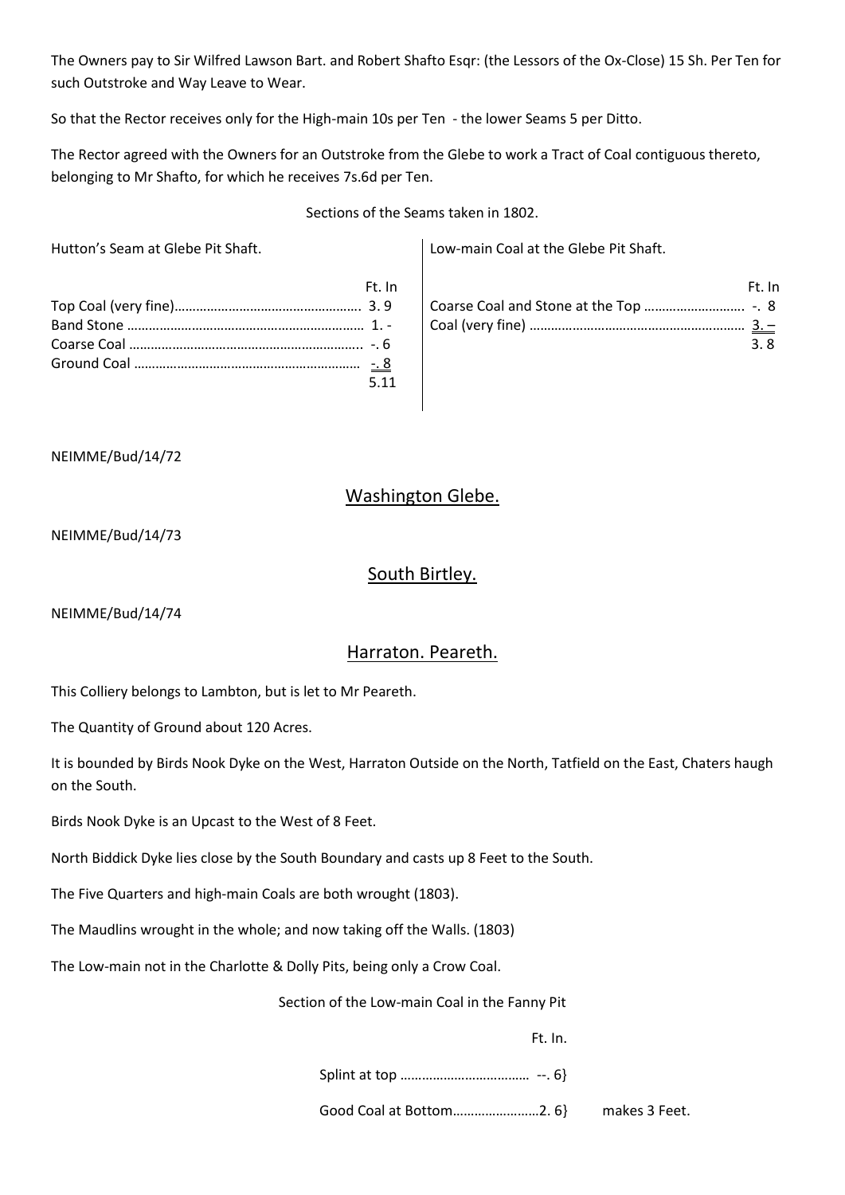The Owners pay to Sir Wilfred Lawson Bart. and Robert Shafto Esqr: (the Lessors of the Ox-Close) 15 Sh. Per Ten for such Outstroke and Way Leave to Wear.

So that the Rector receives only for the High-main 10s per Ten - the lower Seams 5 per Ditto.

The Rector agreed with the Owners for an Outstroke from the Glebe to work a Tract of Coal contiguous thereto, belonging to Mr Shafto, for which he receives 7s.6d per Ten.

Sections of the Seams taken in 1802.

Hutton's Seam at Glebe Pit Shaft.

| | Ft. In |
|---|---|
| Top Coal (very fine) | 3. 9 |
| Band Stone | 1. - |
| Coarse Coal | -. 6 |
| Ground Coal | -. 8 |
| | 5.11 |

Low-main Coal at the Glebe Pit Shaft.

| | Ft. In |
|---|---|
| Coarse Coal and Stone at the Top | -. 8 |
| Coal (very fine) | 3. – |
| | 3. 8 |

NEIMME/Bud/14/72

## Washington Glebe.

NEIMME/Bud/14/73

## South Birtley.

NEIMME/Bud/14/74

## Harraton. Peareth.

This Colliery belongs to Lambton, but is let to Mr Peareth.

The Quantity of Ground about 120 Acres.

It is bounded by Birds Nook Dyke on the West, Harraton Outside on the North, Tatfield on the East, Chaters haugh on the South.

Birds Nook Dyke is an Upcast to the West of 8 Feet.

North Biddick Dyke lies close by the South Boundary and casts up 8 Feet to the South.

The Five Quarters and high-main Coals are both wrought (1803).

The Maudlins wrought in the whole; and now taking off the Walls. (1803)

The Low-main not in the Charlotte & Dolly Pits, being only a Crow Coal.

Section of the Low-main Coal in the Fanny Pit

| | Ft. In. | |
|---|---|---|
| Splint at top | --. 6} | |
| Good Coal at Bottom | 2. 6} | makes 3 Feet. |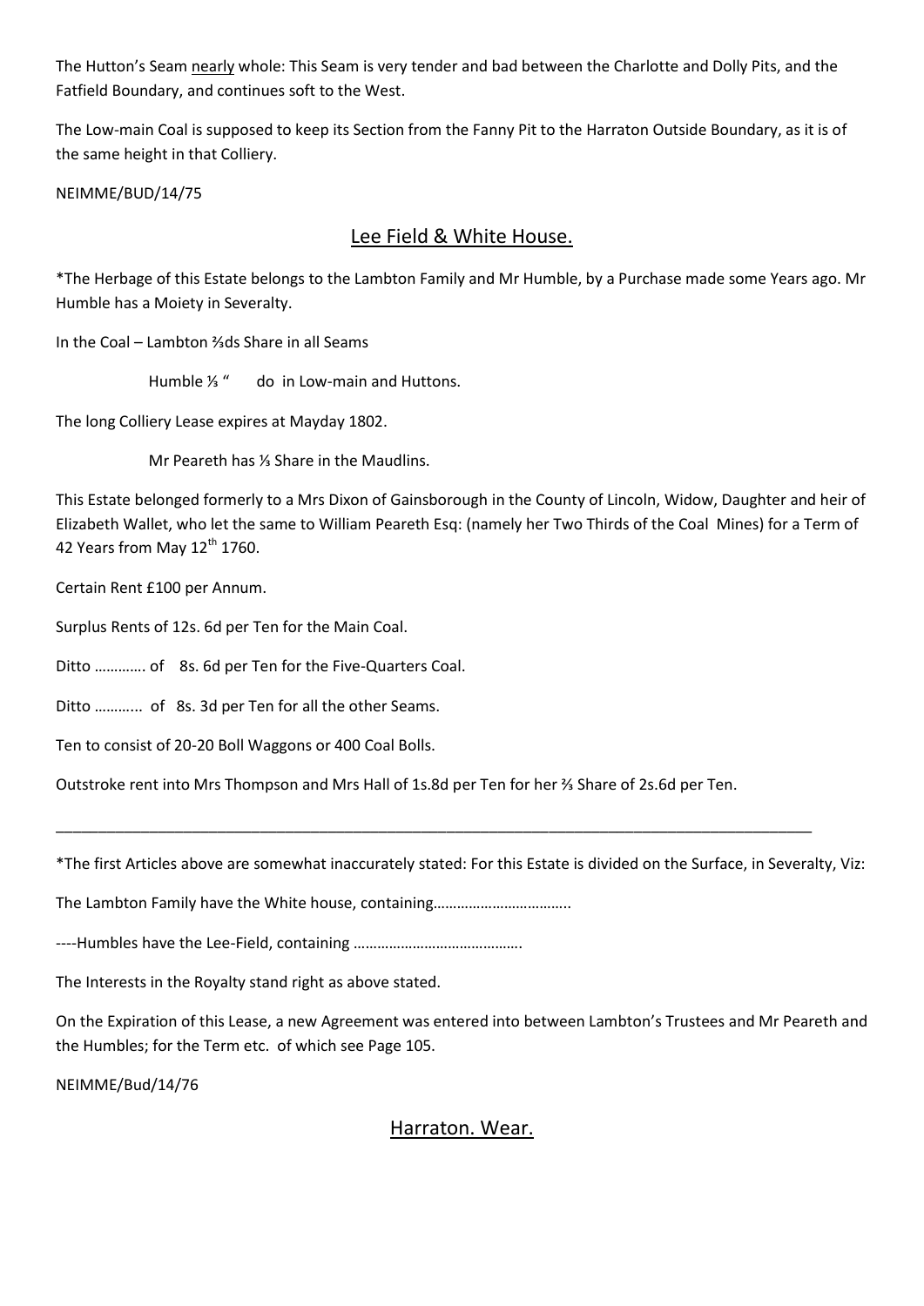The Hutton's Seam <u>nearly</u> whole: This Seam is very tender and bad between the Charlotte and Dolly Pits, and the Fatfield Boundary, and continues soft to the West.

The Low-main Coal is supposed to keep its Section from the Fanny Pit to the Harraton Outside Boundary, as it is of the same height in that Colliery.

NEIMME/BUD/14/75

## Lee Field & White House.

*The Herbage of this Estate belongs to the Lambton Family and Mr Humble, by a Purchase made some Years ago. Mr Humble has a Moiety in Severalty.

In the Coal – Lambton ⅔ds Share in all Seams

Humble ⅓ " do in Low-main and Huttons.

The long Colliery Lease expires at Mayday 1802.

Mr Peareth has ⅓ Share in the Maudlins.

This Estate belonged formerly to a Mrs Dixon of Gainsborough in the County of Lincoln, Widow, Daughter and heir of Elizabeth Wallet, who let the same to William Peareth Esq: (namely her Two Thirds of the Coal Mines) for a Term of 42 Years from May 12th 1760.

Certain Rent £100 per Annum.

Surplus Rents of 12s. 6d per Ten for the Main Coal.

Ditto …………. of 8s. 6d per Ten for the Five-Quarters Coal.

Ditto ……….. of 8s. 3d per Ten for all the other Seams.

Ten to consist of 20-20 Boll Waggons or 400 Coal Bolls.

Outstroke rent into Mrs Thompson and Mrs Hall of 1s.8d per Ten for her ⅔ Share of 2s.6d per Ten.

---

*The first Articles above are somewhat inaccurately stated: For this Estate is divided on the Surface, in Severalty, Viz:

The Lambton Family have the White house, containing……………………………..

----Humbles have the Lee-Field, containing …………………………………….

The Interests in the Royalty stand right as above stated.

On the Expiration of this Lease, a new Agreement was entered into between Lambton's Trustees and Mr Peareth and the Humbles; for the Term etc. of which see Page 105.

NEIMME/Bud/14/76

## Harraton. Wear.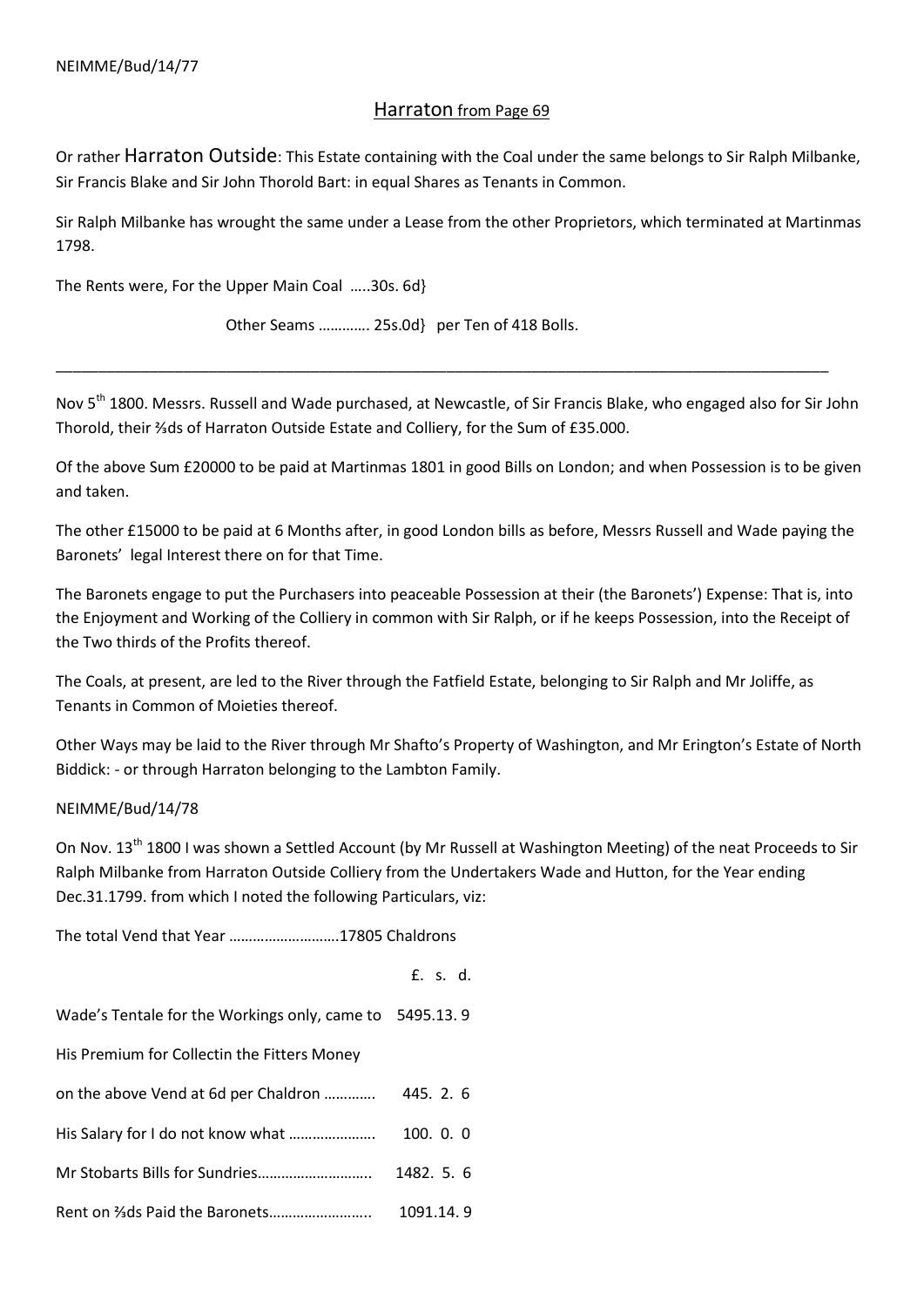NEIMME/Bud/14/77

## Harraton from Page 69

Or rather Harraton Outside: This Estate containing with the Coal under the same belongs to Sir Ralph Milbanke, Sir Francis Blake and Sir John Thorold Bart: in equal Shares as Tenants in Common.

Sir Ralph Milbanke has wrought the same under a Lease from the other Proprietors, which terminated at Martinmas 1798.

The Rents were, For the Upper Main Coal …..30s. 6d}

Other Seams …………. 25s.0d} per Ten of 418 Bolls.

---

Nov 5th 1800. Messrs. Russell and Wade purchased, at Newcastle, of Sir Francis Blake, who engaged also for Sir John Thorold, their ⅔ds of Harraton Outside Estate and Colliery, for the Sum of £35.000.

Of the above Sum £20000 to be paid at Martinmas 1801 in good Bills on London; and when Possession is to be given and taken.

The other £15000 to be paid at 6 Months after, in good London bills as before, Messrs Russell and Wade paying the Baronets' legal Interest there on for that Time.

The Baronets engage to put the Purchasers into peaceable Possession at their (the Baronets') Expense: That is, into the Enjoyment and Working of the Colliery in common with Sir Ralph, or if he keeps Possession, into the Receipt of the Two thirds of the Profits thereof.

The Coals, at present, are led to the River through the Fatfield Estate, belonging to Sir Ralph and Mr Joliffe, as Tenants in Common of Moieties thereof.

Other Ways may be laid to the River through Mr Shafto's Property of Washington, and Mr Erington's Estate of North Biddick: - or through Harraton belonging to the Lambton Family.

NEIMME/Bud/14/78

On Nov. 13th 1800 I was shown a Settled Account (by Mr Russell at Washington Meeting) of the neat Proceeds to Sir Ralph Milbanke from Harraton Outside Colliery from the Undertakers Wade and Hutton, for the Year ending Dec.31.1799. from which I noted the following Particulars, viz:

The total Vend that Year ……………………….17805 Chaldrons

| | £. s. d. |
|---|---|
| Wade's Tentale for the Workings only, came to | 5495.13. 9 |
| His Premium for Collectin the Fitters Money | |
| on the above Vend at 6d per Chaldron ………… | 445. 2. 6 |
| His Salary for I do not know what …………………. | 100. 0. 0 |
| Mr Stobarts Bills for Sundries………………………. | 1482. 5. 6 |
| Rent on ⅔ds Paid the Baronets……………………. | 1091.14. 9 |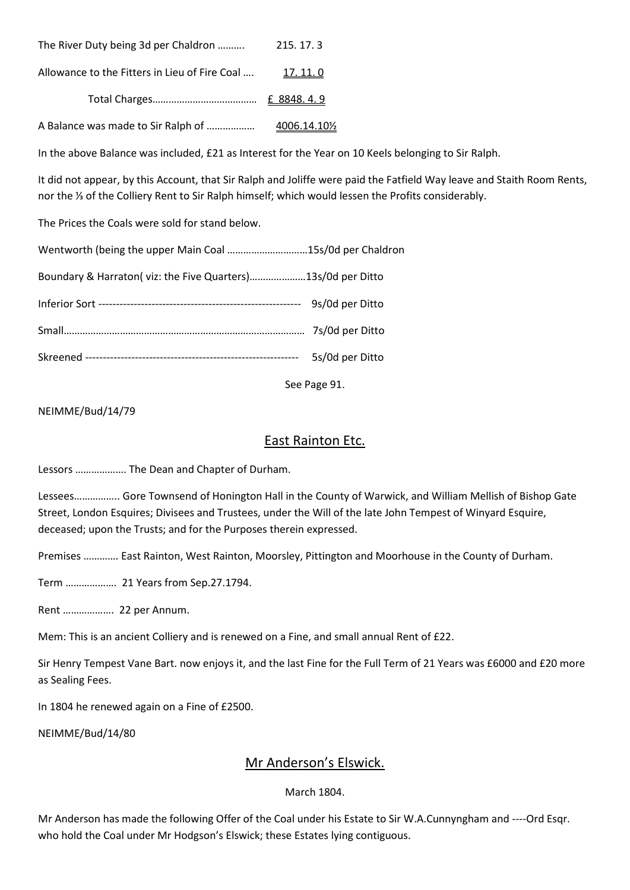The River Duty being 3d per Chaldron ………. 215. 17. 3

Allowance to the Fitters in Lieu of Fire Coal …. 17. 11. 0

Total Charges………………………………… £ 8848. 4. 9

A Balance was made to Sir Ralph of ……………… 4006.14.10½

In the above Balance was included, £21 as Interest for the Year on 10 Keels belonging to Sir Ralph.

It did not appear, by this Account, that Sir Ralph and Joliffe were paid the Fatfield Way leave and Staith Room Rents, nor the ⅓ of the Colliery Rent to Sir Ralph himself; which would lessen the Profits considerably.

The Prices the Coals were sold for stand below.

Wentworth (being the upper Main Coal …………………………15s/0d per Chaldron

Boundary & Harraton( viz: the Five Quarters)…………………13s/0d per Ditto

Inferior Sort -------------------------------------------------------- 9s/0d per Ditto

Small……………………………………………………………………………… 7s/0d per Ditto

Skreened ----------------------------------------------------------- 5s/0d per Ditto

See Page 91.

NEIMME/Bud/14/79

## East Rainton Etc.

Lessors ………………. The Dean and Chapter of Durham.

Lessees…………….. Gore Townsend of Honington Hall in the County of Warwick, and William Mellish of Bishop Gate Street, London Esquires; Divisees and Trustees, under the Will of the late John Tempest of Winyard Esquire, deceased; upon the Trusts; and for the Purposes therein expressed.

Premises ………… East Rainton, West Rainton, Moorsley, Pittington and Moorhouse in the County of Durham.

Term ………………. 21 Years from Sep.27.1794.

Rent ………………. 22 per Annum.

Mem: This is an ancient Colliery and is renewed on a Fine, and small annual Rent of £22.

Sir Henry Tempest Vane Bart. now enjoys it, and the last Fine for the Full Term of 21 Years was £6000 and £20 more as Sealing Fees.

In 1804 he renewed again on a Fine of £2500.

NEIMME/Bud/14/80

## Mr Anderson's Elswick.

March 1804.

Mr Anderson has made the following Offer of the Coal under his Estate to Sir W.A.Cunnyngham and ----Ord Esqr. who hold the Coal under Mr Hodgson's Elswick; these Estates lying contiguous.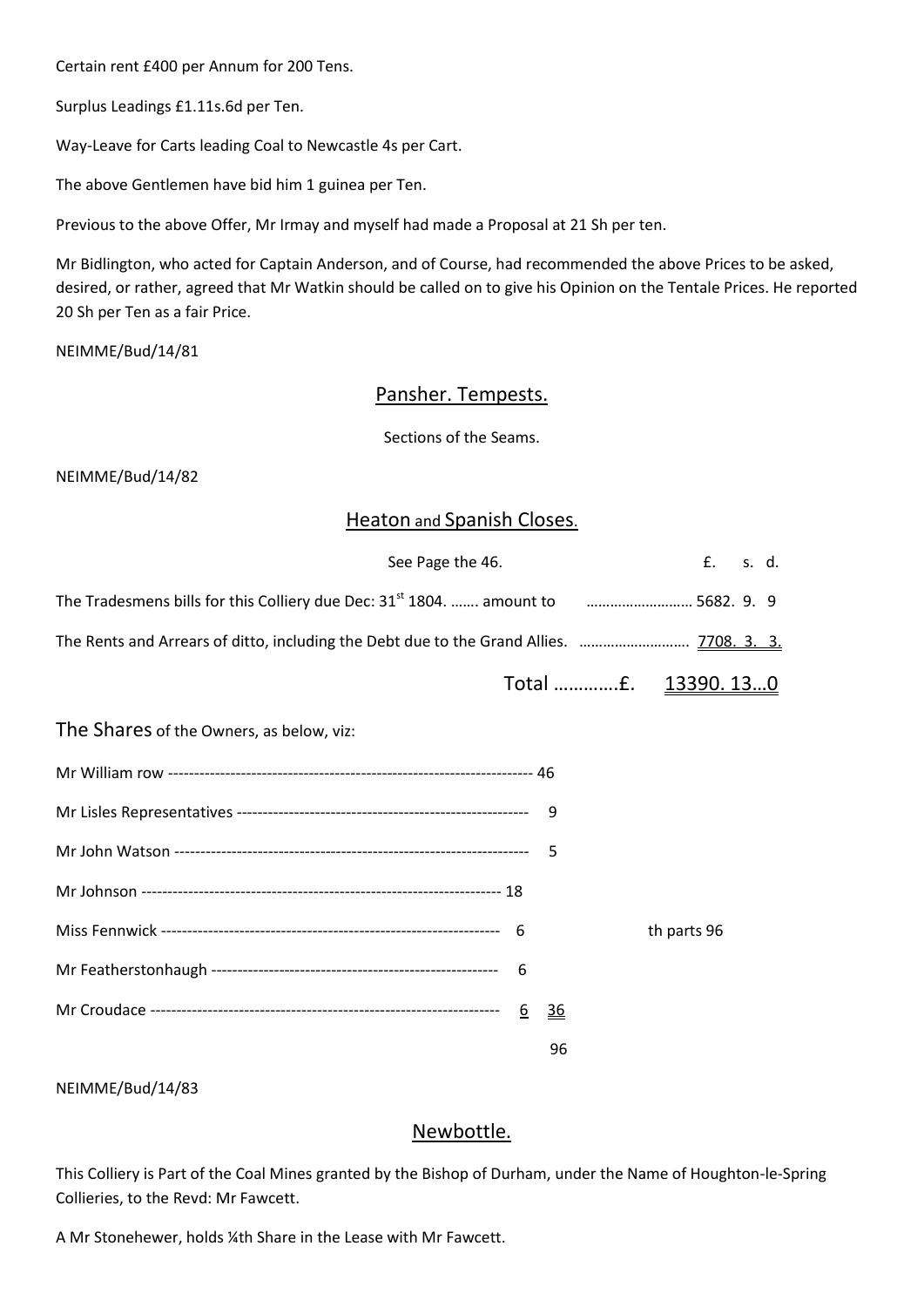Certain rent £400 per Annum for 200 Tens.

Surplus Leadings £1.11s.6d per Ten.

Way-Leave for Carts leading Coal to Newcastle 4s per Cart.

The above Gentlemen have bid him 1 guinea per Ten.

Previous to the above Offer, Mr Irmay and myself had made a Proposal at 21 Sh per ten.

Mr Bidlington, who acted for Captain Anderson, and of Course, had recommended the above Prices to be asked, desired, or rather, agreed that Mr Watkin should be called on to give his Opinion on the Tentale Prices. He reported 20 Sh per Ten as a fair Price.

NEIMME/Bud/14/81

## Pansher. Tempests.

Sections of the Seams.

NEIMME/Bud/14/82

## Heaton and Spanish Closes.

| | £. s. d. |
|---|---|
| See Page the 46. | |
| The Tradesmens bills for this Colliery due Dec: 31st 1804. ……. amount to ……………………… | 5682. 9. 9 |
| The Rents and Arrears of ditto, including the Debt due to the Grand Allies. ……………………… | 7708. 3. 3. |
| Total ………….£. | 13390. 13…0 |

The Shares of the Owners, as below, viz:

| | | | |
|---|---|---|---|
| Mr William row ------------------------------------------------------------------------ | | 46 | |
| Mr Lisles Representatives ------------------------------------------------------- | | 9 | |
| Mr John Watson ---------------------------------------------------------------------- | | 5 | |
| Mr Johnson ----------------------------------------------------------------------- | 18 | | |
| Miss Fennwick ------------------------------------------------------------------ | 6 | | th parts 96 |
| Mr Featherstonhaugh ------------------------------------------------------ | 6 | | |
| Mr Croudace -------------------------------------------------------------------- | 6 | 36 | |
| | | 96 | |

NEIMME/Bud/14/83

## Newbottle.

This Colliery is Part of the Coal Mines granted by the Bishop of Durham, under the Name of Houghton-le-Spring Collieries, to the Revd: Mr Fawcett.

A Mr Stonehewer, holds ¼th Share in the Lease with Mr Fawcett.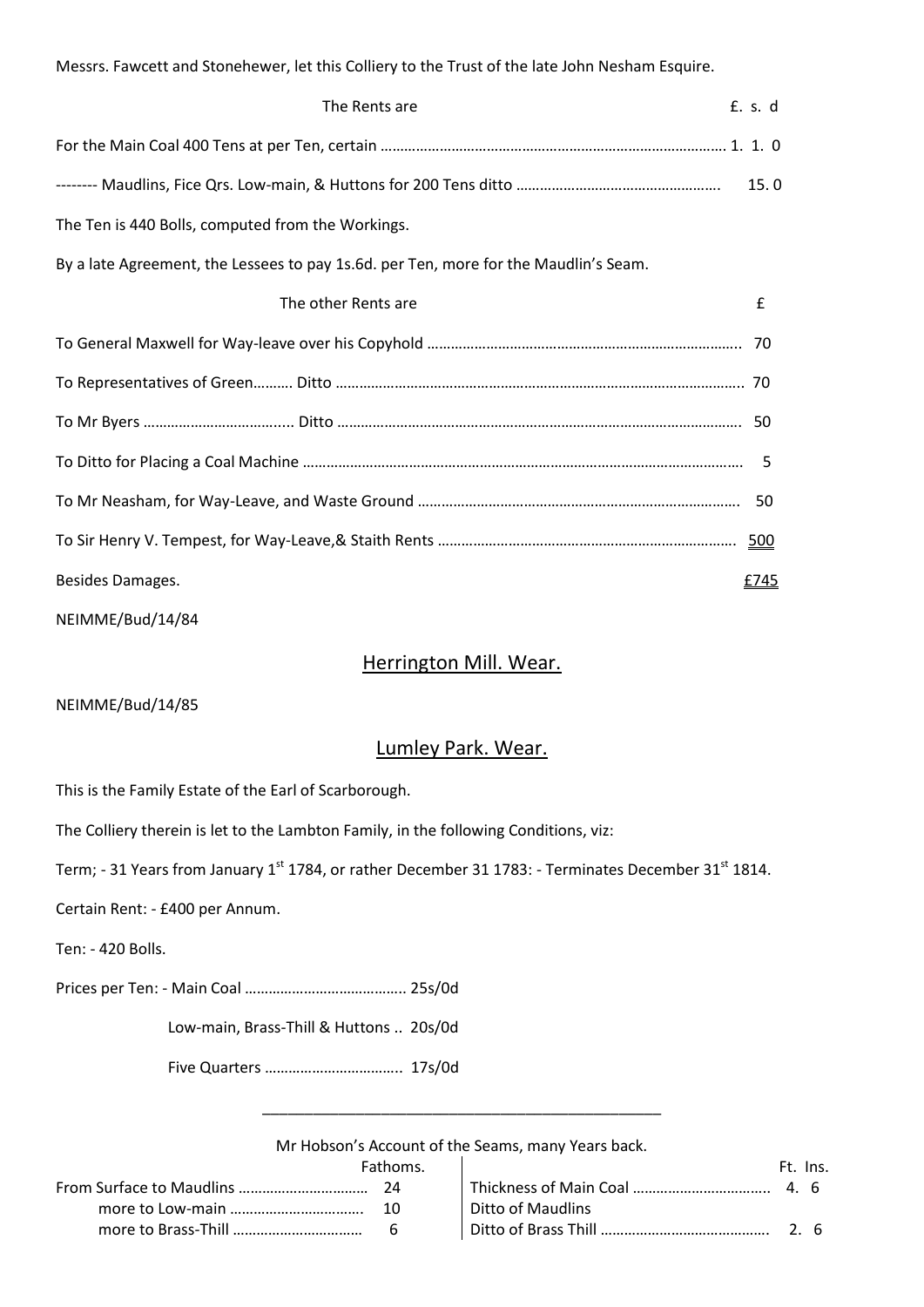Messrs. Fawcett and Stonehewer, let this Colliery to the Trust of the late John Nesham Esquire.

| The Rents are | £. s. d |
|---|---|
| For the Main Coal 400 Tens at per Ten, certain ………………………………………………………………………… | 1. 1. 0 |
| -------- Maudlins, Fice Qrs. Low-main, & Huttons for 200 Tens ditto …………………………………………… | 15. 0 |

The Ten is 440 Bolls, computed from the Workings.

By a late Agreement, the Lessees to pay 1s.6d. per Ten, more for the Maudlin's Seam.

| The other Rents are | £ |
|---|---|
| To General Maxwell for Way-leave over his Copyhold …………………………………………………………………… | 70 |
| To Representatives of Green………. Ditto ……………………………………………………………………………………… | 70 |
| To Mr Byers ……………………………... Ditto …………………………………………………………………………………… | 50 |
| To Ditto for Placing a Coal Machine …………………………………………………………………………………………… | 5 |
| To Mr Neasham, for Way-Leave, and Waste Ground ……………………………………………………………………… | 50 |
| To Sir Henry V. Tempest, for Way-Leave,& Staith Rents ………………………………………………………………… | 500 |
| Besides Damages. | £745 |

NEIMME/Bud/14/84

## Herrington Mill. Wear.

NEIMME/Bud/14/85

## Lumley Park. Wear.

This is the Family Estate of the Earl of Scarborough.

The Colliery therein is let to the Lambton Family, in the following Conditions, viz:

Term; - 31 Years from January 1st 1784, or rather December 31 1783: - Terminates December 31st 1814.

Certain Rent: - £400 per Annum.

Ten: - 420 Bolls.

Prices per Ten: - Main Coal ………………………………….. 25s/0d

Low-main, Brass-Thill & Huttons .. 20s/0d

Five Quarters …………………………….. 17s/0d

---

Mr Hobson's Account of the Seams, many Years back.

| | Fathoms. | | Ft. Ins. |
|---|---|---|---|
| From Surface to Maudlins …………………………… | 24 | Thickness of Main Coal …………………………….. | 4. 6 |
| more to Low-main …………………………… | 10 | Ditto of Maudlins | |
| more to Brass-Thill …………………………… | 6 | Ditto of Brass Thill …………………………………… | 2. 6 |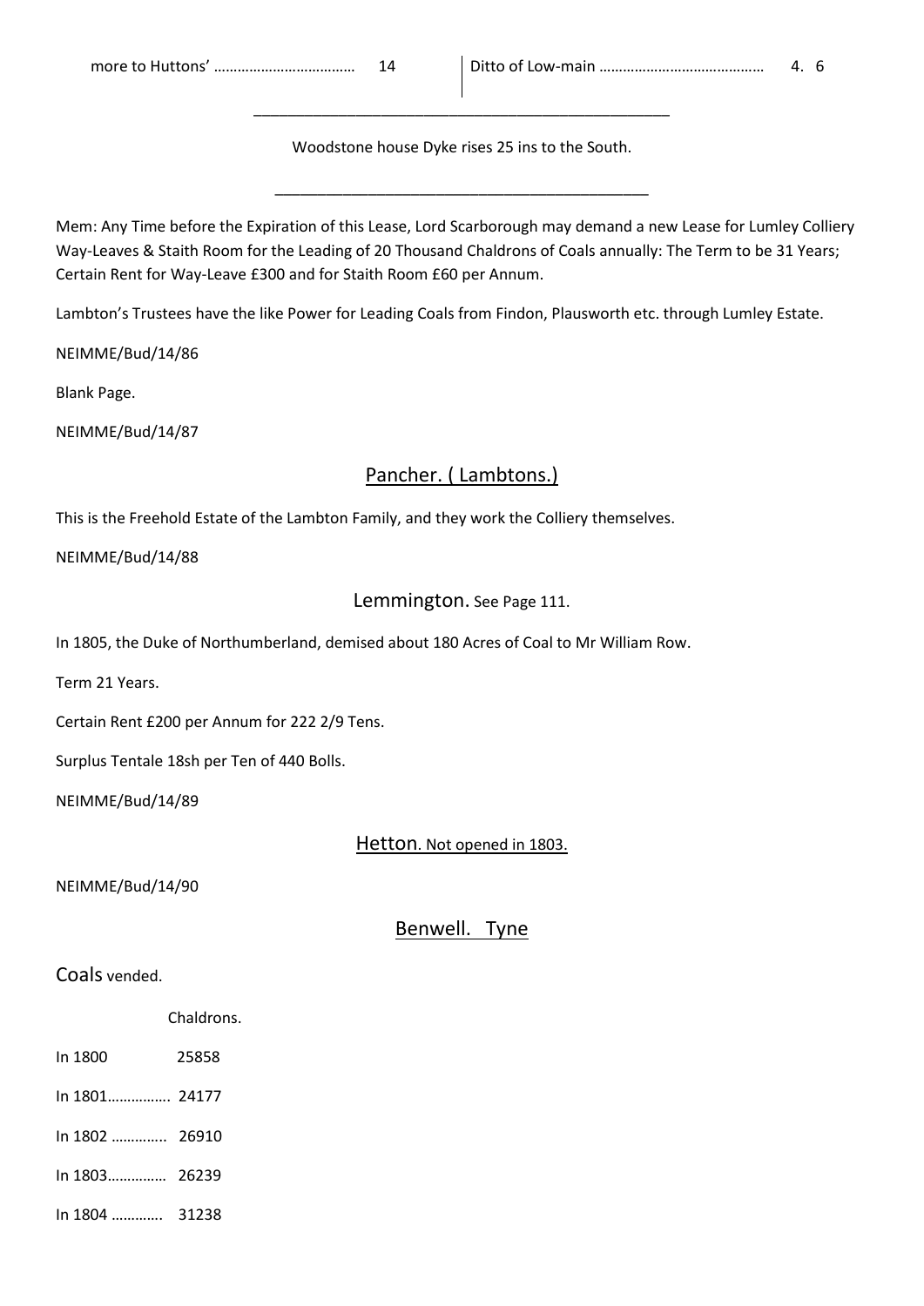| more to Huttons' ……………………………… | 14 | Ditto of Low-main …………………………………… | 4. 6 |
|---|---|---|---|

---

Woodstone house Dyke rises 25 ins to the South.

---

Mem: Any Time before the Expiration of this Lease, Lord Scarborough may demand a new Lease for Lumley Colliery Way-Leaves & Staith Room for the Leading of 20 Thousand Chaldrons of Coals annually: The Term to be 31 Years; Certain Rent for Way-Leave £300 and for Staith Room £60 per Annum.

Lambton's Trustees have the like Power for Leading Coals from Findon, Plausworth etc. through Lumley Estate.

NEIMME/Bud/14/86

Blank Page.

NEIMME/Bud/14/87

## Pancher. ( Lambtons.)

This is the Freehold Estate of the Lambton Family, and they work the Colliery themselves.

NEIMME/Bud/14/88

## Lemmington. See Page 111.

In 1805, the Duke of Northumberland, demised about 180 Acres of Coal to Mr William Row.

Term 21 Years.

Certain Rent £200 per Annum for 222 2/9 Tens.

Surplus Tentale 18sh per Ten of 440 Bolls.

NEIMME/Bud/14/89

## Hetton. Not opened in 1803.

NEIMME/Bud/14/90

## Benwell. Tyne

Coals vended.

| | Chaldrons. |
|---|---|
| In 1800 | 25858 |
| In 1801……………. | 24177 |
| In 1802 ………….. | 26910 |
| In 1803…………… | 26239 |
| In 1804 …………. | 31238 |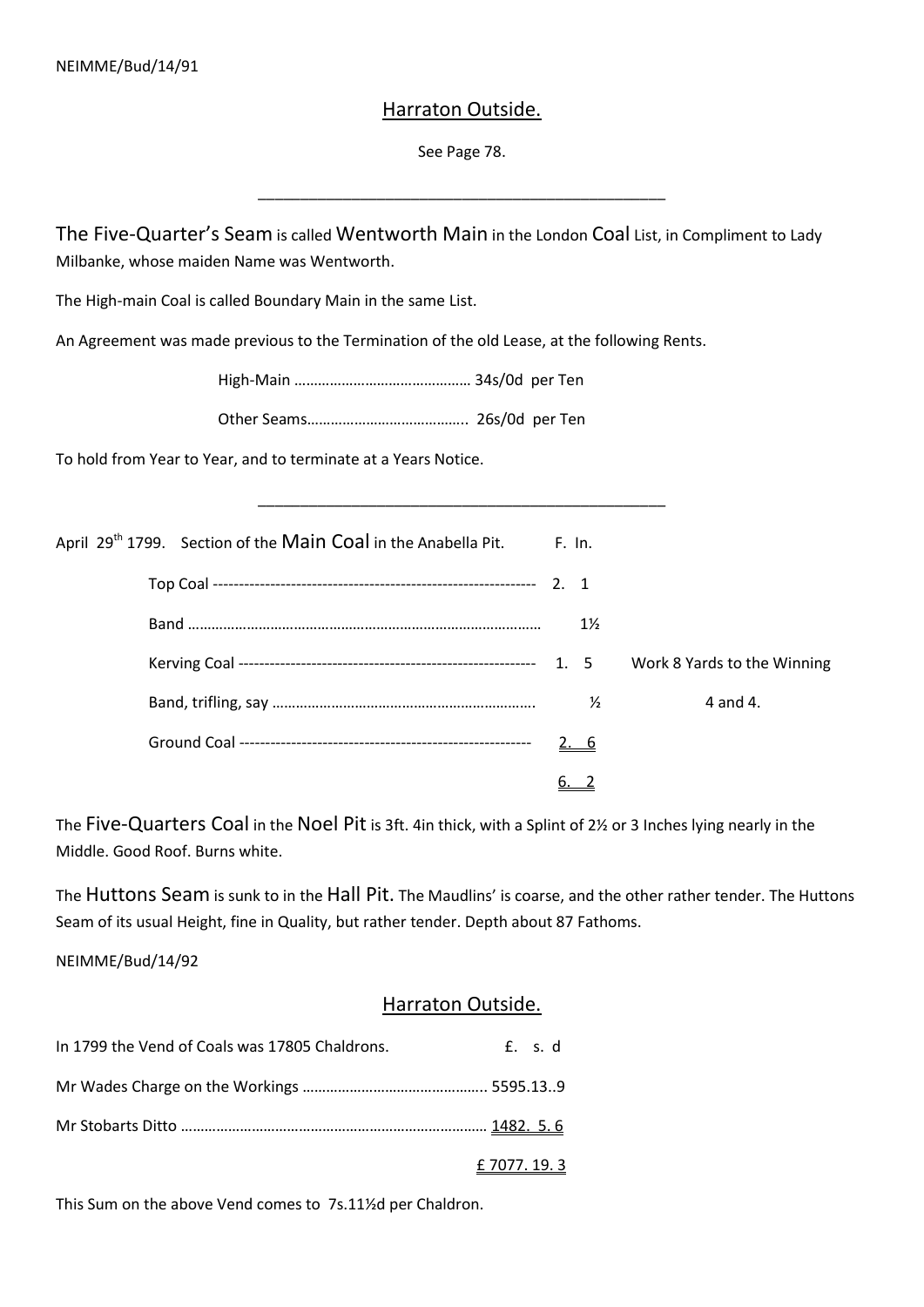NEIMME/Bud/14/91

## Harraton Outside.

See Page 78.

---

The Five-Quarter's Seam is called Wentworth Main in the London Coal List, in Compliment to Lady Milbanke, whose maiden Name was Wentworth.

The High-main Coal is called Boundary Main in the same List.

An Agreement was made previous to the Termination of the old Lease, at the following Rents.

High-Main ……………………………………… 34s/0d per Ten

Other Seams………………………………….. 26s/0d per Ten

To hold from Year to Year, and to terminate at a Years Notice.

---

April 29th 1799. Section of the Main Coal in the Anabella Pit.

| | F. In. | |
|---|---|---|
| Top Coal ------------------------------------------------------------ | 2. 1 | |
| Band ……………………………………………………………………… | 1½ | |
| Kerving Coal -------------------------------------------------------- | 1. 5 | Work 8 Yards to the Winning |
| Band, trifling, say …………………………………………………….. | ½ | 4 and 4. |
| Ground Coal ------------------------------------------------------- | 2. 6 | |
| | 6. 2 | |

The Five-Quarters Coal in the Noel Pit is 3ft. 4in thick, with a Splint of 2½ or 3 Inches lying nearly in the Middle. Good Roof. Burns white.

The Huttons Seam is sunk to in the Hall Pit. The Maudlins' is coarse, and the other rather tender. The Huttons Seam of its usual Height, fine in Quality, but rather tender. Depth about 87 Fathoms.

NEIMME/Bud/14/92

## Harraton Outside.

| | £. s. d |
|---|---|
| In 1799 the Vend of Coals was 17805 Chaldrons. | |
| Mr Wades Charge on the Workings ……………………………………….. | 5595.13..9 |
| Mr Stobarts Ditto …………………………………………………………………… | 1482. 5. 6 |
| | £ 7077. 19. 3 |

This Sum on the above Vend comes to 7s.11½d per Chaldron.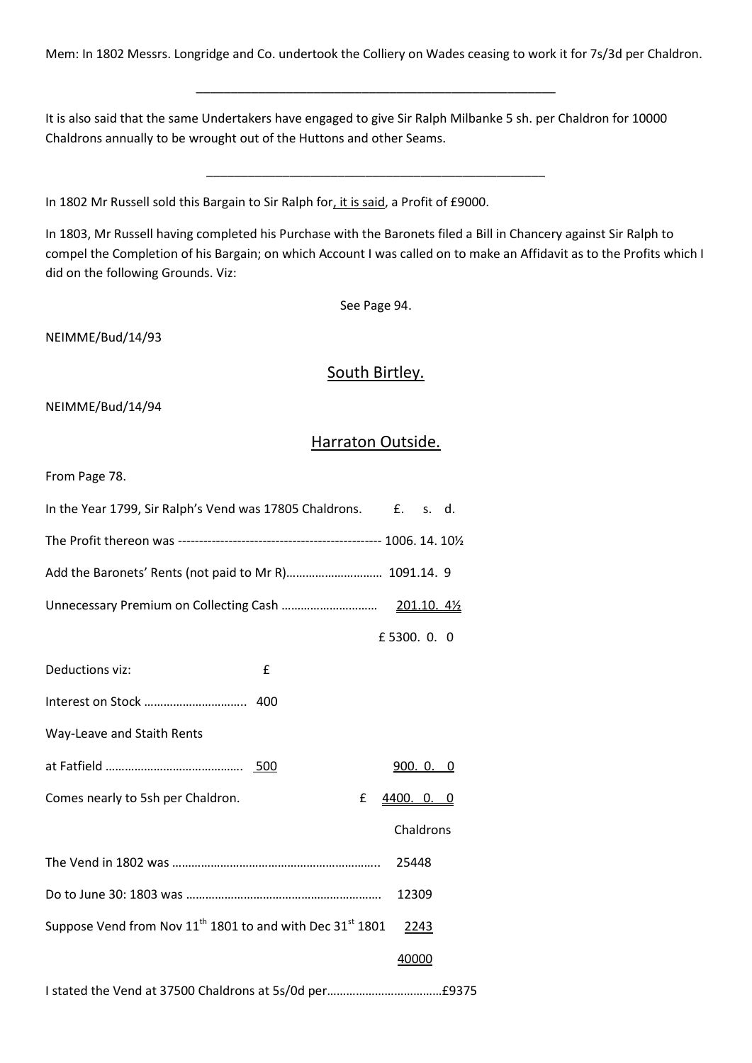Mem: In 1802 Messrs. Longridge and Co. undertook the Colliery on Wades ceasing to work it for 7s/3d per Chaldron.

---

It is also said that the same Undertakers have engaged to give Sir Ralph Milbanke 5 sh. per Chaldron for 10000 Chaldrons annually to be wrought out of the Huttons and other Seams.

---

In 1802 Mr Russell sold this Bargain to Sir Ralph for, it is said, a Profit of £9000.

In 1803, Mr Russell having completed his Purchase with the Baronets filed a Bill in Chancery against Sir Ralph to compel the Completion of his Bargain; on which Account I was called on to make an Affidavit as to the Profits which I did on the following Grounds. Viz:

See Page 94.

NEIMME/Bud/14/93

## South Birtley.

NEIMME/Bud/14/94

## Harraton Outside.

From Page 78.

| | | £. s. d. |
|---|---|---|
| In the Year 1799, Sir Ralph's Vend was 17805 Chaldrons. | | |
| The Profit thereon was ------------------------------------------------ | | 1006. 14. 10½ |
| Add the Baronets' Rents (not paid to Mr R)………………………… | | 1091.14. 9 |
| Unnecessary Premium on Collecting Cash ………………………… | | 201.10. 4½ |
| | | £ 5300. 0. 0 |
| Deductions viz: | £ | |
| Interest on Stock ………………………….. | 400 | |
| Way-Leave and Staith Rents | | |
| at Fatfield …………………………………… | 500 | 900. 0. 0 |
| Comes nearly to 5sh per Chaldron. | | £ 4400. 0. 0 |

| | Chaldrons |
|---|---|
| The Vend in 1802 was ……………………………………………………….. | 25448 |
| Do to June 30: 1803 was …………………………………………………… | 12309 |
| Suppose Vend from Nov 11th 1801 to and with Dec 31st 1801 | 2243 |
| | 40000 |

I stated the Vend at 37500 Chaldrons at 5s/0d per………………………………£9375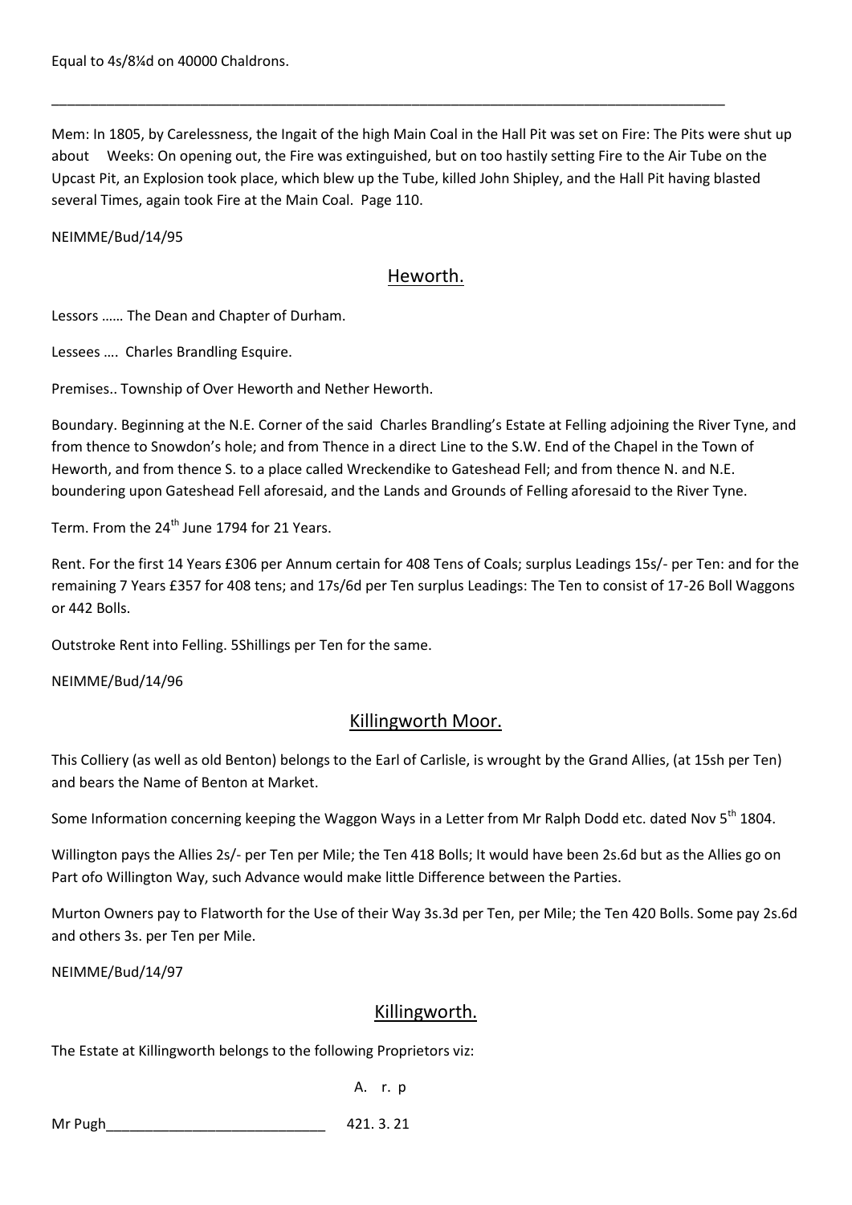Equal to 4s/8¼d on 40000 Chaldrons.

---

Mem: In 1805, by Carelessness, the Ingait of the high Main Coal in the Hall Pit was set on Fire: The Pits were shut up about    Weeks: On opening out, the Fire was extinguished, but on too hastily setting Fire to the Air Tube on the Upcast Pit, an Explosion took place, which blew up the Tube, killed John Shipley, and the Hall Pit having blasted several Times, again took Fire at the Main Coal. Page 110.

NEIMME/Bud/14/95

## Heworth.

Lessors …… The Dean and Chapter of Durham.

Lessees …. Charles Brandling Esquire.

Premises.. Township of Over Heworth and Nether Heworth.

Boundary. Beginning at the N.E. Corner of the said Charles Brandling's Estate at Felling adjoining the River Tyne, and from thence to Snowdon's hole; and from Thence in a direct Line to the S.W. End of the Chapel in the Town of Heworth, and from thence S. to a place called Wreckendike to Gateshead Fell; and from thence N. and N.E. boundering upon Gateshead Fell aforesaid, and the Lands and Grounds of Felling aforesaid to the River Tyne.

Term. From the 24th June 1794 for 21 Years.

Rent. For the first 14 Years £306 per Annum certain for 408 Tens of Coals; surplus Leadings 15s/- per Ten: and for the remaining 7 Years £357 for 408 tens; and 17s/6d per Ten surplus Leadings: The Ten to consist of 17-26 Boll Waggons or 442 Bolls.

Outstroke Rent into Felling. 5Shillings per Ten for the same.

NEIMME/Bud/14/96

## Killingworth Moor.

This Colliery (as well as old Benton) belongs to the Earl of Carlisle, is wrought by the Grand Allies, (at 15sh per Ten) and bears the Name of Benton at Market.

Some Information concerning keeping the Waggon Ways in a Letter from Mr Ralph Dodd etc. dated Nov 5th 1804.

Willington pays the Allies 2s/- per Ten per Mile; the Ten 418 Bolls; It would have been 2s.6d but as the Allies go on Part ofo Willington Way, such Advance would make little Difference between the Parties.

Murton Owners pay to Flatworth for the Use of their Way 3s.3d per Ten, per Mile; the Ten 420 Bolls. Some pay 2s.6d and others 3s. per Ten per Mile.

NEIMME/Bud/14/97

## Killingworth.

The Estate at Killingworth belongs to the following Proprietors viz:

| | A. r. p |
|---|---|
| Mr Pugh____________________________ | 421. 3. 21 |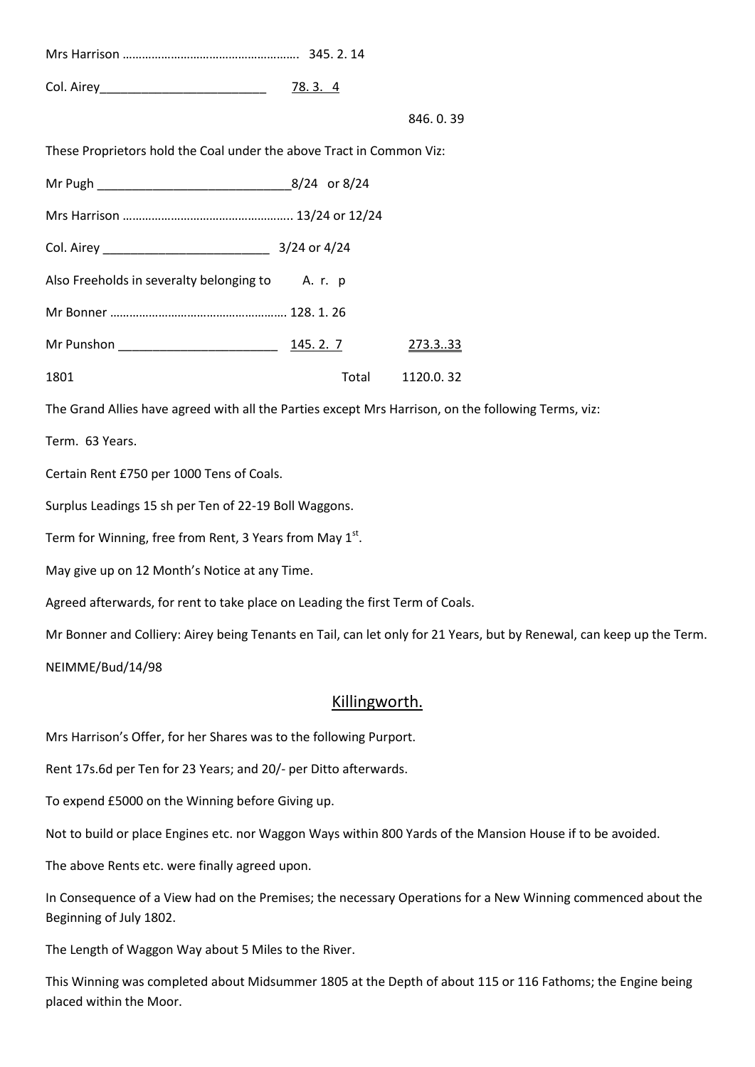Mrs Harrison ………………………………………………. 345. 2. 14

Col. Airey________________________ 78. 3. 4

846. 0. 39

These Proprietors hold the Coal under the above Tract in Common Viz:

Mr Pugh ____________________________8/24 or 8/24

Mrs Harrison …………………………………………….. 13/24 or 12/24

Col. Airey ________________________ 3/24 or 4/24

Also Freeholds in severalty belonging to A. r. p

Mr Bonner ………………………………………………. 128. 1. 26

Mr Punshon _______________________ 145. 2. 7 273.3..33

1801 Total 1120.0. 32

The Grand Allies have agreed with all the Parties except Mrs Harrison, on the following Terms, viz:

Term. 63 Years.

Certain Rent £750 per 1000 Tens of Coals.

Surplus Leadings 15 sh per Ten of 22-19 Boll Waggons.

Term for Winning, free from Rent, 3 Years from May 1st.

May give up on 12 Month's Notice at any Time.

Agreed afterwards, for rent to take place on Leading the first Term of Coals.

Mr Bonner and Colliery: Airey being Tenants en Tail, can let only for 21 Years, but by Renewal, can keep up the Term.

NEIMME/Bud/14/98

## Killingworth.

Mrs Harrison's Offer, for her Shares was to the following Purport.

Rent 17s.6d per Ten for 23 Years; and 20/- per Ditto afterwards.

To expend £5000 on the Winning before Giving up.

Not to build or place Engines etc. nor Waggon Ways within 800 Yards of the Mansion House if to be avoided.

The above Rents etc. were finally agreed upon.

In Consequence of a View had on the Premises; the necessary Operations for a New Winning commenced about the Beginning of July 1802.

The Length of Waggon Way about 5 Miles to the River.

This Winning was completed about Midsummer 1805 at the Depth of about 115 or 116 Fathoms; the Engine being placed within the Moor.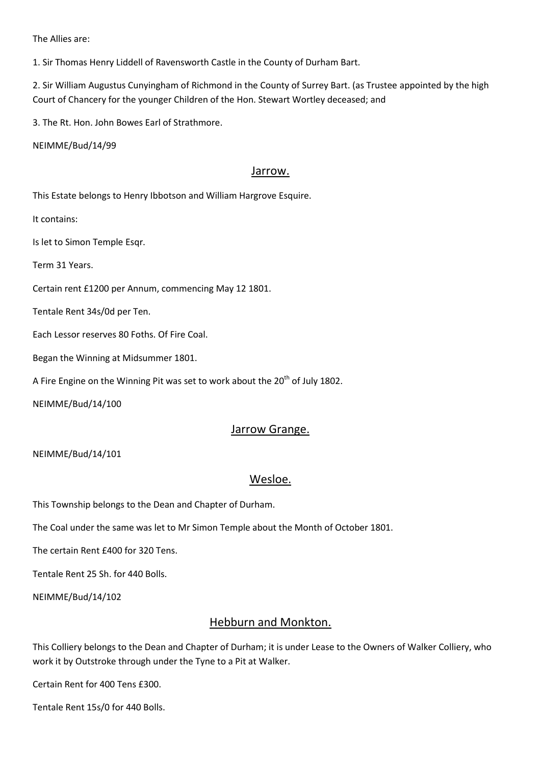The Allies are:

1. Sir Thomas Henry Liddell of Ravensworth Castle in the County of Durham Bart.

2. Sir William Augustus Cunyingham of Richmond in the County of Surrey Bart. (as Trustee appointed by the high Court of Chancery for the younger Children of the Hon. Stewart Wortley deceased; and

3. The Rt. Hon. John Bowes Earl of Strathmore.

NEIMME/Bud/14/99

## Jarrow.

This Estate belongs to Henry Ibbotson and William Hargrove Esquire.

It contains:

Is let to Simon Temple Esqr.

Term 31 Years.

Certain rent £1200 per Annum, commencing May 12 1801.

Tentale Rent 34s/0d per Ten.

Each Lessor reserves 80 Foths. Of Fire Coal.

Began the Winning at Midsummer 1801.

A Fire Engine on the Winning Pit was set to work about the 20th of July 1802.

NEIMME/Bud/14/100

## Jarrow Grange.

NEIMME/Bud/14/101

## Wesloe.

This Township belongs to the Dean and Chapter of Durham.

The Coal under the same was let to Mr Simon Temple about the Month of October 1801.

The certain Rent £400 for 320 Tens.

Tentale Rent 25 Sh. for 440 Bolls.

NEIMME/Bud/14/102

## Hebburn and Monkton.

This Colliery belongs to the Dean and Chapter of Durham; it is under Lease to the Owners of Walker Colliery, who work it by Outstroke through under the Tyne to a Pit at Walker.

Certain Rent for 400 Tens £300.

Tentale Rent 15s/0 for 440 Bolls.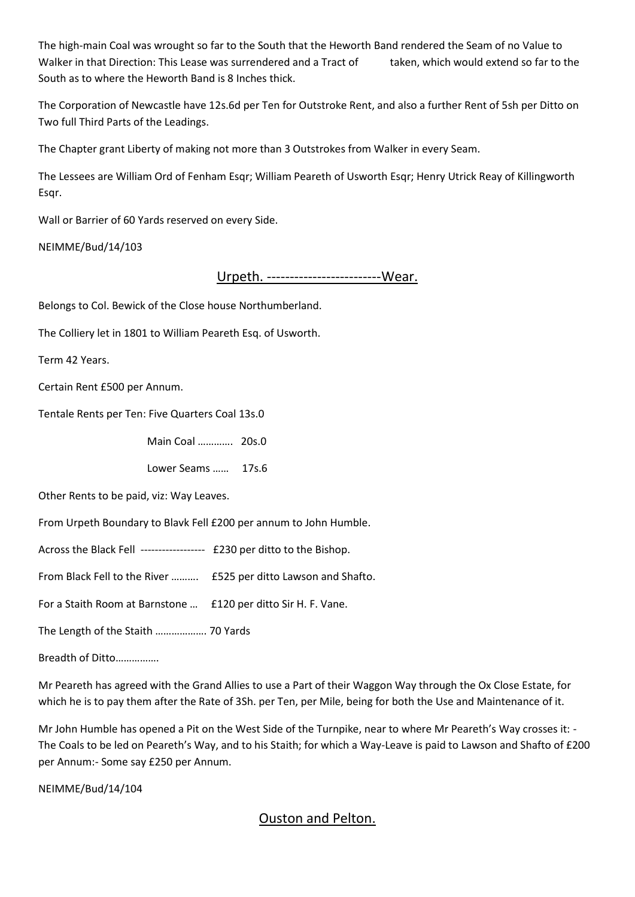The high-main Coal was wrought so far to the South that the Heworth Band rendered the Seam of no Value to Walker in that Direction: This Lease was surrendered and a Tract of taken, which would extend so far to the South as to where the Heworth Band is 8 Inches thick.

The Corporation of Newcastle have 12s.6d per Ten for Outstroke Rent, and also a further Rent of 5sh per Ditto on Two full Third Parts of the Leadings.

The Chapter grant Liberty of making not more than 3 Outstrokes from Walker in every Seam.

The Lessees are William Ord of Fenham Esqr; William Peareth of Usworth Esqr; Henry Utrick Reay of Killingworth Esqr.

Wall or Barrier of 60 Yards reserved on every Side.

NEIMME/Bud/14/103

## Urpeth. -------------------------Wear.

Belongs to Col. Bewick of the Close house Northumberland.

The Colliery let in 1801 to William Peareth Esq. of Usworth.

Term 42 Years.

Certain Rent £500 per Annum.

Tentale Rents per Ten: Five Quarters Coal 13s.0

Main Coal ………… 20s.0

Lower Seams …… 17s.6

Other Rents to be paid, viz: Way Leaves.

From Urpeth Boundary to Blavk Fell £200 per annum to John Humble.

Across the Black Fell ------------------ £230 per ditto to the Bishop.

From Black Fell to the River ………. £525 per ditto Lawson and Shafto.

For a Staith Room at Barnstone … £120 per ditto Sir H. F. Vane.

The Length of the Staith ………………. 70 Yards

Breadth of Ditto…………….

Mr Peareth has agreed with the Grand Allies to use a Part of their Waggon Way through the Ox Close Estate, for which he is to pay them after the Rate of 3Sh. per Ten, per Mile, being for both the Use and Maintenance of it.

Mr John Humble has opened a Pit on the West Side of the Turnpike, near to where Mr Peareth's Way crosses it: - The Coals to be led on Peareth's Way, and to his Staith; for which a Way-Leave is paid to Lawson and Shafto of £200 per Annum:- Some say £250 per Annum.

NEIMME/Bud/14/104

## Ouston and Pelton.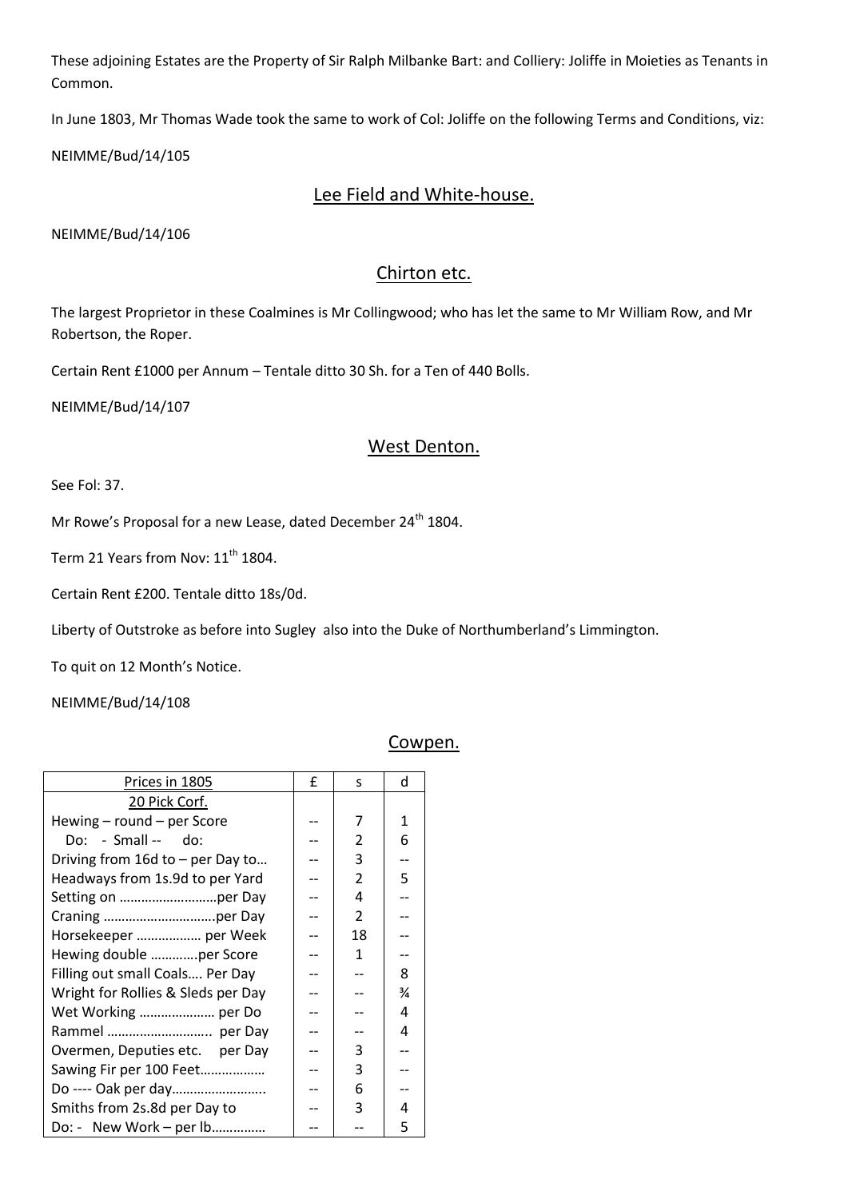These adjoining Estates are the Property of Sir Ralph Milbanke Bart: and Colliery: Joliffe in Moieties as Tenants in Common.

In June 1803, Mr Thomas Wade took the same to work of Col: Joliffe on the following Terms and Conditions, viz:

NEIMME/Bud/14/105

## Lee Field and White-house.

NEIMME/Bud/14/106

## Chirton etc.

The largest Proprietor in these Coalmines is Mr Collingwood; who has let the same to Mr William Row, and Mr Robertson, the Roper.

Certain Rent £1000 per Annum – Tentale ditto 30 Sh. for a Ten of 440 Bolls.

NEIMME/Bud/14/107

## West Denton.

See Fol: 37.

Mr Rowe's Proposal for a new Lease, dated December 24th 1804.

Term 21 Years from Nov: 11th 1804.

Certain Rent £200. Tentale ditto 18s/0d.

Liberty of Outstroke as before into Sugley also into the Duke of Northumberland's Limmington.

To quit on 12 Month's Notice.

NEIMME/Bud/14/108

## Cowpen.

| Prices in 1805 | £ | s | d |
|---|---|---|---|
| 20 Pick Corf. | | | |
| Hewing – round – per Score | -- | 7 | 1 |
| Do: - Small -- do: | -- | 2 | 6 |
| Driving from 16d to – per Day to… | -- | 3 | -- |
| Headways from 1s.9d to per Yard | -- | 2 | 5 |
| Setting on ……………………..per Day | -- | 4 | -- |
| Craning ………………………..per Day | -- | 2 | -- |
| Horsekeeper ……………… per Week | -- | 18 | -- |
| Hewing double ………….per Score | -- | 1 | -- |
| Filling out small Coals…. Per Day | -- | -- | 8 |
| Wright for Rollies & Sleds per Day | -- | -- | ¾ |
| Wet Working ………………… per Do | -- | -- | 4 |
| Rammel ……………………….. per Day | -- | -- | 4 |
| Overmen, Deputies etc. per Day | -- | 3 | -- |
| Sawing Fir per 100 Feet……………… | -- | 3 | -- |
| Do ---- Oak per day…………………….. | -- | 6 | -- |
| Smiths from 2s.8d per Day to | -- | 3 | 4 |
| Do: - New Work – per lb…………… | -- | -- | 5 |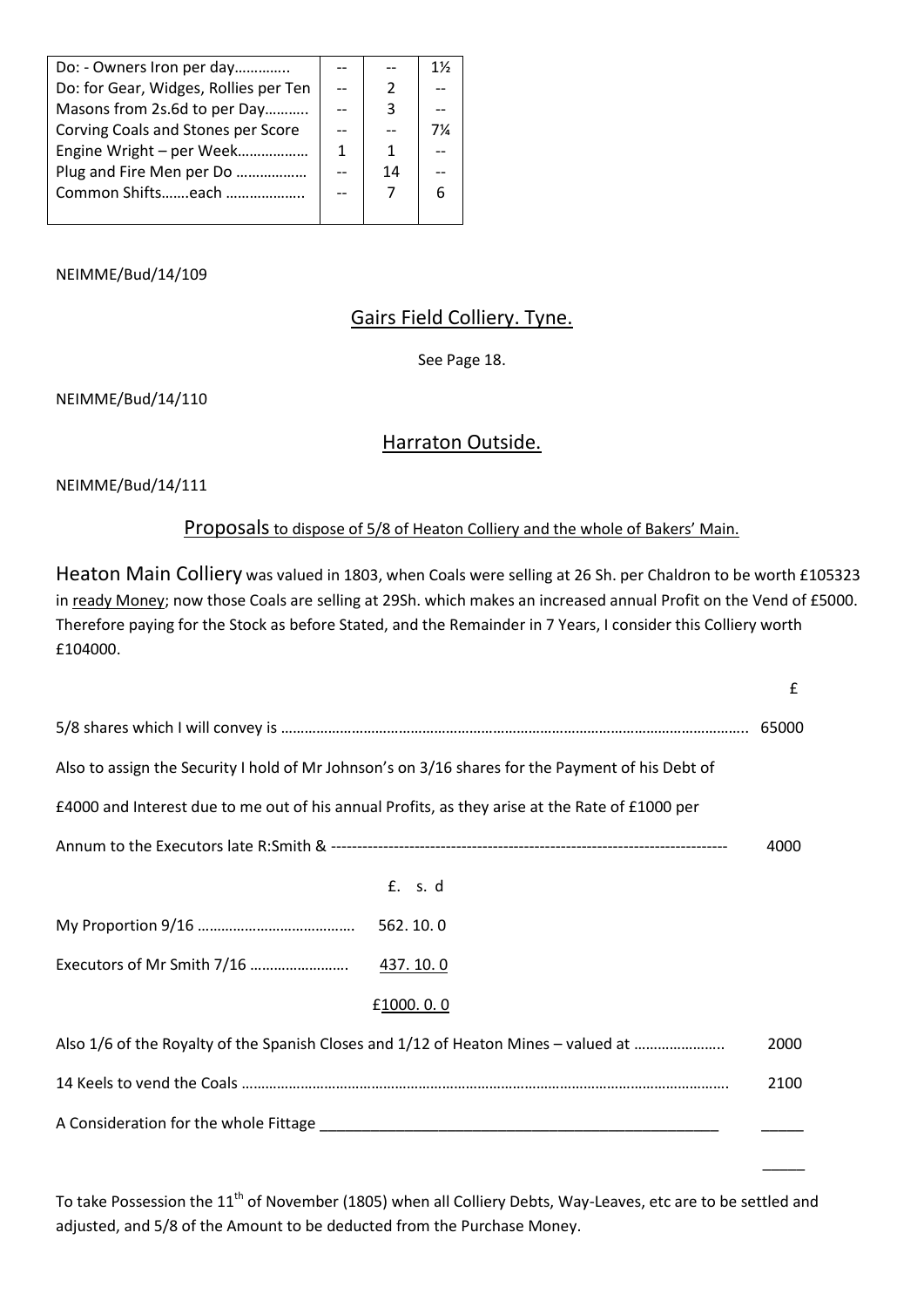| | | | |
|---|---|---|---|
| Do: - Owners Iron per day………….. | -- | -- | 1½ |
| Do: for Gear, Widges, Rollies per Ten | -- | 2 | -- |
| Masons from 2s.6d to per Day……….. | -- | 3 | -- |
| Corving Coals and Stones per Score | -- | -- | 7¼ |
| Engine Wright – per Week……………… | 1 | 1 | -- |
| Plug and Fire Men per Do ……………… | -- | 14 | -- |
| Common Shifts…….each ……………….. | -- | 7 | 6 |

NEIMME/Bud/14/109

## Gairs Field Colliery. Tyne.

See Page 18.

NEIMME/Bud/14/110

## Harraton Outside.

NEIMME/Bud/14/111

### Proposals to dispose of 5/8 of Heaton Colliery and the whole of Bakers' Main.

Heaton Main Colliery was valued in 1803, when Coals were selling at 26 Sh. per Chaldron to be worth £105323 in ready Money; now those Coals are selling at 29Sh. which makes an increased annual Profit on the Vend of £5000. Therefore paying for the Stock as before Stated, and the Remainder in 7 Years, I consider this Colliery worth £104000.

| | £ |
|---|---|
| 5/8 shares which I will convey is ………………………………………………………………………………………………….. | 65000 |
| Also to assign the Security I hold of Mr Johnson's on 3/16 shares for the Payment of his Debt of £4000 and Interest due to me out of his annual Profits, as they arise at the Rate of £1000 per Annum to the Executors late R:Smith & ---------------------------------------------------------------------------- | 4000 |

| | £. s. d |
|---|---|
| My Proportion 9/16 …………………………………. | 562. 10. 0 |
| Executors of Mr Smith 7/16 ……………………. | 437. 10. 0 |
| | £1000. 0. 0 |

| | |
|---|---|
| Also 1/6 of the Royalty of the Spanish Closes and 1/12 of Heaton Mines – valued at ………………….. | 2000 |
| 14 Keels to vend the Coals ……………………………………………………………………………………………………. | 2100 |
| A Consideration for the whole Fittage _______________________________________________ | _____ |
| | _____ |

To take Possession the 11th of November (1805) when all Colliery Debts, Way-Leaves, etc are to be settled and adjusted, and 5/8 of the Amount to be deducted from the Purchase Money.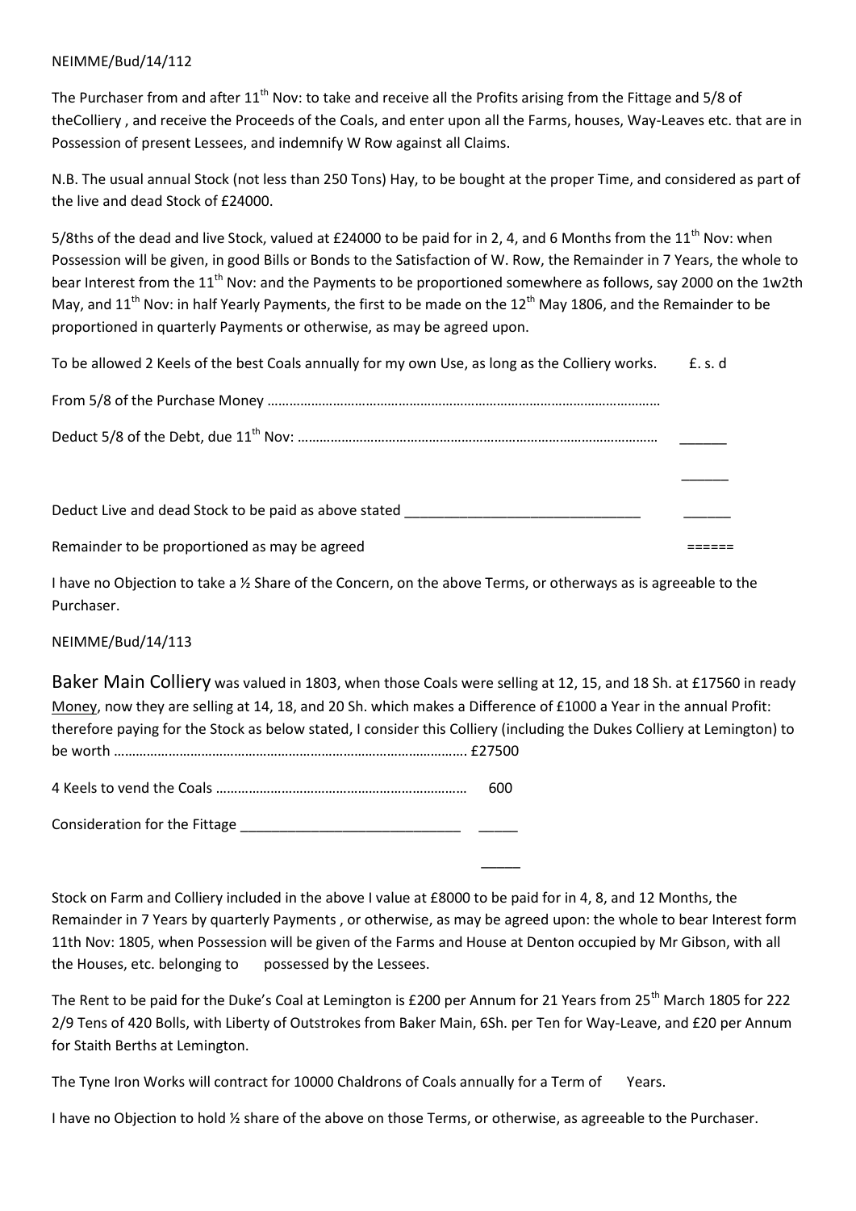NEIMME/Bud/14/112

The Purchaser from and after 11th Nov: to take and receive all the Profits arising from the Fittage and 5/8 of theColliery , and receive the Proceeds of the Coals, and enter upon all the Farms, houses, Way-Leaves etc. that are in Possession of present Lessees, and indemnify W Row against all Claims.

N.B. The usual annual Stock (not less than 250 Tons) Hay, to be bought at the proper Time, and considered as part of the live and dead Stock of £24000.

5/8ths of the dead and live Stock, valued at £24000 to be paid for in 2, 4, and 6 Months from the 11th Nov: when Possession will be given, in good Bills or Bonds to the Satisfaction of W. Row, the Remainder in 7 Years, the whole to bear Interest from the 11th Nov: and the Payments to be proportioned somewhere as follows, say 2000 on the 1w2th May, and 11th Nov: in half Yearly Payments, the first to be made on the 12th May 1806, and the Remainder to be proportioned in quarterly Payments or otherwise, as may be agreed upon.

To be allowed 2 Keels of the best Coals annually for my own Use, as long as the Colliery works. £. s. d

From 5/8 of the Purchase Money ………………………………………………………………………………………………

Deduct 5/8 of the Debt, due 11th Nov: ……………………………………………………………………………………… ______

______

Deduct Live and dead Stock to be paid as above stated ______________________________ ______

Remainder to be proportioned as may be agreed ======

I have no Objection to take a ½ Share of the Concern, on the above Terms, or otherways as is agreeable to the Purchaser.

NEIMME/Bud/14/113

Baker Main Colliery was valued in 1803, when those Coals were selling at 12, 15, and 18 Sh. at £17560 in ready Money, now they are selling at 14, 18, and 20 Sh. which makes a Difference of £1000 a Year in the annual Profit: therefore paying for the Stock as below stated, I consider this Colliery (including the Dukes Colliery at Lemington) to be worth …………………………………………………………………………………… £27500

4 Keels to vend the Coals …………………………………………………………… 600

Consideration for the Fittage ____________________________ _____

_____

Stock on Farm and Colliery included in the above I value at £8000 to be paid for in 4, 8, and 12 Months, the Remainder in 7 Years by quarterly Payments , or otherwise, as may be agreed upon: the whole to bear Interest form 11th Nov: 1805, when Possession will be given of the Farms and House at Denton occupied by Mr Gibson, with all the Houses, etc. belonging to possessed by the Lessees.

The Rent to be paid for the Duke's Coal at Lemington is £200 per Annum for 21 Years from 25th March 1805 for 222 2/9 Tens of 420 Bolls, with Liberty of Outstrokes from Baker Main, 6Sh. per Ten for Way-Leave, and £20 per Annum for Staith Berths at Lemington.

The Tyne Iron Works will contract for 10000 Chaldrons of Coals annually for a Term of Years.

I have no Objection to hold ½ share of the above on those Terms, or otherwise, as agreeable to the Purchaser.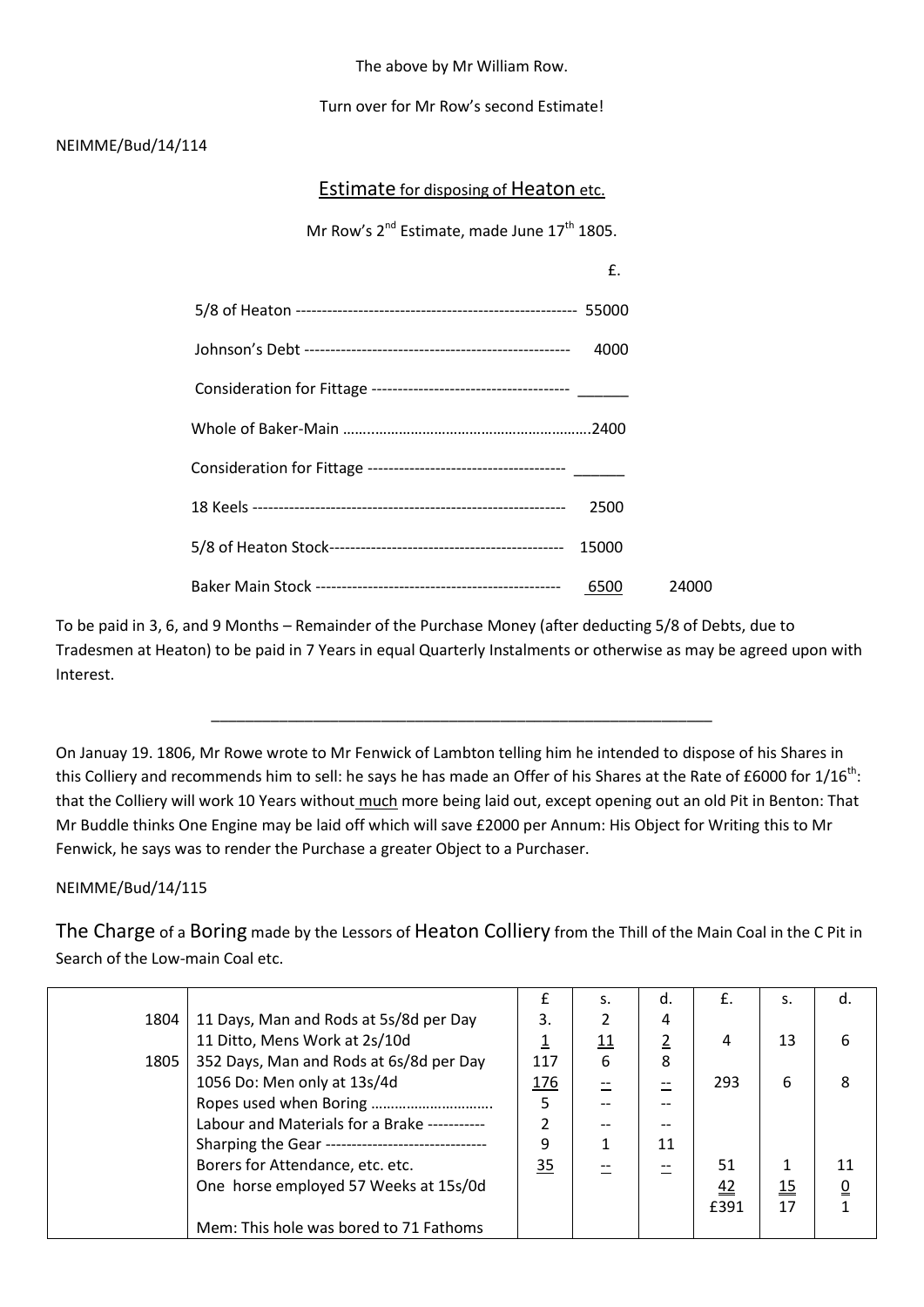The above by Mr William Row.

Turn over for Mr Row's second Estimate!

NEIMME/Bud/14/114

## Estimate for disposing of Heaton etc.

Mr Row's 2nd Estimate, made June 17th 1805.

| | £. | |
|---|---|---|
| 5/8 of Heaton ------------------------------------------------------ | 55000 | |
| Johnson's Debt --------------------------------------------------- | 4000 | |
| Consideration for Fittage -------------------------------------- | ______ | |
| Whole of Baker-Main ………………………………………………………. | 2400 | |
| Consideration for Fittage -------------------------------------- | ______ | |
| 18 Keels ------------------------------------------------------------ | 2500 | |
| 5/8 of Heaton Stock--------------------------------------------- | 15000 | |
| Baker Main Stock ----------------------------------------------- | 6500 | 24000 |

To be paid in 3, 6, and 9 Months – Remainder of the Purchase Money (after deducting 5/8 of Debts, due to Tradesmen at Heaton) to be paid in 7 Years in equal Quarterly Instalments or otherwise as may be agreed upon with Interest.

---

On Januay 19. 1806, Mr Rowe wrote to Mr Fenwick of Lambton telling him he intended to dispose of his Shares in this Colliery and recommends him to sell: he says he has made an Offer of his Shares at the Rate of £6000 for 1/16th: that the Colliery will work 10 Years without much more being laid out, except opening out an old Pit in Benton: That Mr Buddle thinks One Engine may be laid off which will save £2000 per Annum: His Object for Writing this to Mr Fenwick, he says was to render the Purchase a greater Object to a Purchaser.

NEIMME/Bud/14/115

## The Charge of a Boring made by the Lessors of Heaton Colliery from the Thill of the Main Coal in the C Pit in Search of the Low-main Coal etc.

| | | £ | s. | d. | £. | s. | d. |
|---|---|---|---|---|---|---|---|
| 1804 | 11 Days, Man and Rods at 5s/8d per Day | 3. | 2 | 4 | | | |
| | 11 Ditto, Mens Work at 2s/10d | 1 | 11 | 2 | 4 | 13 | 6 |
| 1805 | 352 Days, Man and Rods at 6s/8d per Day | 117 | 6 | 8 | | | |
| | 1056 Do: Men only at 13s/4d | 176 | -- | -- | 293 | 6 | 8 |
| | Ropes used when Boring ………………………… | 5 | -- | -- | | | |
| | Labour and Materials for a Brake ----------- | 2 | -- | -- | | | |
| | Sharping the Gear ------------------------------- | 9 | 1 | 11 | | | |
| | Borers for Attendance, etc. etc. | 35 | -- | -- | 51 | 1 | 11 |
| | One horse employed 57 Weeks at 15s/0d | | | | 42 | 15 | 0 |
| | | | | | £391 | 17 | 1 |
| | Mem: This hole was bored to 71 Fathoms | | | | | | |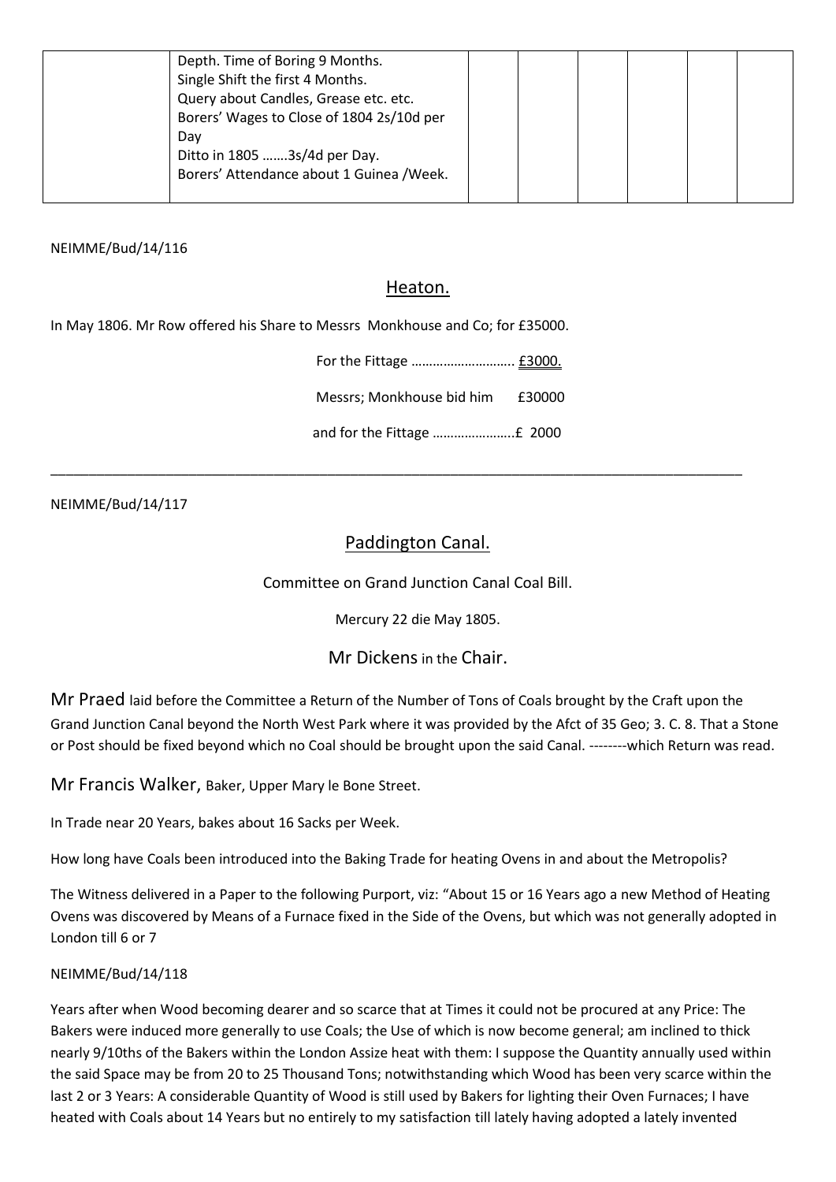| | Depth. Time of Boring 9 Months.<br>Single Shift the first 4 Months.<br>Query about Candles, Grease etc. etc.<br>Borers' Wages to Close of 1804 2s/10d per Day<br>Ditto in 1805 …….3s/4d per Day.<br>Borers' Attendance about 1 Guinea /Week. | | | | | | |
|---|---|---|---|---|---|---|---|

NEIMME/Bud/14/116

## Heaton.

In May 1806. Mr Row offered his Share to Messrs Monkhouse and Co; for £35000.

For the Fittage ………………………. £3000.

Messrs; Monkhouse bid him £30000

and for the Fittage …………………..£ 2000

---

NEIMME/Bud/14/117

## Paddington Canal.

Committee on Grand Junction Canal Coal Bill.

Mercury 22 die May 1805.

Mr Dickens in the Chair.

Mr Praed laid before the Committee a Return of the Number of Tons of Coals brought by the Craft upon the Grand Junction Canal beyond the North West Park where it was provided by the Afct of 35 Geo; 3. C. 8. That a Stone or Post should be fixed beyond which no Coal should be brought upon the said Canal. --------which Return was read.

Mr Francis Walker, Baker, Upper Mary le Bone Street.

In Trade near 20 Years, bakes about 16 Sacks per Week.

How long have Coals been introduced into the Baking Trade for heating Ovens in and about the Metropolis?

The Witness delivered in a Paper to the following Purport, viz: "About 15 or 16 Years ago a new Method of Heating Ovens was discovered by Means of a Furnace fixed in the Side of the Ovens, but which was not generally adopted in London till 6 or 7

NEIMME/Bud/14/118

Years after when Wood becoming dearer and so scarce that at Times it could not be procured at any Price: The Bakers were induced more generally to use Coals; the Use of which is now become general; am inclined to thick nearly 9/10ths of the Bakers within the London Assize heat with them: I suppose the Quantity annually used within the said Space may be from 20 to 25 Thousand Tons; notwithstanding which Wood has been very scarce within the last 2 or 3 Years: A considerable Quantity of Wood is still used by Bakers for lighting their Oven Furnaces; I have heated with Coals about 14 Years but no entirely to my satisfaction till lately having adopted a lately invented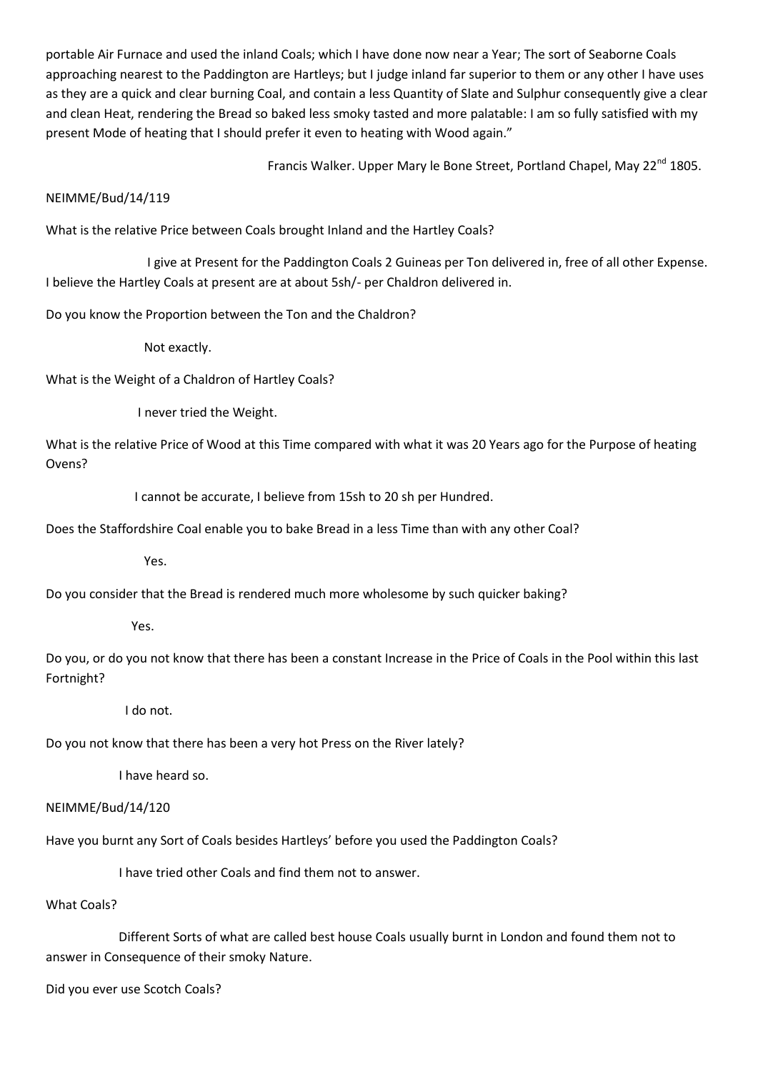portable Air Furnace and used the inland Coals; which I have done now near a Year; The sort of Seaborne Coals approaching nearest to the Paddington are Hartleys; but I judge inland far superior to them or any other I have uses as they are a quick and clear burning Coal, and contain a less Quantity of Slate and Sulphur consequently give a clear and clean Heat, rendering the Bread so baked less smoky tasted and more palatable: I am so fully satisfied with my present Mode of heating that I should prefer it even to heating with Wood again."

Francis Walker. Upper Mary le Bone Street, Portland Chapel, May 22nd 1805.

NEIMME/Bud/14/119

What is the relative Price between Coals brought Inland and the Hartley Coals?

I give at Present for the Paddington Coals 2 Guineas per Ton delivered in, free of all other Expense. I believe the Hartley Coals at present are at about 5sh/- per Chaldron delivered in.

Do you know the Proportion between the Ton and the Chaldron?

Not exactly.

What is the Weight of a Chaldron of Hartley Coals?

I never tried the Weight.

What is the relative Price of Wood at this Time compared with what it was 20 Years ago for the Purpose of heating Ovens?

I cannot be accurate, I believe from 15sh to 20 sh per Hundred.

Does the Staffordshire Coal enable you to bake Bread in a less Time than with any other Coal?

Yes.

Do you consider that the Bread is rendered much more wholesome by such quicker baking?

Yes.

Do you, or do you not know that there has been a constant Increase in the Price of Coals in the Pool within this last Fortnight?

I do not.

Do you not know that there has been a very hot Press on the River lately?

I have heard so.

NEIMME/Bud/14/120

Have you burnt any Sort of Coals besides Hartleys' before you used the Paddington Coals?

I have tried other Coals and find them not to answer.

What Coals?

Different Sorts of what are called best house Coals usually burnt in London and found them not to answer in Consequence of their smoky Nature.

Did you ever use Scotch Coals?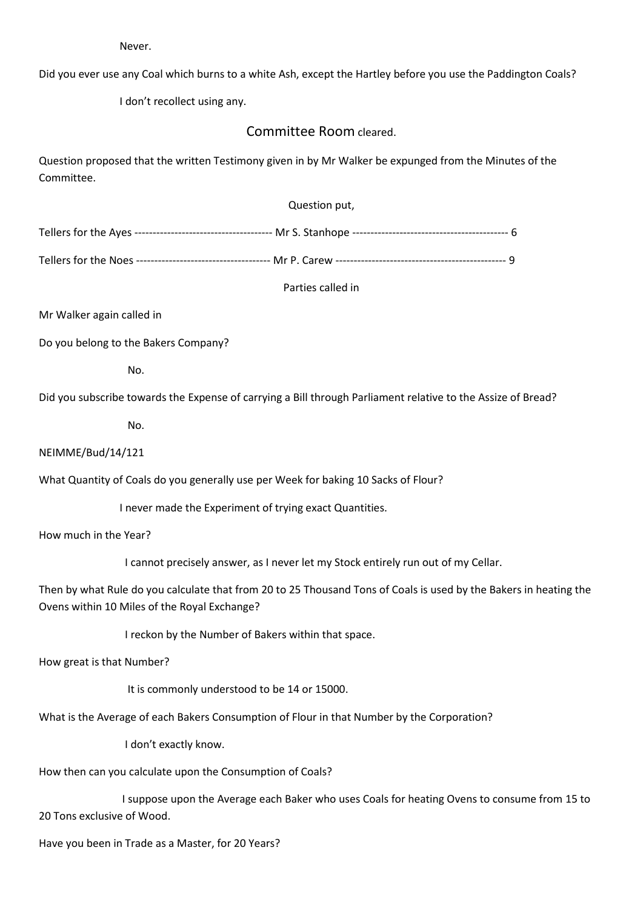Never.

Did you ever use any Coal which burns to a white Ash, except the Hartley before you use the Paddington Coals?

I don't recollect using any.

Committee Room cleared.

Question proposed that the written Testimony given in by Mr Walker be expunged from the Minutes of the Committee.

Question put,

Tellers for the Ayes -------------------------------------- Mr S. Stanhope ------------------------------------------- 6

Tellers for the Noes ------------------------------------- Mr P. Carew ----------------------------------------------- 9

Parties called in

Mr Walker again called in

Do you belong to the Bakers Company?

No.

Did you subscribe towards the Expense of carrying a Bill through Parliament relative to the Assize of Bread?

No.

NEIMME/Bud/14/121

What Quantity of Coals do you generally use per Week for baking 10 Sacks of Flour?

I never made the Experiment of trying exact Quantities.

How much in the Year?

I cannot precisely answer, as I never let my Stock entirely run out of my Cellar.

Then by what Rule do you calculate that from 20 to 25 Thousand Tons of Coals is used by the Bakers in heating the Ovens within 10 Miles of the Royal Exchange?

I reckon by the Number of Bakers within that space.

How great is that Number?

It is commonly understood to be 14 or 15000.

What is the Average of each Bakers Consumption of Flour in that Number by the Corporation?

I don't exactly know.

How then can you calculate upon the Consumption of Coals?

I suppose upon the Average each Baker who uses Coals for heating Ovens to consume from 15 to 20 Tons exclusive of Wood.

Have you been in Trade as a Master, for 20 Years?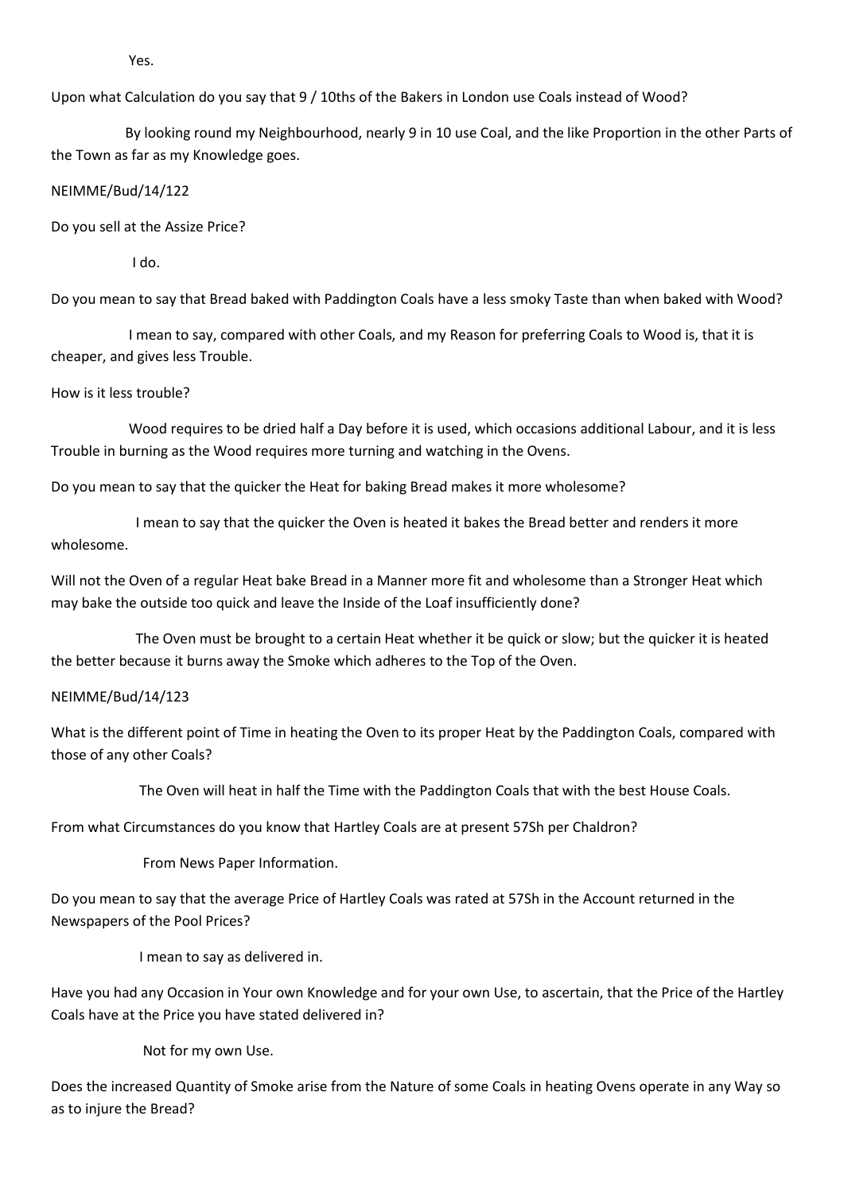Yes.

Upon what Calculation do you say that 9 / 10ths of the Bakers in London use Coals instead of Wood?

By looking round my Neighbourhood, nearly 9 in 10 use Coal, and the like Proportion in the other Parts of the Town as far as my Knowledge goes.

NEIMME/Bud/14/122

Do you sell at the Assize Price?

I do.

Do you mean to say that Bread baked with Paddington Coals have a less smoky Taste than when baked with Wood?

I mean to say, compared with other Coals, and my Reason for preferring Coals to Wood is, that it is cheaper, and gives less Trouble.

How is it less trouble?

Wood requires to be dried half a Day before it is used, which occasions additional Labour, and it is less Trouble in burning as the Wood requires more turning and watching in the Ovens.

Do you mean to say that the quicker the Heat for baking Bread makes it more wholesome?

I mean to say that the quicker the Oven is heated it bakes the Bread better and renders it more wholesome.

Will not the Oven of a regular Heat bake Bread in a Manner more fit and wholesome than a Stronger Heat which may bake the outside too quick and leave the Inside of the Loaf insufficiently done?

The Oven must be brought to a certain Heat whether it be quick or slow; but the quicker it is heated the better because it burns away the Smoke which adheres to the Top of the Oven.

NEIMME/Bud/14/123

What is the different point of Time in heating the Oven to its proper Heat by the Paddington Coals, compared with those of any other Coals?

The Oven will heat in half the Time with the Paddington Coals that with the best House Coals.

From what Circumstances do you know that Hartley Coals are at present 57Sh per Chaldron?

From News Paper Information.

Do you mean to say that the average Price of Hartley Coals was rated at 57Sh in the Account returned in the Newspapers of the Pool Prices?

I mean to say as delivered in.

Have you had any Occasion in Your own Knowledge and for your own Use, to ascertain, that the Price of the Hartley Coals have at the Price you have stated delivered in?

Not for my own Use.

Does the increased Quantity of Smoke arise from the Nature of some Coals in heating Ovens operate in any Way so as to injure the Bread?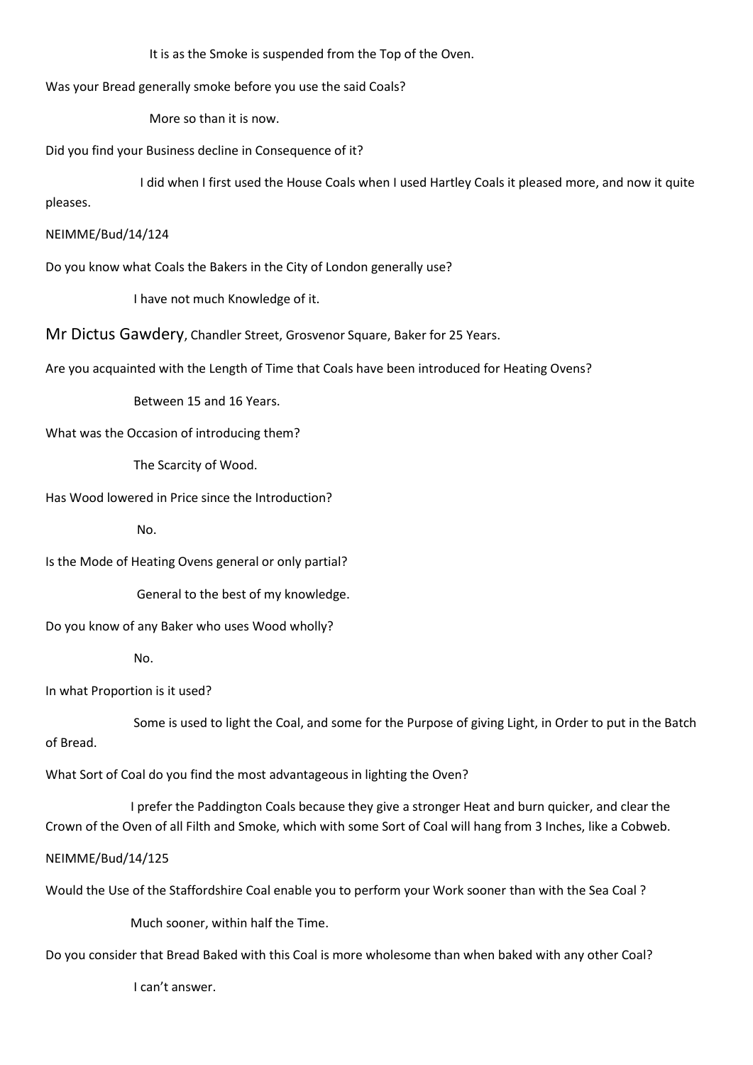It is as the Smoke is suspended from the Top of the Oven.

Was your Bread generally smoke before you use the said Coals?

More so than it is now.

Did you find your Business decline in Consequence of it?

I did when I first used the House Coals when I used Hartley Coals it pleased more, and now it quite pleases.

NEIMME/Bud/14/124

Do you know what Coals the Bakers in the City of London generally use?

I have not much Knowledge of it.

Mr Dictus Gawdery, Chandler Street, Grosvenor Square, Baker for 25 Years.

Are you acquainted with the Length of Time that Coals have been introduced for Heating Ovens?

Between 15 and 16 Years.

What was the Occasion of introducing them?

The Scarcity of Wood.

Has Wood lowered in Price since the Introduction?

No.

Is the Mode of Heating Ovens general or only partial?

General to the best of my knowledge.

Do you know of any Baker who uses Wood wholly?

No.

In what Proportion is it used?

Some is used to light the Coal, and some for the Purpose of giving Light, in Order to put in the Batch of Bread.

What Sort of Coal do you find the most advantageous in lighting the Oven?

I prefer the Paddington Coals because they give a stronger Heat and burn quicker, and clear the Crown of the Oven of all Filth and Smoke, which with some Sort of Coal will hang from 3 Inches, like a Cobweb.

NEIMME/Bud/14/125

Would the Use of the Staffordshire Coal enable you to perform your Work sooner than with the Sea Coal ?

Much sooner, within half the Time.

Do you consider that Bread Baked with this Coal is more wholesome than when baked with any other Coal?

I can't answer.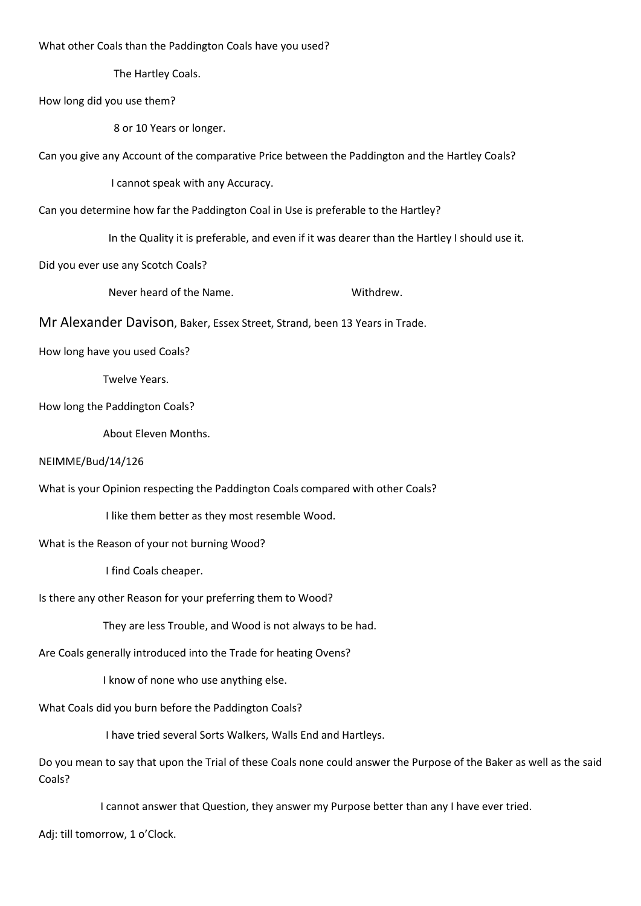What other Coals than the Paddington Coals have you used?

The Hartley Coals.

How long did you use them?

8 or 10 Years or longer.

Can you give any Account of the comparative Price between the Paddington and the Hartley Coals?

I cannot speak with any Accuracy.

Can you determine how far the Paddington Coal in Use is preferable to the Hartley?

In the Quality it is preferable, and even if it was dearer than the Hartley I should use it.

Did you ever use any Scotch Coals?

Never heard of the Name. Withdrew.

Mr Alexander Davison, Baker, Essex Street, Strand, been 13 Years in Trade.

How long have you used Coals?

Twelve Years.

How long the Paddington Coals?

About Eleven Months.

NEIMME/Bud/14/126

What is your Opinion respecting the Paddington Coals compared with other Coals?

I like them better as they most resemble Wood.

What is the Reason of your not burning Wood?

I find Coals cheaper.

Is there any other Reason for your preferring them to Wood?

They are less Trouble, and Wood is not always to be had.

Are Coals generally introduced into the Trade for heating Ovens?

I know of none who use anything else.

What Coals did you burn before the Paddington Coals?

I have tried several Sorts Walkers, Walls End and Hartleys.

Do you mean to say that upon the Trial of these Coals none could answer the Purpose of the Baker as well as the said Coals?

I cannot answer that Question, they answer my Purpose better than any I have ever tried.

Adj: till tomorrow, 1 o'Clock.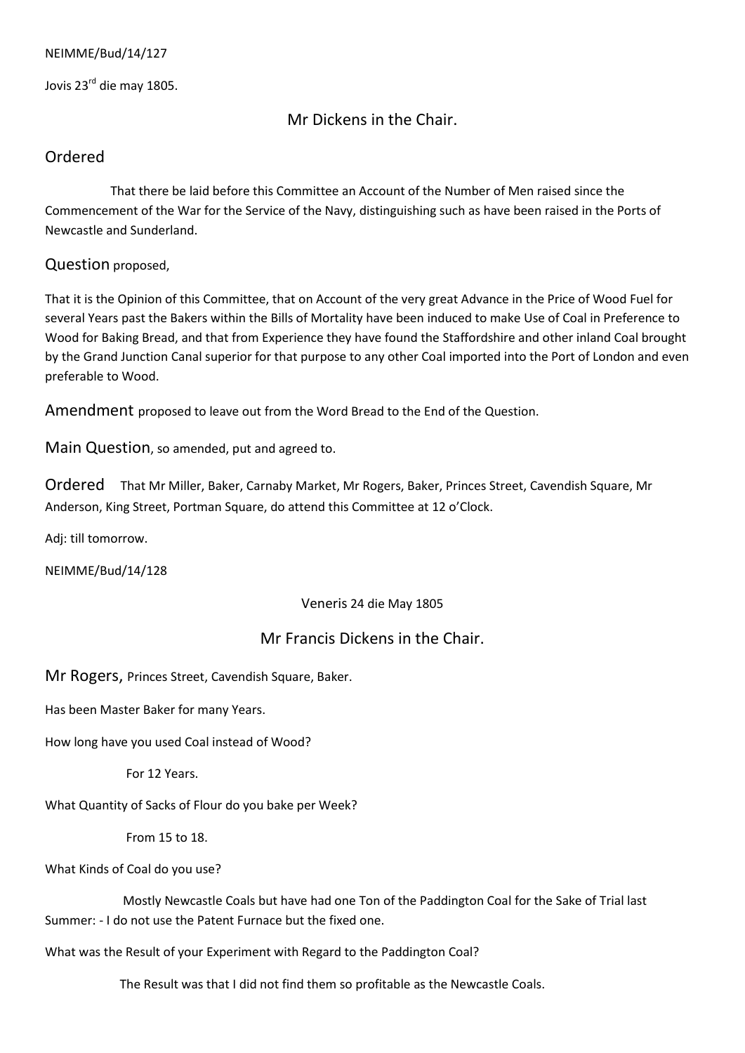NEIMME/Bud/14/127

Jovis 23rd die may 1805.

## Mr Dickens in the Chair.

### Ordered

That there be laid before this Committee an Account of the Number of Men raised since the Commencement of the War for the Service of the Navy, distinguishing such as have been raised in the Ports of Newcastle and Sunderland.

### Question proposed,

That it is the Opinion of this Committee, that on Account of the very great Advance in the Price of Wood Fuel for several Years past the Bakers within the Bills of Mortality have been induced to make Use of Coal in Preference to Wood for Baking Bread, and that from Experience they have found the Staffordshire and other inland Coal brought by the Grand Junction Canal superior for that purpose to any other Coal imported into the Port of London and even preferable to Wood.

Amendment proposed to leave out from the Word Bread to the End of the Question.

Main Question, so amended, put and agreed to.

Ordered That Mr Miller, Baker, Carnaby Market, Mr Rogers, Baker, Princes Street, Cavendish Square, Mr Anderson, King Street, Portman Square, do attend this Committee at 12 o'Clock.

Adj: till tomorrow.

NEIMME/Bud/14/128

Veneris 24 die May 1805

## Mr Francis Dickens in the Chair.

Mr Rogers, Princes Street, Cavendish Square, Baker.

Has been Master Baker for many Years.

How long have you used Coal instead of Wood?

For 12 Years.

What Quantity of Sacks of Flour do you bake per Week?

From 15 to 18.

What Kinds of Coal do you use?

Mostly Newcastle Coals but have had one Ton of the Paddington Coal for the Sake of Trial last Summer: - I do not use the Patent Furnace but the fixed one.

What was the Result of your Experiment with Regard to the Paddington Coal?

The Result was that I did not find them so profitable as the Newcastle Coals.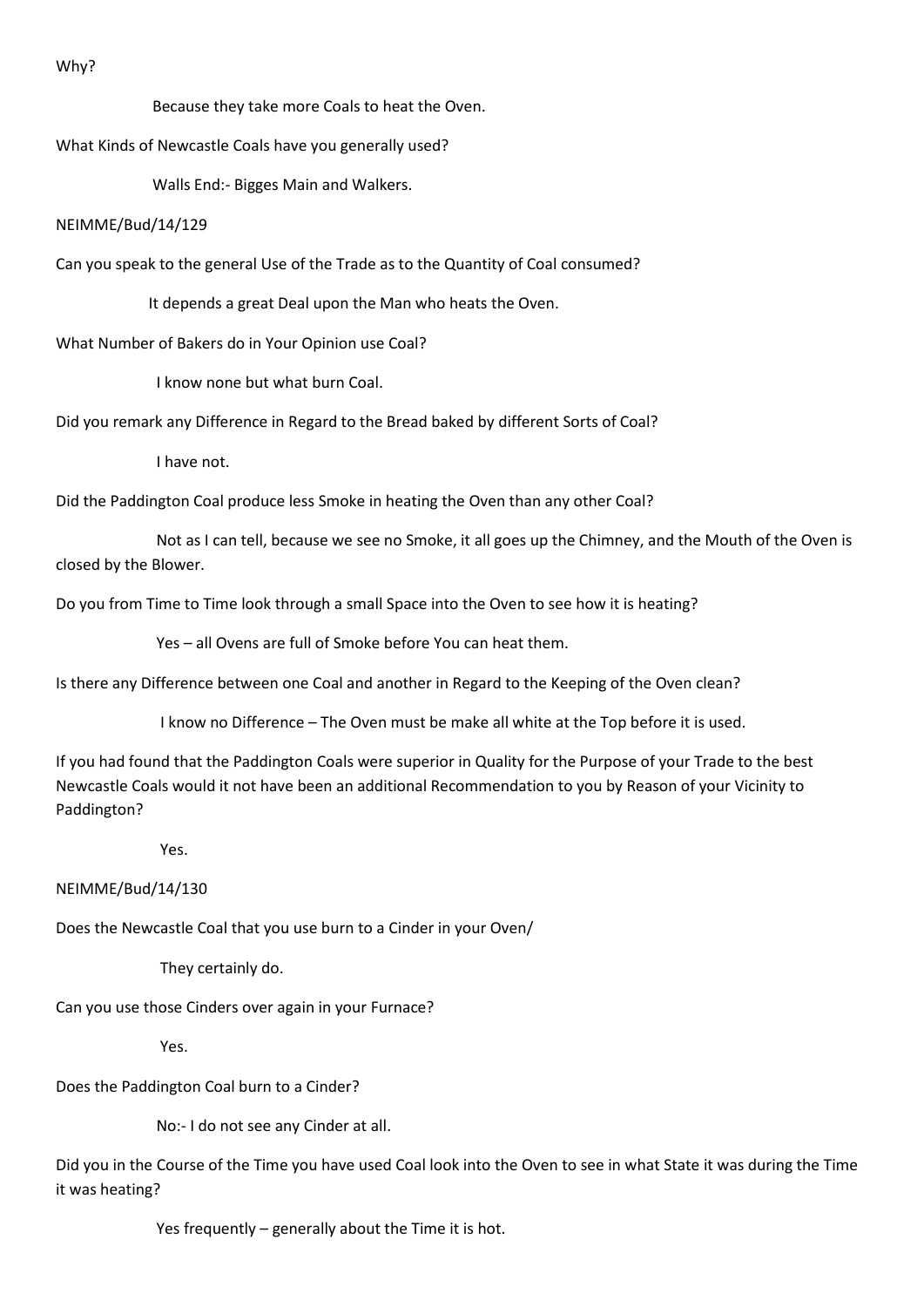Why?

Because they take more Coals to heat the Oven.

What Kinds of Newcastle Coals have you generally used?

Walls End:- Bigges Main and Walkers.

NEIMME/Bud/14/129

Can you speak to the general Use of the Trade as to the Quantity of Coal consumed?

It depends a great Deal upon the Man who heats the Oven.

What Number of Bakers do in Your Opinion use Coal?

I know none but what burn Coal.

Did you remark any Difference in Regard to the Bread baked by different Sorts of Coal?

I have not.

Did the Paddington Coal produce less Smoke in heating the Oven than any other Coal?

Not as I can tell, because we see no Smoke, it all goes up the Chimney, and the Mouth of the Oven is closed by the Blower.

Do you from Time to Time look through a small Space into the Oven to see how it is heating?

Yes – all Ovens are full of Smoke before You can heat them.

Is there any Difference between one Coal and another in Regard to the Keeping of the Oven clean?

I know no Difference – The Oven must be make all white at the Top before it is used.

If you had found that the Paddington Coals were superior in Quality for the Purpose of your Trade to the best Newcastle Coals would it not have been an additional Recommendation to you by Reason of your Vicinity to Paddington?

Yes.

NEIMME/Bud/14/130

Does the Newcastle Coal that you use burn to a Cinder in your Oven/

They certainly do.

Can you use those Cinders over again in your Furnace?

Yes.

Does the Paddington Coal burn to a Cinder?

No:- I do not see any Cinder at all.

Did you in the Course of the Time you have used Coal look into the Oven to see in what State it was during the Time it was heating?

Yes frequently – generally about the Time it is hot.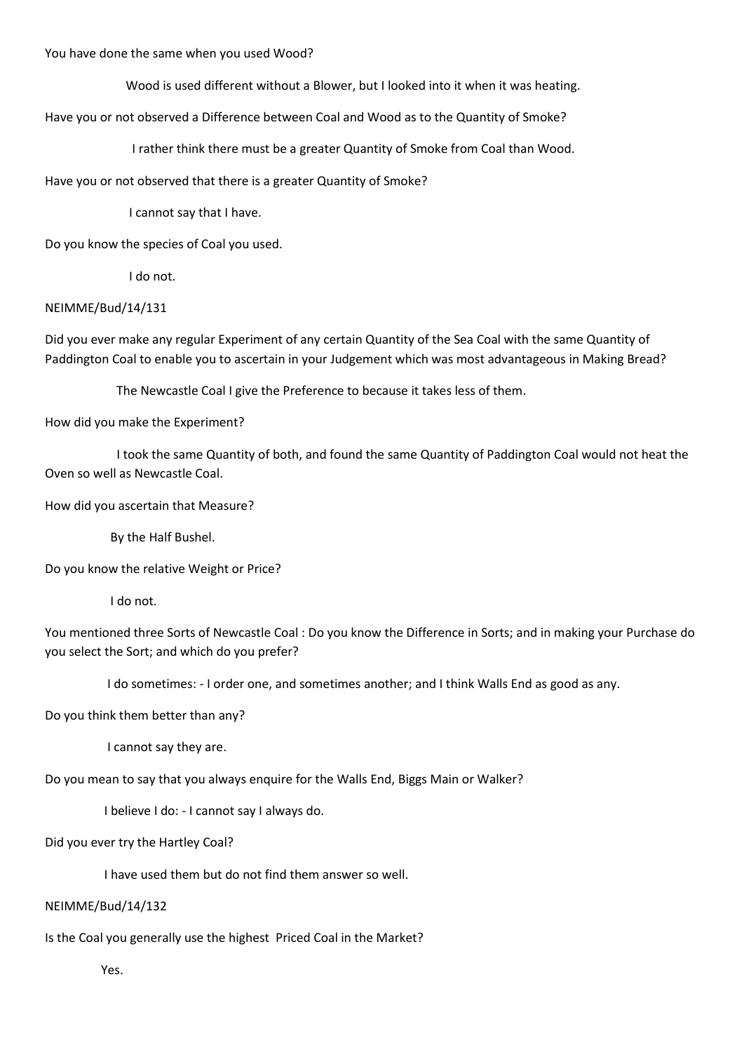You have done the same when you used Wood?

Wood is used different without a Blower, but I looked into it when it was heating.

Have you or not observed a Difference between Coal and Wood as to the Quantity of Smoke?

I rather think there must be a greater Quantity of Smoke from Coal than Wood.

Have you or not observed that there is a greater Quantity of Smoke?

I cannot say that I have.

Do you know the species of Coal you used.

I do not.

NEIMME/Bud/14/131

Did you ever make any regular Experiment of any certain Quantity of the Sea Coal with the same Quantity of Paddington Coal to enable you to ascertain in your Judgement which was most advantageous in Making Bread?

The Newcastle Coal I give the Preference to because it takes less of them.

How did you make the Experiment?

I took the same Quantity of both, and found the same Quantity of Paddington Coal would not heat the Oven so well as Newcastle Coal.

How did you ascertain that Measure?

By the Half Bushel.

Do you know the relative Weight or Price?

I do not.

You mentioned three Sorts of Newcastle Coal : Do you know the Difference in Sorts; and in making your Purchase do you select the Sort; and which do you prefer?

I do sometimes: - I order one, and sometimes another; and I think Walls End as good as any.

Do you think them better than any?

I cannot say they are.

Do you mean to say that you always enquire for the Walls End, Biggs Main or Walker?

I believe I do: - I cannot say I always do.

Did you ever try the Hartley Coal?

I have used them but do not find them answer so well.

NEIMME/Bud/14/132

Is the Coal you generally use the highest Priced Coal in the Market?

Yes.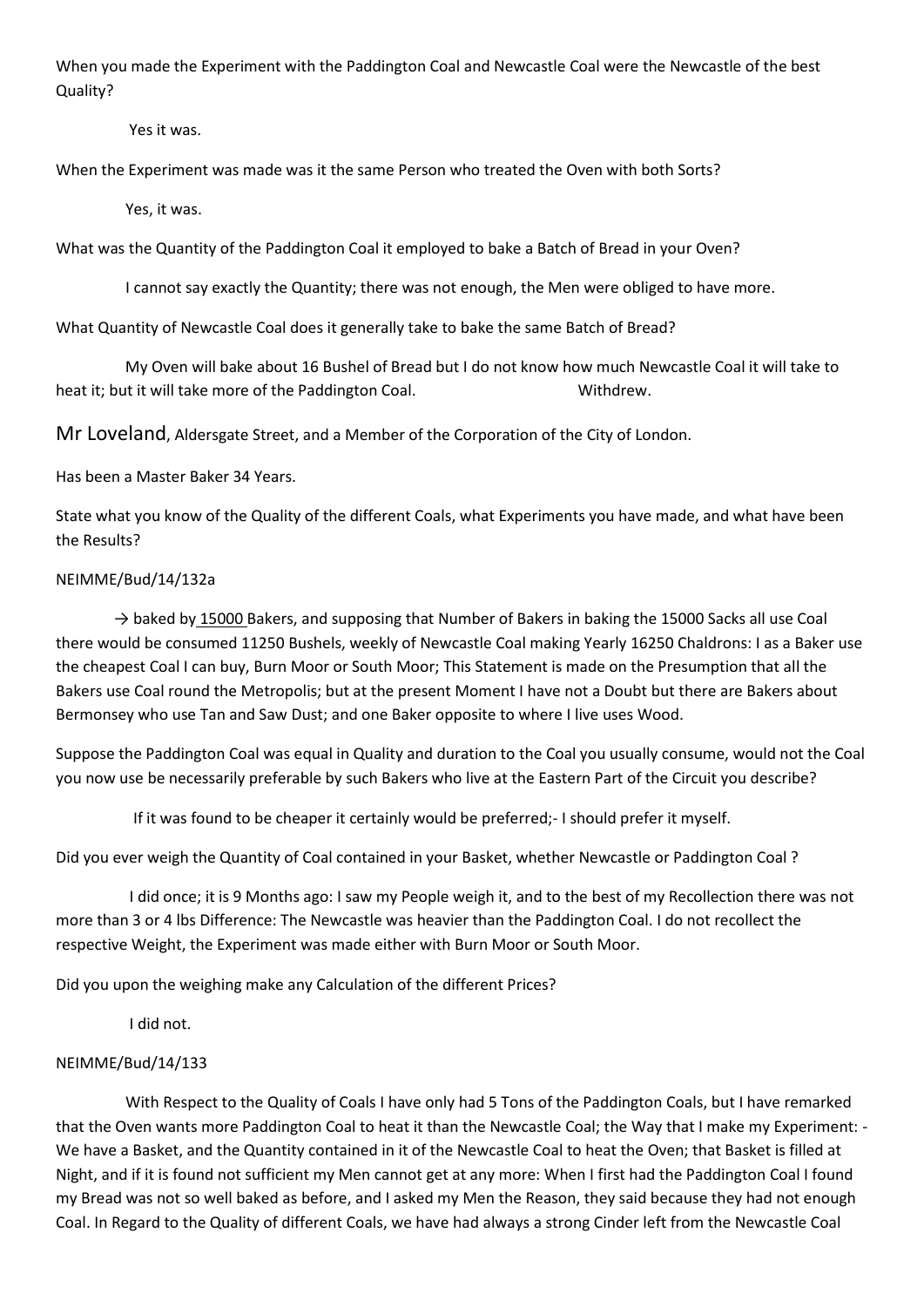When you made the Experiment with the Paddington Coal and Newcastle Coal were the Newcastle of the best Quality?

Yes it was.

When the Experiment was made was it the same Person who treated the Oven with both Sorts?

Yes, it was.

What was the Quantity of the Paddington Coal it employed to bake a Batch of Bread in your Oven?

I cannot say exactly the Quantity; there was not enough, the Men were obliged to have more.

What Quantity of Newcastle Coal does it generally take to bake the same Batch of Bread?

My Oven will bake about 16 Bushel of Bread but I do not know how much Newcastle Coal it will take to heat it; but it will take more of the Paddington Coal. Withdrew.

Mr Loveland, Aldersgate Street, and a Member of the Corporation of the City of London.

Has been a Master Baker 34 Years.

State what you know of the Quality of the different Coals, what Experiments you have made, and what have been the Results?

NEIMME/Bud/14/132a

→ baked by 15000 Bakers, and supposing that Number of Bakers in baking the 15000 Sacks all use Coal there would be consumed 11250 Bushels, weekly of Newcastle Coal making Yearly 16250 Chaldrons: I as a Baker use the cheapest Coal I can buy, Burn Moor or South Moor; This Statement is made on the Presumption that all the Bakers use Coal round the Metropolis; but at the present Moment I have not a Doubt but there are Bakers about Bermonsey who use Tan and Saw Dust; and one Baker opposite to where I live uses Wood.

Suppose the Paddington Coal was equal in Quality and duration to the Coal you usually consume, would not the Coal you now use be necessarily preferable by such Bakers who live at the Eastern Part of the Circuit you describe?

If it was found to be cheaper it certainly would be preferred;- I should prefer it myself.

Did you ever weigh the Quantity of Coal contained in your Basket, whether Newcastle or Paddington Coal ?

I did once; it is 9 Months ago: I saw my People weigh it, and to the best of my Recollection there was not more than 3 or 4 lbs Difference: The Newcastle was heavier than the Paddington Coal. I do not recollect the respective Weight, the Experiment was made either with Burn Moor or South Moor.

Did you upon the weighing make any Calculation of the different Prices?

I did not.

NEIMME/Bud/14/133

With Respect to the Quality of Coals I have only had 5 Tons of the Paddington Coals, but I have remarked that the Oven wants more Paddington Coal to heat it than the Newcastle Coal; the Way that I make my Experiment: - We have a Basket, and the Quantity contained in it of the Newcastle Coal to heat the Oven; that Basket is filled at Night, and if it is found not sufficient my Men cannot get at any more: When I first had the Paddington Coal I found my Bread was not so well baked as before, and I asked my Men the Reason, they said because they had not enough Coal. In Regard to the Quality of different Coals, we have had always a strong Cinder left from the Newcastle Coal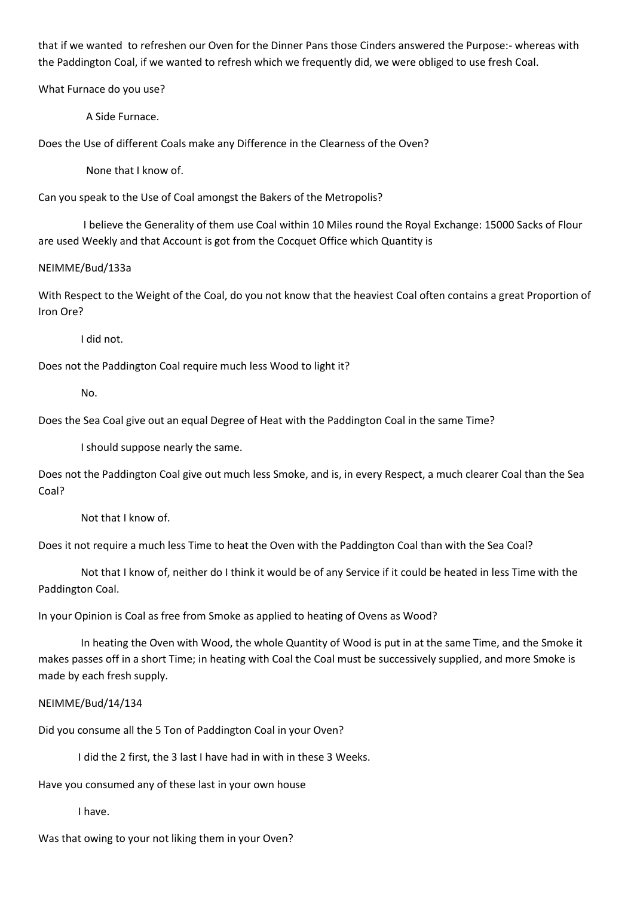that if we wanted to refreshen our Oven for the Dinner Pans those Cinders answered the Purpose:- whereas with the Paddington Coal, if we wanted to refresh which we frequently did, we were obliged to use fresh Coal.

What Furnace do you use?

A Side Furnace.

Does the Use of different Coals make any Difference in the Clearness of the Oven?

None that I know of.

Can you speak to the Use of Coal amongst the Bakers of the Metropolis?

I believe the Generality of them use Coal within 10 Miles round the Royal Exchange: 15000 Sacks of Flour are used Weekly and that Account is got from the Cocquet Office which Quantity is

NEIMME/Bud/133a

With Respect to the Weight of the Coal, do you not know that the heaviest Coal often contains a great Proportion of Iron Ore?

I did not.

Does not the Paddington Coal require much less Wood to light it?

No.

Does the Sea Coal give out an equal Degree of Heat with the Paddington Coal in the same Time?

I should suppose nearly the same.

Does not the Paddington Coal give out much less Smoke, and is, in every Respect, a much clearer Coal than the Sea Coal?

Not that I know of.

Does it not require a much less Time to heat the Oven with the Paddington Coal than with the Sea Coal?

Not that I know of, neither do I think it would be of any Service if it could be heated in less Time with the Paddington Coal.

In your Opinion is Coal as free from Smoke as applied to heating of Ovens as Wood?

In heating the Oven with Wood, the whole Quantity of Wood is put in at the same Time, and the Smoke it makes passes off in a short Time; in heating with Coal the Coal must be successively supplied, and more Smoke is made by each fresh supply.

NEIMME/Bud/14/134

Did you consume all the 5 Ton of Paddington Coal in your Oven?

I did the 2 first, the 3 last I have had in with in these 3 Weeks.

Have you consumed any of these last in your own house

I have.

Was that owing to your not liking them in your Oven?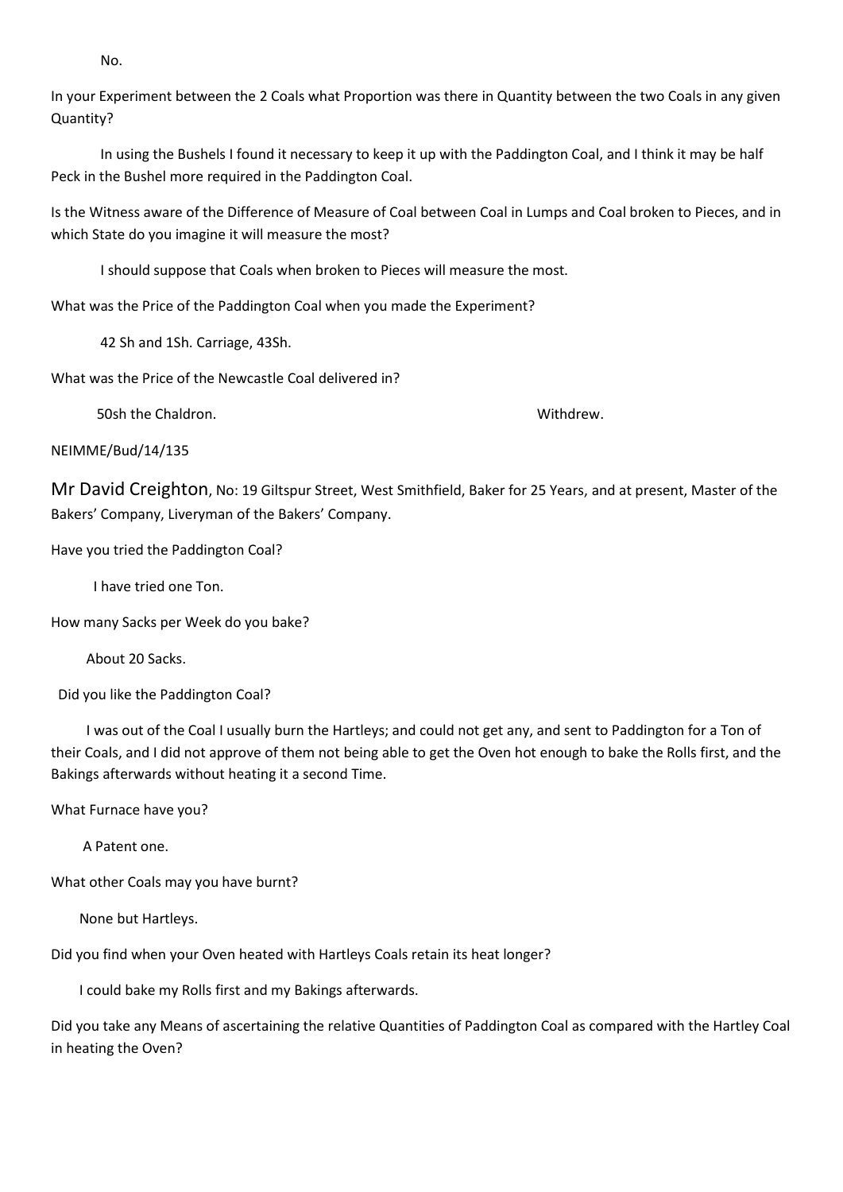No.

In your Experiment between the 2 Coals what Proportion was there in Quantity between the two Coals in any given Quantity?

In using the Bushels I found it necessary to keep it up with the Paddington Coal, and I think it may be half Peck in the Bushel more required in the Paddington Coal.

Is the Witness aware of the Difference of Measure of Coal between Coal in Lumps and Coal broken to Pieces, and in which State do you imagine it will measure the most?

I should suppose that Coals when broken to Pieces will measure the most.

What was the Price of the Paddington Coal when you made the Experiment?

42 Sh and 1Sh. Carriage, 43Sh.

What was the Price of the Newcastle Coal delivered in?

50sh the Chaldron. Withdrew.

NEIMME/Bud/14/135

Mr David Creighton, No: 19 Giltspur Street, West Smithfield, Baker for 25 Years, and at present, Master of the Bakers' Company, Liveryman of the Bakers' Company.

Have you tried the Paddington Coal?

I have tried one Ton.

How many Sacks per Week do you bake?

About 20 Sacks.

Did you like the Paddington Coal?

I was out of the Coal I usually burn the Hartleys; and could not get any, and sent to Paddington for a Ton of their Coals, and I did not approve of them not being able to get the Oven hot enough to bake the Rolls first, and the Bakings afterwards without heating it a second Time.

What Furnace have you?

A Patent one.

What other Coals may you have burnt?

None but Hartleys.

Did you find when your Oven heated with Hartleys Coals retain its heat longer?

I could bake my Rolls first and my Bakings afterwards.

Did you take any Means of ascertaining the relative Quantities of Paddington Coal as compared with the Hartley Coal in heating the Oven?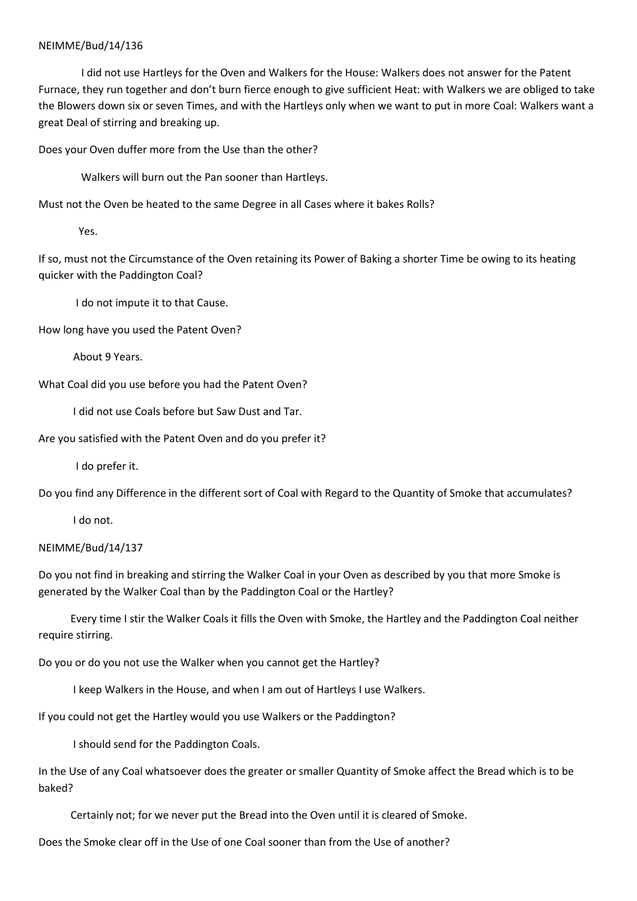NEIMME/Bud/14/136

I did not use Hartleys for the Oven and Walkers for the House: Walkers does not answer for the Patent Furnace, they run together and don't burn fierce enough to give sufficient Heat: with Walkers we are obliged to take the Blowers down six or seven Times, and with the Hartleys only when we want to put in more Coal: Walkers want a great Deal of stirring and breaking up.

Does your Oven duffer more from the Use than the other?

Walkers will burn out the Pan sooner than Hartleys.

Must not the Oven be heated to the same Degree in all Cases where it bakes Rolls?

Yes.

If so, must not the Circumstance of the Oven retaining its Power of Baking a shorter Time be owing to its heating quicker with the Paddington Coal?

I do not impute it to that Cause.

How long have you used the Patent Oven?

About 9 Years.

What Coal did you use before you had the Patent Oven?

I did not use Coals before but Saw Dust and Tar.

Are you satisfied with the Patent Oven and do you prefer it?

I do prefer it.

Do you find any Difference in the different sort of Coal with Regard to the Quantity of Smoke that accumulates?

I do not.

NEIMME/Bud/14/137

Do you not find in breaking and stirring the Walker Coal in your Oven as described by you that more Smoke is generated by the Walker Coal than by the Paddington Coal or the Hartley?

Every time I stir the Walker Coals it fills the Oven with Smoke, the Hartley and the Paddington Coal neither require stirring.

Do you or do you not use the Walker when you cannot get the Hartley?

I keep Walkers in the House, and when I am out of Hartleys I use Walkers.

If you could not get the Hartley would you use Walkers or the Paddington?

I should send for the Paddington Coals.

In the Use of any Coal whatsoever does the greater or smaller Quantity of Smoke affect the Bread which is to be baked?

Certainly not; for we never put the Bread into the Oven until it is cleared of Smoke.

Does the Smoke clear off in the Use of one Coal sooner than from the Use of another?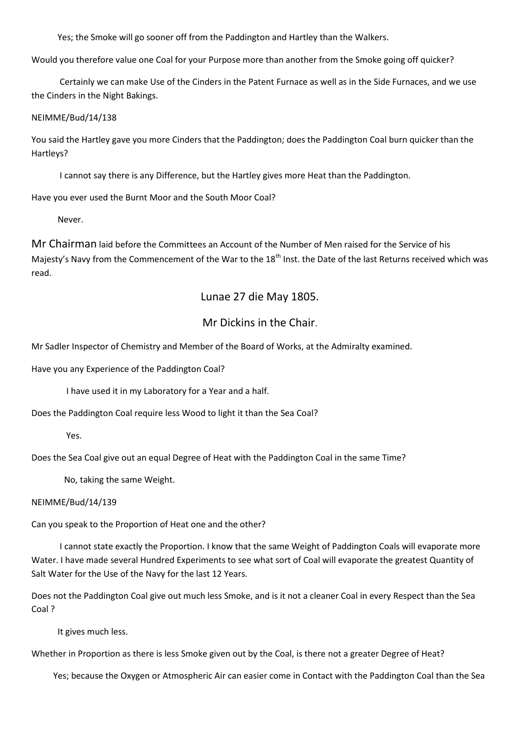Yes; the Smoke will go sooner off from the Paddington and Hartley than the Walkers.

Would you therefore value one Coal for your Purpose more than another from the Smoke going off quicker?

Certainly we can make Use of the Cinders in the Patent Furnace as well as in the Side Furnaces, and we use the Cinders in the Night Bakings.

NEIMME/Bud/14/138

You said the Hartley gave you more Cinders that the Paddington; does the Paddington Coal burn quicker than the Hartleys?

I cannot say there is any Difference, but the Hartley gives more Heat than the Paddington.

Have you ever used the Burnt Moor and the South Moor Coal?

Never.

Mr Chairman laid before the Committees an Account of the Number of Men raised for the Service of his Majesty's Navy from the Commencement of the War to the 18th Inst. the Date of the last Returns received which was read.

## Lunae 27 die May 1805.

## Mr Dickins in the Chair.

Mr Sadler Inspector of Chemistry and Member of the Board of Works, at the Admiralty examined.

Have you any Experience of the Paddington Coal?

I have used it in my Laboratory for a Year and a half.

Does the Paddington Coal require less Wood to light it than the Sea Coal?

Yes.

Does the Sea Coal give out an equal Degree of Heat with the Paddington Coal in the same Time?

No, taking the same Weight.

NEIMME/Bud/14/139

Can you speak to the Proportion of Heat one and the other?

I cannot state exactly the Proportion. I know that the same Weight of Paddington Coals will evaporate more Water. I have made several Hundred Experiments to see what sort of Coal will evaporate the greatest Quantity of Salt Water for the Use of the Navy for the last 12 Years.

Does not the Paddington Coal give out much less Smoke, and is it not a cleaner Coal in every Respect than the Sea Coal ?

It gives much less.

Whether in Proportion as there is less Smoke given out by the Coal, is there not a greater Degree of Heat?

Yes; because the Oxygen or Atmospheric Air can easier come in Contact with the Paddington Coal than the Sea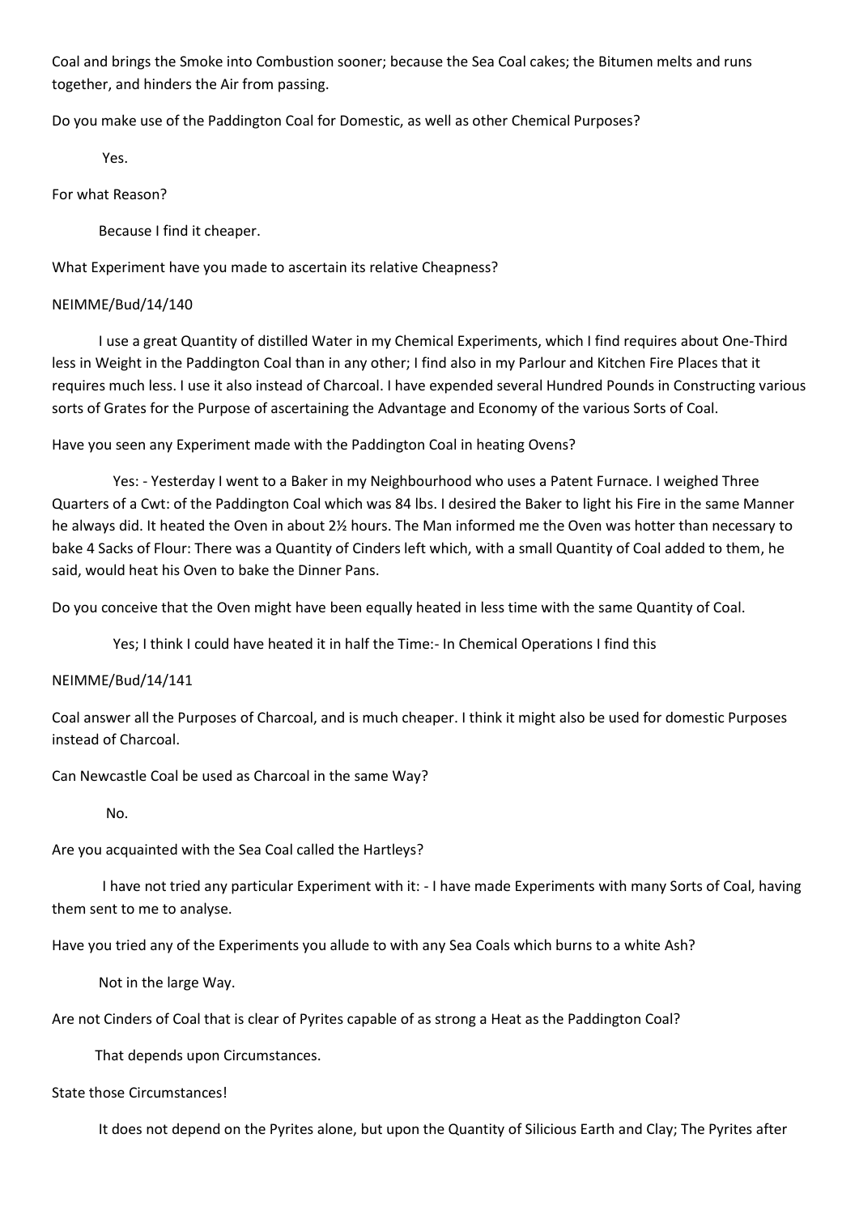Coal and brings the Smoke into Combustion sooner; because the Sea Coal cakes; the Bitumen melts and runs together, and hinders the Air from passing.

Do you make use of the Paddington Coal for Domestic, as well as other Chemical Purposes?

Yes.

For what Reason?

Because I find it cheaper.

What Experiment have you made to ascertain its relative Cheapness?

NEIMME/Bud/14/140

I use a great Quantity of distilled Water in my Chemical Experiments, which I find requires about One-Third less in Weight in the Paddington Coal than in any other; I find also in my Parlour and Kitchen Fire Places that it requires much less. I use it also instead of Charcoal. I have expended several Hundred Pounds in Constructing various sorts of Grates for the Purpose of ascertaining the Advantage and Economy of the various Sorts of Coal.

Have you seen any Experiment made with the Paddington Coal in heating Ovens?

Yes: - Yesterday I went to a Baker in my Neighbourhood who uses a Patent Furnace. I weighed Three Quarters of a Cwt: of the Paddington Coal which was 84 lbs. I desired the Baker to light his Fire in the same Manner he always did. It heated the Oven in about 2½ hours. The Man informed me the Oven was hotter than necessary to bake 4 Sacks of Flour: There was a Quantity of Cinders left which, with a small Quantity of Coal added to them, he said, would heat his Oven to bake the Dinner Pans.

Do you conceive that the Oven might have been equally heated in less time with the same Quantity of Coal.

Yes; I think I could have heated it in half the Time:- In Chemical Operations I find this

NEIMME/Bud/14/141

Coal answer all the Purposes of Charcoal, and is much cheaper. I think it might also be used for domestic Purposes instead of Charcoal.

Can Newcastle Coal be used as Charcoal in the same Way?

No.

Are you acquainted with the Sea Coal called the Hartleys?

I have not tried any particular Experiment with it: - I have made Experiments with many Sorts of Coal, having them sent to me to analyse.

Have you tried any of the Experiments you allude to with any Sea Coals which burns to a white Ash?

Not in the large Way.

Are not Cinders of Coal that is clear of Pyrites capable of as strong a Heat as the Paddington Coal?

That depends upon Circumstances.

State those Circumstances!

It does not depend on the Pyrites alone, but upon the Quantity of Silicious Earth and Clay; The Pyrites after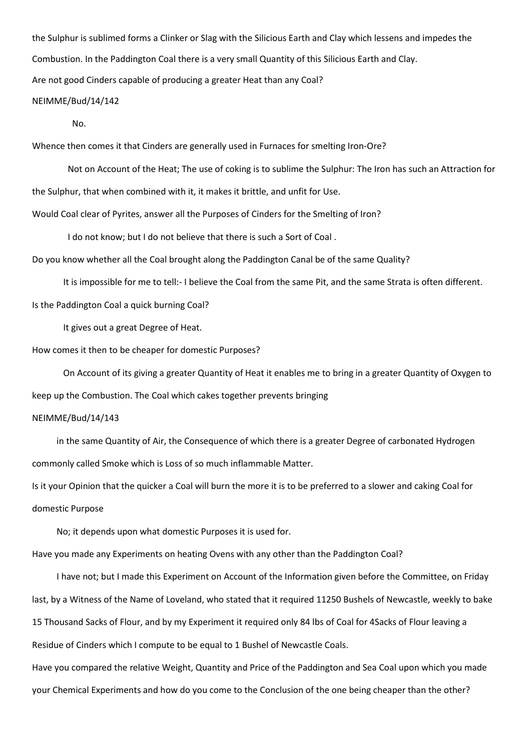the Sulphur is sublimed forms a Clinker or Slag with the Silicious Earth and Clay which lessens and impedes the Combustion. In the Paddington Coal there is a very small Quantity of this Silicious Earth and Clay.

Are not good Cinders capable of producing a greater Heat than any Coal?

NEIMME/Bud/14/142

No.

Whence then comes it that Cinders are generally used in Furnaces for smelting Iron-Ore?

Not on Account of the Heat; The use of coking is to sublime the Sulphur: The Iron has such an Attraction for the Sulphur, that when combined with it, it makes it brittle, and unfit for Use.

Would Coal clear of Pyrites, answer all the Purposes of Cinders for the Smelting of Iron?

I do not know; but I do not believe that there is such a Sort of Coal .

Do you know whether all the Coal brought along the Paddington Canal be of the same Quality?

It is impossible for me to tell:- I believe the Coal from the same Pit, and the same Strata is often different.

Is the Paddington Coal a quick burning Coal?

It gives out a great Degree of Heat.

How comes it then to be cheaper for domestic Purposes?

On Account of its giving a greater Quantity of Heat it enables me to bring in a greater Quantity of Oxygen to keep up the Combustion. The Coal which cakes together prevents bringing

NEIMME/Bud/14/143

in the same Quantity of Air, the Consequence of which there is a greater Degree of carbonated Hydrogen commonly called Smoke which is Loss of so much inflammable Matter.

Is it your Opinion that the quicker a Coal will burn the more it is to be preferred to a slower and caking Coal for domestic Purpose

No; it depends upon what domestic Purposes it is used for.

Have you made any Experiments on heating Ovens with any other than the Paddington Coal?

I have not; but I made this Experiment on Account of the Information given before the Committee, on Friday last, by a Witness of the Name of Loveland, who stated that it required 11250 Bushels of Newcastle, weekly to bake 15 Thousand Sacks of Flour, and by my Experiment it required only 84 lbs of Coal for 4Sacks of Flour leaving a Residue of Cinders which I compute to be equal to 1 Bushel of Newcastle Coals.

Have you compared the relative Weight, Quantity and Price of the Paddington and Sea Coal upon which you made your Chemical Experiments and how do you come to the Conclusion of the one being cheaper than the other?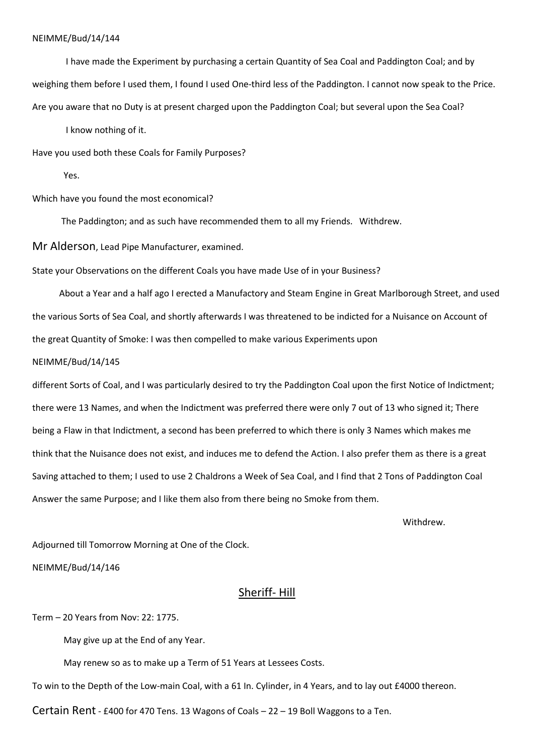NEIMME/Bud/14/144

I have made the Experiment by purchasing a certain Quantity of Sea Coal and Paddington Coal; and by weighing them before I used them, I found I used One-third less of the Paddington. I cannot now speak to the Price.

Are you aware that no Duty is at present charged upon the Paddington Coal; but several upon the Sea Coal?

I know nothing of it.

Have you used both these Coals for Family Purposes?

Yes.

Which have you found the most economical?

The Paddington; and as such have recommended them to all my Friends. Withdrew.

Mr Alderson, Lead Pipe Manufacturer, examined.

State your Observations on the different Coals you have made Use of in your Business?

About a Year and a half ago I erected a Manufactory and Steam Engine in Great Marlborough Street, and used the various Sorts of Sea Coal, and shortly afterwards I was threatened to be indicted for a Nuisance on Account of the great Quantity of Smoke: I was then compelled to make various Experiments upon

NEIMME/Bud/14/145

different Sorts of Coal, and I was particularly desired to try the Paddington Coal upon the first Notice of Indictment; there were 13 Names, and when the Indictment was preferred there were only 7 out of 13 who signed it; There being a Flaw in that Indictment, a second has been preferred to which there is only 3 Names which makes me think that the Nuisance does not exist, and induces me to defend the Action. I also prefer them as there is a great Saving attached to them; I used to use 2 Chaldrons a Week of Sea Coal, and I find that 2 Tons of Paddington Coal Answer the same Purpose; and I like them also from there being no Smoke from them.

Withdrew.

Adjourned till Tomorrow Morning at One of the Clock.

NEIMME/Bud/14/146

## Sheriff- Hill

Term – 20 Years from Nov: 22: 1775.

May give up at the End of any Year.

May renew so as to make up a Term of 51 Years at Lessees Costs.

To win to the Depth of the Low-main Coal, with a 61 In. Cylinder, in 4 Years, and to lay out £4000 thereon.

Certain Rent - £400 for 470 Tens. 13 Wagons of Coals – 22 – 19 Boll Waggons to a Ten.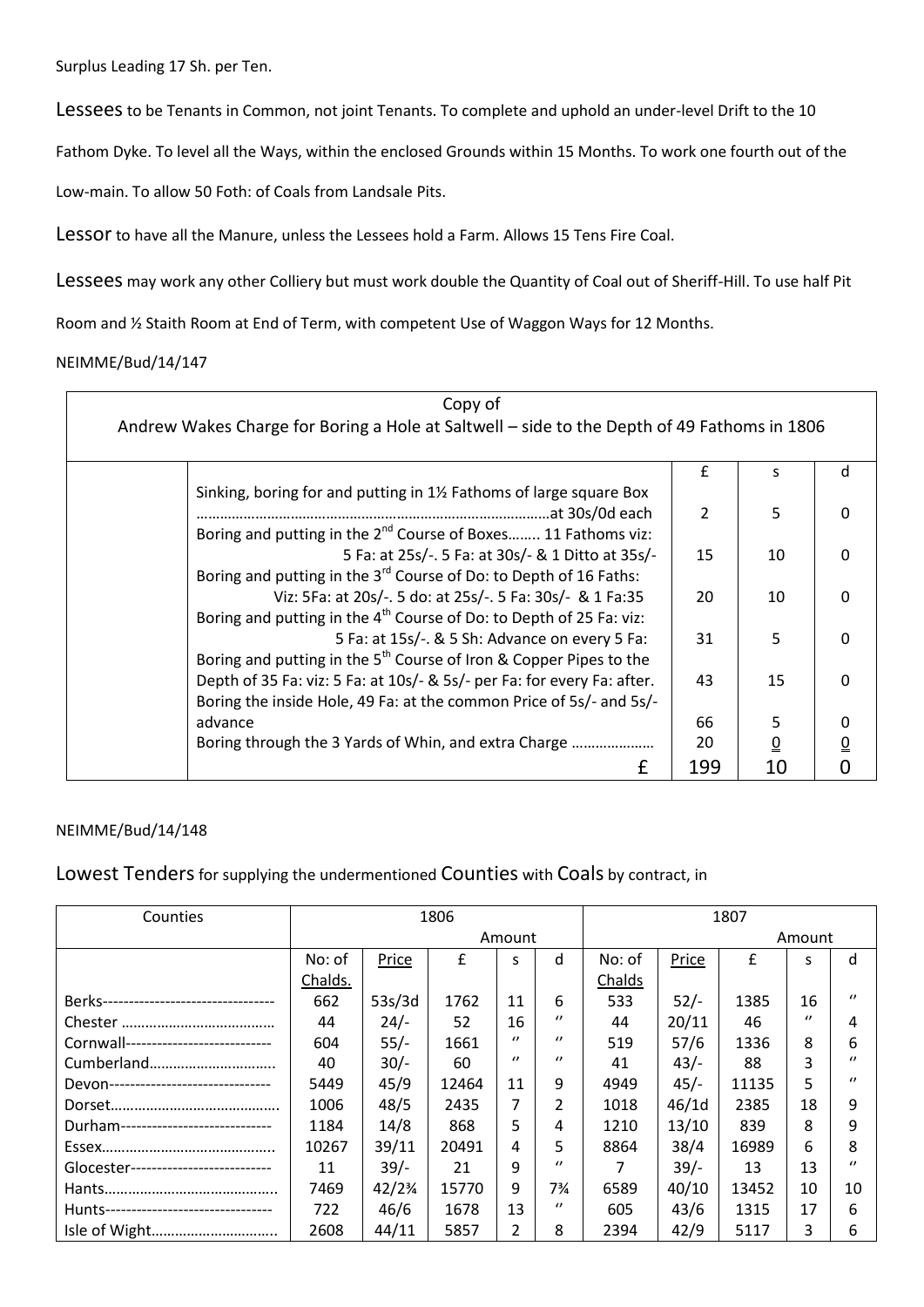Surplus Leading 17 Sh. per Ten.

Lessees to be Tenants in Common, not joint Tenants. To complete and uphold an under-level Drift to the 10 Fathom Dyke. To level all the Ways, within the enclosed Grounds within 15 Months. To work one fourth out of the Low-main. To allow 50 Foth: of Coals from Landsale Pits.

Lessor to have all the Manure, unless the Lessees hold a Farm. Allows 15 Tens Fire Coal.

Lessees may work any other Colliery but must work double the Quantity of Coal out of Sheriff-Hill. To use half Pit Room and ½ Staith Room at End of Term, with competent Use of Waggon Ways for 12 Months.

NEIMME/Bud/14/147

| Copy of Andrew Wakes Charge for Boring a Hole at Saltwell – side to the Depth of 49 Fathoms in 1806 | | | | |
|---|---|---|---|---|
| | | £ | s | d |
| | Sinking, boring for and putting in 1½ Fathoms of large square Box ……………………………………………………………………at 30s/0d each | 2 | 5 | 0 |
| | Boring and putting in the 2nd Course of Boxes…….. 11 Fathoms viz: 5 Fa: at 25s/-. 5 Fa: at 30s/- & 1 Ditto at 35s/- | 15 | 10 | 0 |
| | Boring and putting in the 3rd Course of Do: to Depth of 16 Faths: Viz: 5Fa: at 20s/-. 5 do: at 25s/-. 5 Fa: 30s/- & 1 Fa:35 | 20 | 10 | 0 |
| | Boring and putting in the 4th Course of Do: to Depth of 25 Fa: viz: 5 Fa: at 15s/-. & 5 Sh: Advance on every 5 Fa: | 31 | 5 | 0 |
| | Boring and putting in the 5th Course of Iron & Copper Pipes to the Depth of 35 Fa: viz: 5 Fa: at 10s/- & 5s/- per Fa: for every Fa: after. | 43 | 15 | 0 |
| | Boring the inside Hole, 49 Fa: at the common Price of 5s/- and 5s/- advance | 66 | 5 | 0 |
| | Boring through the 3 Yards of Whin, and extra Charge ………………… | 20 | 0 | 0 |
| | £ | 199 | 10 | 0 |

NEIMME/Bud/14/148

Lowest Tenders for supplying the undermentioned Counties with Coals by contract, in

| Counties | 1806 | | | | | 1807 | | | | |
|---|---|---|---|---|---|---|---|---|---|---|
| | | | Amount | | | | | Amount | | |
| | No: of Chalds. | Price | £ | s | d | No: of Chalds | Price | £ | s | d |
| Berks--------------------------------- | 662 | 53s/3d | 1762 | 11 | 6 | 533 | 52/- | 1385 | 16 | ʺ |
| Chester ………………………………… | 44 | 24/- | 52 | 16 | ʺ | 44 | 20/11 | 46 | ʺ | 4 |
| Cornwall--------------------------- | 604 | 55/- | 1661 | ʺ | ʺ | 519 | 57/6 | 1336 | 8 | 6 |
| Cumberland………………………….. | 40 | 30/- | 60 | ʺ | ʺ | 41 | 43/- | 88 | 3 | ʺ |
| Devon------------------------------- | 5449 | 45/9 | 12464 | 11 | 9 | 4949 | 45/- | 11135 | 5 | ʺ |
| Dorset……………………………………. | 1006 | 48/5 | 2435 | 7 | 2 | 1018 | 46/1d | 2385 | 18 | 9 |
| Durham---------------------------- | 1184 | 14/8 | 868 | 5 | 4 | 1210 | 13/10 | 839 | 8 | 9 |
| Essex…………………………………….. | 10267 | 39/11 | 20491 | 4 | 5 | 8864 | 38/4 | 16989 | 6 | 8 |
| Glocester--------------------------- | 11 | 39/- | 21 | 9 | ʺ | 7 | 39/- | 13 | 13 | ʺ |
| Hants…………………………………….. | 7469 | 42/2¾ | 15770 | 9 | 7¾ | 6589 | 40/10 | 13452 | 10 | 10 |
| Hunts------------------------------- | 722 | 46/6 | 1678 | 13 | ʺ | 605 | 43/6 | 1315 | 17 | 6 |
| Isle of Wight………………………….. | 2608 | 44/11 | 5857 | 2 | 8 | 2394 | 42/9 | 5117 | 3 | 6 |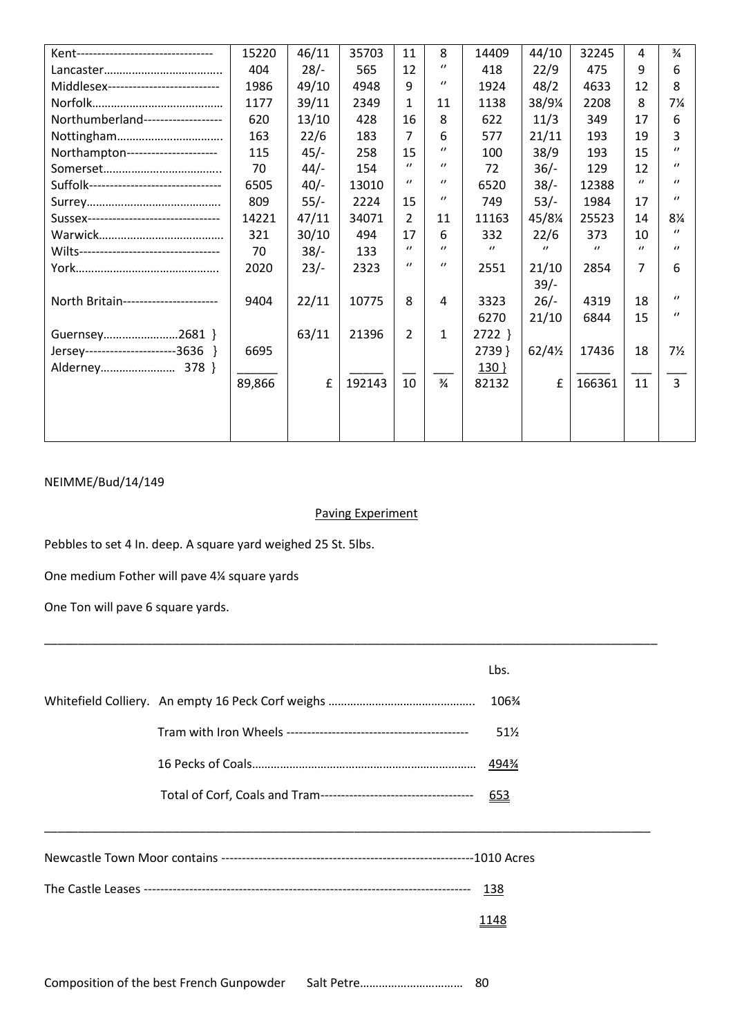| Kent-------------------------------- | 15220 | 46/11 | 35703 | 11 | 8 | 14409 | 44/10 | 32245 | 4 | ¾ |
|---|---|---|---|---|---|---|---|---|---|---|
| Lancaster……………………………….. | 404 | 28/- | 565 | 12 | ″ | 418 | 22/9 | 475 | 9 | 6 |
| Middlesex-------------------------- | 1986 | 49/10 | 4948 | 9 | ″ | 1924 | 48/2 | 4633 | 12 | 8 |
| Norfolk…………………………………… | 1177 | 39/11 | 2349 | 1 | 11 | 1138 | 38/9¼ | 2208 | 8 | 7¼ |
| Northumberland------------------- | 620 | 13/10 | 428 | 16 | 8 | 622 | 11/3 | 349 | 17 | 6 |
| Nottingham……………………………. | 163 | 22/6 | 183 | 7 | 6 | 577 | 21/11 | 193 | 19 | 3 |
| Northampton---------------------- | 115 | 45/- | 258 | 15 | ″ | 100 | 38/9 | 193 | 15 | ″ |
| Somerset……………………………….. | 70 | 44/- | 154 | ″ | ″ | 72 | 36/- | 129 | 12 | ″ |
| Suffolk-------------------------------- | 6505 | 40/- | 13010 | ″ | ″ | 6520 | 38/- | 12388 | ″ | ″ |
| Surrey……………………………………. | 809 | 55/- | 2224 | 15 | ″ | 749 | 53/- | 1984 | 17 | ″ |
| Sussex-------------------------------- | 14221 | 47/11 | 34071 | 2 | 11 | 11163 | 45/8¼ | 25523 | 14 | 8¼ |
| Warwick…………………………………. | 321 | 30/10 | 494 | 17 | 6 | 332 | 22/6 | 373 | 10 | ″ |
| Wilts---------------------------------- | 70 | 38/- | 133 | ″ | ″ | ″ | ″ | ″ | ″ | ″ |
| York………………………………………. | 2020 | 23/- | 2323 | ″ | ″ | 2551 | 21/10 | 2854 | 7 | 6 |
| | | | | | | | 39/- | | | |
| North Britain----------------------- | 9404 | 22/11 | 10775 | 8 | 4 | 3323 | 26/- | 4319 | 18 | ″ |
| | | | | | | 6270 | 21/10 | 6844 | 15 | ″ |
| Guernsey……………………2681 } | | 63/11 | 21396 | 2 | 1 | 2722 } | | | | |
| Jersey----------------------3636 } | 6695 | | | | | 2739 } | 62/4½ | 17436 | 18 | 7½ |
| Alderney…………………… 378 } | | | | | | 130 } | | | | |
| | 89,866 | £ | 192143 | 10 | ¾ | 82132 | £ | 166361 | 11 | 3 |

NEIMME/Bud/14/149

## Paving Experiment

Pebbles to set 4 In. deep. A square yard weighed 25 St. 5lbs.

One medium Fother will pave 4¼ square yards

One Ton will pave 6 square yards.

---

| | | Lbs. |
|---|---|---|
| Whitefield Colliery. | An empty 16 Peck Corf weighs ……………………………………….. | 106¾ |
| | Tram with Iron Wheels ------------------------------------------- | 51½ |
| | 16 Pecks of Coals……………………………………………………………… | 494¾ |
| | Total of Corf, Coals and Tram------------------------------------ | 653 |

---

Newcastle Town Moor contains -------------------------------------------------------------1010 Acres

The Castle Leases ------------------------------------------------------------------------------ 138

1148

Composition of the best French Gunpowder Salt Petre…………………………… 80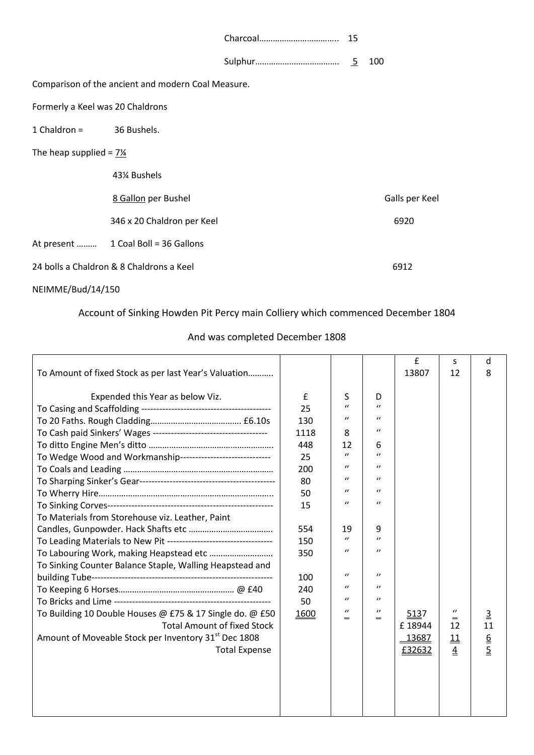Charcoal…………………………….. 15

Sulphur………………………………. 5 100

Comparison of the ancient and modern Coal Measure.

Formerly a Keel was 20 Chaldrons

1 Chaldron = 36 Bushels.

The heap supplied = 7¼

43¼ Bushels

8 Gallon per Bushel — Galls per Keel

346 x 20 Chaldron per Keel — 6920

At present ……… 1 Coal Boll = 36 Gallons

24 bolls a Chaldron & 8 Chaldrons a Keel — 6912

NEIMME/Bud/14/150

Account of Sinking Howden Pit Percy main Colliery which commenced December 1804

And was completed December 1808

| | | | | £ | s | d |
|---|---|---|---|---|---|---|
| To Amount of fixed Stock as per last Year's Valuation……….. | | | | 13807 | 12 | 8 |
| Expended this Year as below Viz. | £ | S | D | | | |
| To Casing and Scaffolding ------------------------------------------ | 25 | ʺ | ʺ | | | |
| To 20 Faths. Rough Cladding………………………………… £6.10s | 130 | ʺ | ʺ | | | |
| To Cash paid Sinkers' Wages ------------------------------------- | 1118 | 8 | ʺ | | | |
| To ditto Engine Men's ditto ……………………………………………. | 448 | 12 | 6 | | | |
| To Wedge Wood and Workmanship------------------------------ | 25 | ʺ | ʺ | | | |
| To Coals and Leading ………………………………………………………. | 200 | ʺ | ʺ | | | |
| To Sharping Sinker's Gear-------------------------------------------- | 80 | ʺ | ʺ | | | |
| To Wherry Hire………………………………………………………………. | 50 | ʺ | ʺ | | | |
| To Sinking Corves------------------------------------------------------ | 15 | ʺ | ʺ | | | |
| To Materials from Storehouse viz. Leather, Paint Candles, Gunpowder. Hack Shafts etc ………………………………. | 554 | 19 | 9 | | | |
| To Leading Materials to New Pit ---------------------------------- | 150 | ʺ | ʺ | | | |
| To Labouring Work, making Heapstead etc ……………………… | 350 | ʺ | ʺ | | | |
| To Sinking Counter Balance Staple, Walling Heapstead and building Tube-------------------------------------------------------------- | 100 | ʺ | ʺ | | | |
| To Keeping 6 Horses…………………………………………… @ £40 | 240 | ʺ | ʺ | | | |
| To Bricks and Lime --------------------------------------------------- | 50 | ʺ | ʺ | | | |
| To Building 10 Double Houses @ £75 & 17 Single do. @ £50 | 1600 | ʺ | ʺ | 5137 | ʺ | 3 |
| Total Amount of fixed Stock | | | | £ 18944 | 12 | 11 |
| Amount of Moveable Stock per Inventory 31st Dec 1808 | | | | 13687 | 11 | 6 |
| Total Expense | | | | £32632 | 4 | 5 |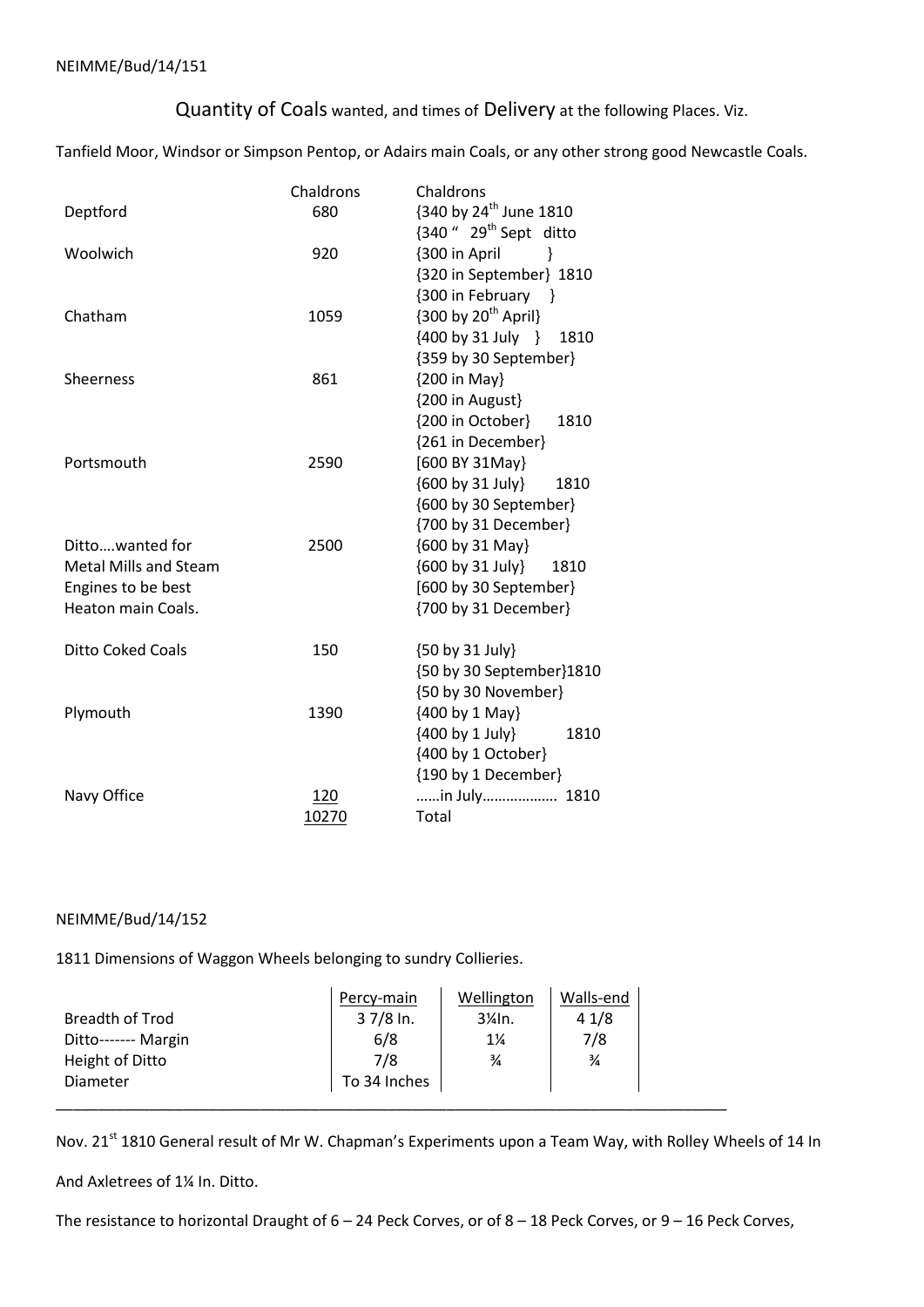NEIMME/Bud/14/151

## Quantity of Coals wanted, and times of Delivery at the following Places. Viz.

Tanfield Moor, Windsor or Simpson Pentop, or Adairs main Coals, or any other strong good Newcastle Coals.

| | Chaldrons | Chaldrons |
|---|---|---|
| Deptford | 680 | {340 by 24th June 1810<br>{340 " 29th Sept ditto |
| Woolwich | 920 | {300 in April }<br>{320 in September} 1810<br>{300 in February } |
| Chatham | 1059 | {300 by 20th April}<br>{400 by 31 July } 1810<br>{359 by 30 September} |
| Sheerness | 861 | {200 in May}<br>{200 in August}<br>{200 in October} 1810<br>{261 in December} |
| Portsmouth | 2590 | [600 BY 31May}<br>{600 by 31 July} 1810<br>{600 by 30 September}<br>{700 by 31 December} |
| Ditto….wanted for Metal Mills and Steam Engines to be best Heaton main Coals. | 2500 | {600 by 31 May}<br>{600 by 31 July} 1810<br>[600 by 30 September}<br>{700 by 31 December} |
| Ditto Coked Coals | 150 | {50 by 31 July}<br>{50 by 30 September}1810<br>{50 by 30 November} |
| Plymouth | 1390 | {400 by 1 May}<br>{400 by 1 July} 1810<br>{400 by 1 October}<br>{190 by 1 December} |
| Navy Office | 120 | ……in July………………. 1810 |
| | 10270 | Total |

NEIMME/Bud/14/152

1811 Dimensions of Waggon Wheels belonging to sundry Collieries.

| | Percy-main | Wellington | Walls-end |
|---|---|---|---|
| Breadth of Trod | 3 7/8 In. | 3¼In. | 4 1/8 |
| Ditto------- Margin | 6/8 | 1¼ | 7/8 |
| Height of Ditto | 7/8 | ¾ | ¾ |
| Diameter | To 34 Inches | | |

---

Nov. 21st 1810 General result of Mr W. Chapman's Experiments upon a Team Way, with Rolley Wheels of 14 In

And Axletrees of 1¼ In. Ditto.

The resistance to horizontal Draught of 6 – 24 Peck Corves, or of 8 – 18 Peck Corves, or 9 – 16 Peck Corves,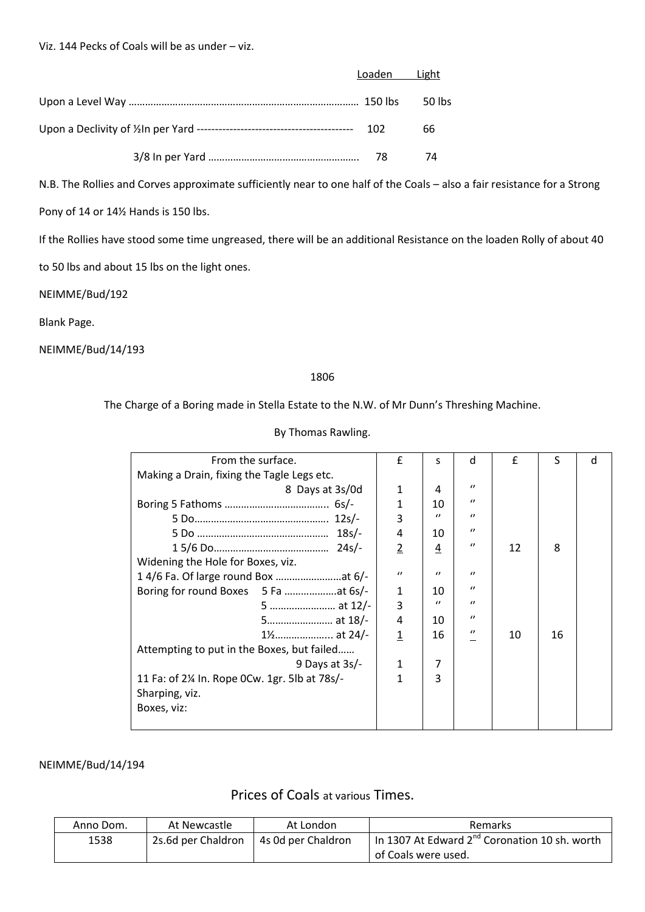Viz. 144 Pecks of Coals will be as under – viz.

| | Loaden | Light |
|---|---|---|
| Upon a Level Way ……………………………………………………………………… | 150 lbs | 50 lbs |
| Upon a Declivity of ½In per Yard ------------------------------------------ | 102 | 66 |
| 3/8 In per Yard ……………………………………………… | 78 | 74 |

N.B. The Rollies and Corves approximate sufficiently near to one half of the Coals – also a fair resistance for a Strong Pony of 14 or 14½ Hands is 150 lbs.

If the Rollies have stood some time ungreased, there will be an additional Resistance on the loaden Rolly of about 40 to 50 lbs and about 15 lbs on the light ones.

NEIMME/Bud/192

Blank Page.

NEIMME/Bud/14/193

1806

The Charge of a Boring made in Stella Estate to the N.W. of Mr Dunn's Threshing Machine.

By Thomas Rawling.

| From the surface. | £ | s | d | £ | S | d |
|---|---|---|---|---|---|---|
| Making a Drain, fixing the Tagle Legs etc. | | | | | | |
| 8 Days at 3s/0d | 1 | 4 | " | | | |
| Boring 5 Fathoms ……………………………….. 6s/- | 1 | 10 | " | | | |
| 5 Do………………………………………… 12s/- | 3 | " | " | | | |
| 5 Do ……………………………………… 18s/- | 4 | 10 | " | | | |
| 1 5/6 Do…………………………………… 24s/- | 2 | 4 | " | 12 | 8 | |
| Widening the Hole for Boxes, viz. | | | | | | |
| 1 4/6 Fa. Of large round Box ……………………at 6/- | " | " | " | | | |
| Boring for round Boxes 5 Fa ……………….at 6s/- | 1 | 10 | " | | | |
| 5 …………………… at 12/- | 3 | " | " | | | |
| 5…………………… at 18/- | 4 | 10 | " | | | |
| 1½………………... at 24/- | 1 | 16 | " | 10 | 16 | |
| Attempting to put in the Boxes, but failed…… | | | | | | |
| 9 Days at 3s/- | 1 | 7 | | | | |
| 11 Fa: of 2¼ In. Rope 0Cw. 1gr. 5lb at 78s/- | 1 | 3 | | | | |
| Sharping, viz. | | | | | | |
| Boxes, viz: | | | | | | |

NEIMME/Bud/14/194

## Prices of Coals at various Times.

| Anno Dom. | At Newcastle | At London | Remarks |
|---|---|---|---|
| 1538 | 2s.6d per Chaldron | 4s 0d per Chaldron | In 1307 At Edward 2nd Coronation 10 sh. worth of Coals were used. |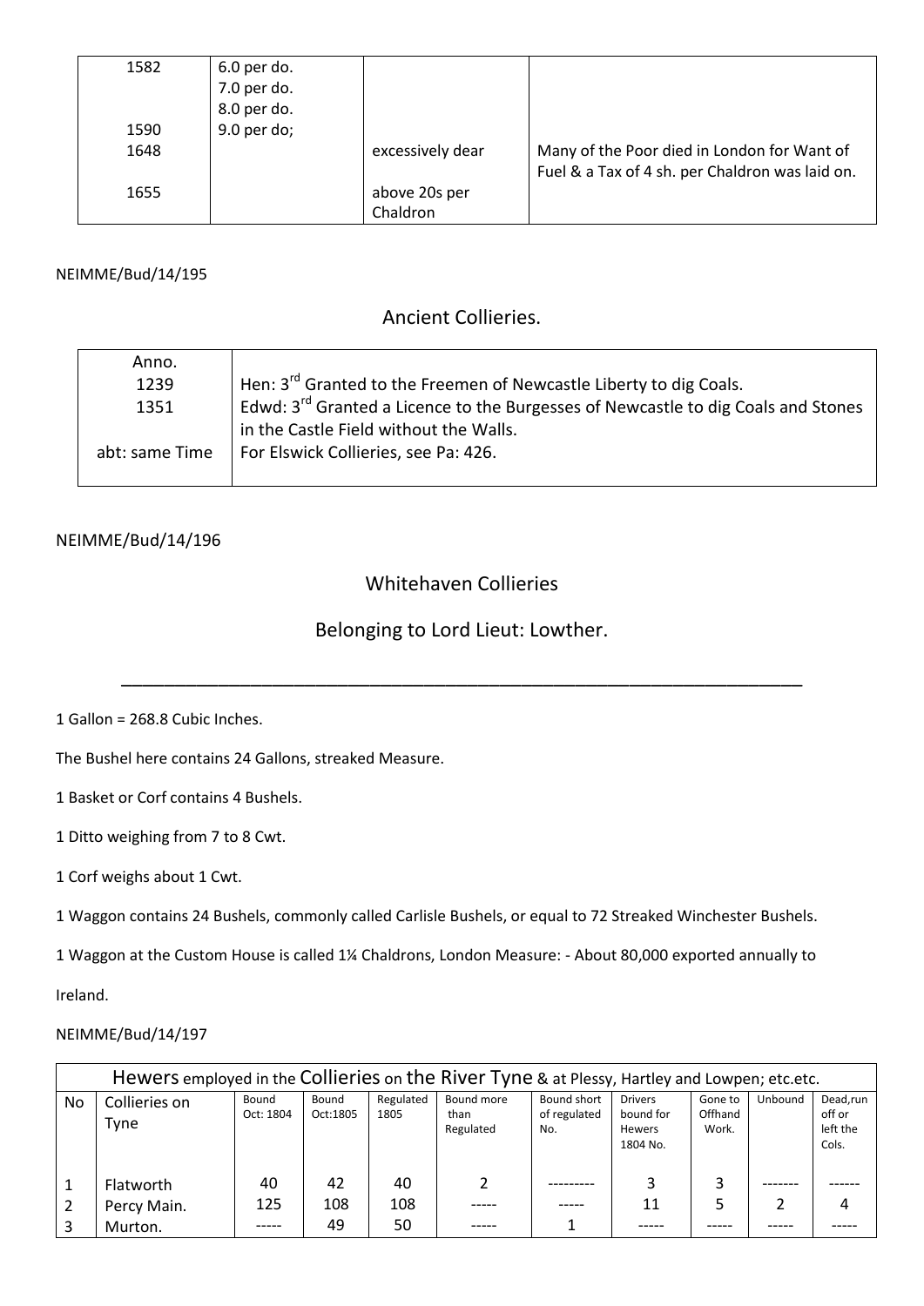| 1582 | 6.0 per do.<br>7.0 per do.<br>8.0 per do. | | |
|---|---|---|---|
| 1590 | 9.0 per do; | | |
| 1648 | | excessively dear | Many of the Poor died in London for Want of Fuel & a Tax of 4 sh. per Chaldron was laid on. |
| 1655 | | above 20s per Chaldron | |

NEIMME/Bud/14/195

## Ancient Collieries.

| Anno. | |
|---|---|
| 1239 | Hen: 3rd Granted to the Freemen of Newcastle Liberty to dig Coals. |
| 1351 | Edwd: 3rd Granted a Licence to the Burgesses of Newcastle to dig Coals and Stones in the Castle Field without the Walls. |
| abt: same Time | For Elswick Collieries, see Pa: 426. |

NEIMME/Bud/14/196

## Whitehaven Collieries

## Belonging to Lord Lieut: Lowther.

---

1 Gallon = 268.8 Cubic Inches.

The Bushel here contains 24 Gallons, streaked Measure.

1 Basket or Corf contains 4 Bushels.

1 Ditto weighing from 7 to 8 Cwt.

1 Corf weighs about 1 Cwt.

1 Waggon contains 24 Bushels, commonly called Carlisle Bushels, or equal to 72 Streaked Winchester Bushels.

1 Waggon at the Custom House is called 1¼ Chaldrons, London Measure: - About 80,000 exported annually to Ireland.

NEIMME/Bud/14/197

| Hewers employed in the Collieries on the River Tyne & at Plessy, Hartley and Lowpen; etc.etc. | | | | | | | | | | |
|---|---|---|---|---|---|---|---|---|---|---|
| No | Collieries on Tyne | Bound Oct: 1804 | Bound Oct:1805 | Regulated 1805 | Bound more than Regulated | Bound short of regulated No. | Drivers bound for Hewers 1804 No. | Gone to Offhand Work. | Unbound | Dead,run off or left the Cols. |
| 1 | Flatworth | 40 | 42 | 40 | 2 | --------- | 3 | 3 | ------- | ------ |
| 2 | Percy Main. | 125 | 108 | 108 | ----- | ----- | 11 | 5 | 2 | 4 |
| 3 | Murton. | ----- | 49 | 50 | ----- | 1 | ----- | ----- | ----- | ----- |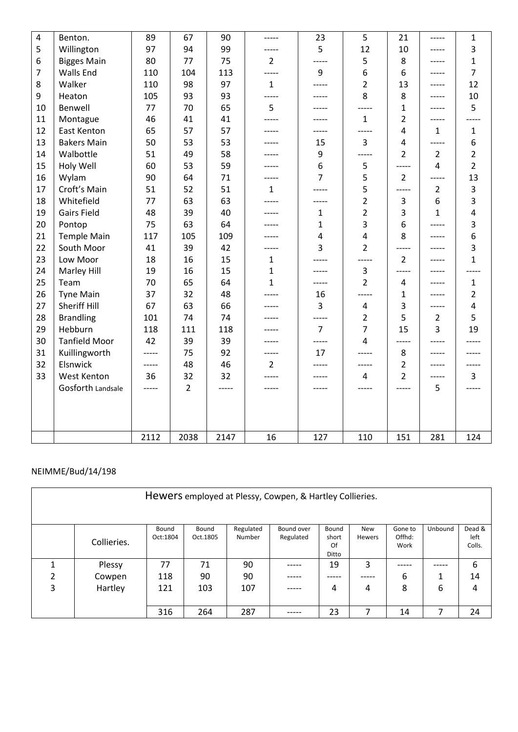| | | | | | | | | | | |
|---|---|---|---|---|---|---|---|---|---|---|
| 4 | Benton. | 89 | 67 | 90 | ----- | 23 | 5 | 21 | ----- | 1 |
| 5 | Willington | 97 | 94 | 99 | ----- | 5 | 12 | 10 | ----- | 3 |
| 6 | Bigges Main | 80 | 77 | 75 | 2 | ----- | 5 | 8 | ----- | 1 |
| 7 | Walls End | 110 | 104 | 113 | ----- | 9 | 6 | 6 | ----- | 7 |
| 8 | Walker | 110 | 98 | 97 | 1 | ----- | 2 | 13 | ----- | 12 |
| 9 | Heaton | 105 | 93 | 93 | ----- | ----- | 8 | 8 | ----- | 10 |
| 10 | Benwell | 77 | 70 | 65 | 5 | ----- | ----- | 1 | ----- | 5 |
| 11 | Montague | 46 | 41 | 41 | ----- | ----- | 1 | 2 | ----- | ----- |
| 12 | East Kenton | 65 | 57 | 57 | ----- | ----- | ----- | 4 | 1 | 1 |
| 13 | Bakers Main | 50 | 53 | 53 | ----- | 15 | 3 | 4 | ----- | 6 |
| 14 | Walbottle | 51 | 49 | 58 | ----- | 9 | ----- | 2 | 2 | 2 |
| 15 | Holy Well | 60 | 53 | 59 | ----- | 6 | 5 | ----- | 4 | 2 |
| 16 | Wylam | 90 | 64 | 71 | ----- | 7 | 5 | 2 | ----- | 13 |
| 17 | Croft's Main | 51 | 52 | 51 | 1 | ----- | 5 | ----- | 2 | 3 |
| 18 | Whitefield | 77 | 63 | 63 | ----- | ----- | 2 | 3 | 6 | 3 |
| 19 | Gairs Field | 48 | 39 | 40 | ----- | 1 | 2 | 3 | 1 | 4 |
| 20 | Pontop | 75 | 63 | 64 | ----- | 1 | 3 | 6 | ----- | 3 |
| 21 | Temple Main | 117 | 105 | 109 | ----- | 4 | 4 | 8 | ----- | 6 |
| 22 | South Moor | 41 | 39 | 42 | ----- | 3 | 2 | ----- | ----- | 3 |
| 23 | Low Moor | 18 | 16 | 15 | 1 | ----- | ----- | 2 | ----- | 1 |
| 24 | Marley Hill | 19 | 16 | 15 | 1 | ----- | 3 | ----- | ----- | ----- |
| 25 | Team | 70 | 65 | 64 | 1 | ----- | 2 | 4 | ----- | 1 |
| 26 | Tyne Main | 37 | 32 | 48 | ----- | 16 | ----- | 1 | ----- | 2 |
| 27 | Sheriff Hill | 67 | 63 | 66 | ----- | 3 | 4 | 3 | ----- | 4 |
| 28 | Brandling | 101 | 74 | 74 | ----- | ----- | 2 | 5 | 2 | 5 |
| 29 | Hebburn | 118 | 111 | 118 | ----- | 7 | 7 | 15 | 3 | 19 |
| 30 | Tanfield Moor | 42 | 39 | 39 | ----- | ----- | 4 | ----- | ----- | ----- |
| 31 | Kuillingworth | ----- | 75 | 92 | ----- | 17 | ----- | 8 | ----- | ----- |
| 32 | Elsnwick | ----- | 48 | 46 | 2 | ----- | ----- | 2 | ----- | ----- |
| 33 | West Kenton | 36 | 32 | 32 | ----- | ----- | 4 | 2 | ----- | 3 |
| | Gosforth Landsale | ----- | 2 | ----- | ----- | ----- | ----- | ----- | 5 | ----- |
| | | 2112 | 2038 | 2147 | 16 | 127 | 110 | 151 | 281 | 124 |

NEIMME/Bud/14/198

| Hewers employed at Plessy, Cowpen, & Hartley Collieries. | | | | | | | | | | |
|---|---|---|---|---|---|---|---|---|---|---|
| | Collieries. | Bound Oct:1804 | Bound Oct.1805 | Regulated Number | Bound over Regulated | Bound short Of Ditto | New Hewers | Gone to Offhd: Work | Unbound | Dead & left Colls. |
| 1 | Plessy | 77 | 71 | 90 | ----- | 19 | 3 | ----- | ----- | 6 |
| 2 | Cowpen | 118 | 90 | 90 | ----- | ----- | ----- | 6 | 1 | 14 |
| 3 | Hartley | 121 | 103 | 107 | ----- | 4 | 4 | 8 | 6 | 4 |
| | | 316 | 264 | 287 | ----- | 23 | 7 | 14 | 7 | 24 |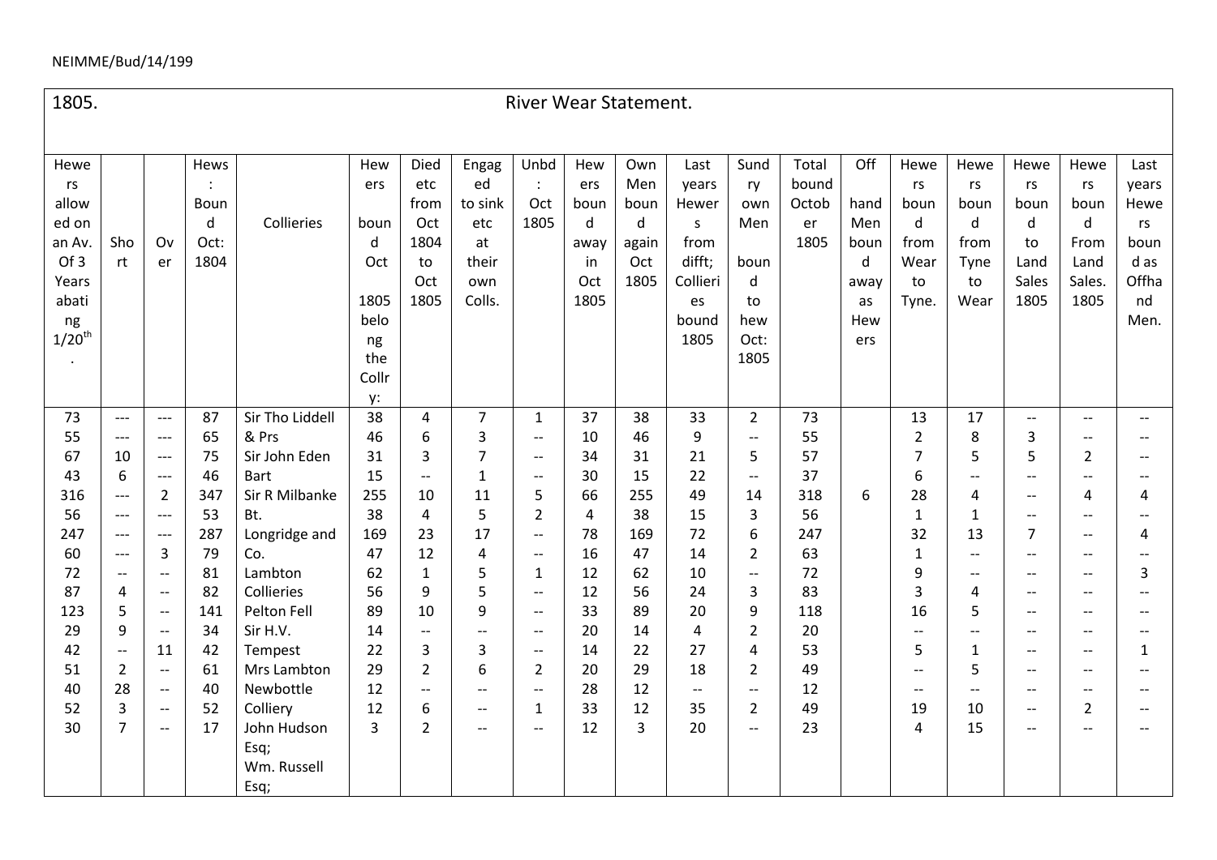NEIMME/Bud/14/199

| 1805. | | | | River Wear Statement. | | | | | | | | | | | | | | | | |
|---|---|---|---|---|---|---|---|---|---|---|---|---|---|---|---|---|---|---|---|---|
| Hewers allowed on an Av. Of 3 Years abating 1/20th. | Short | Over | Hews: Bound Oct: 1804 | Collieries | Hewers bound Oct 1805 belong the Collry: | Died etc from Oct 1804 to Oct 1805 | Engaged to sink etc at their own Colls. | Unbd: Oct 1805 | Hewers bound away in Oct 1805 | Own Men bound again Oct 1805 | Last years Hewers from difft; Collieries bound 1805 | Sundry own Men bound to hew Oct: 1805 | Total bound October 1805 | Off hand Men bound away as Hewers | Hewers bound from Wear to Tyne. | Hewers bound from Tyne to Wear | Hewers bound to Land Sales 1805 | Hewers bound From Land Sales. 1805 | Last years Hewers bound as Offhand Men. |
| 73 | --- | --- | 87 | Sir Tho Liddell | 38 | 4 | 7 | 1 | 37 | 38 | 33 | 2 | 73 | | 13 | 17 | -- | -- | -- |
| 55 | --- | --- | 65 | & Prs | 46 | 6 | 3 | -- | 10 | 46 | 9 | -- | 55 | | 2 | 8 | 3 | -- | -- |
| 67 | 10 | --- | 75 | Sir John Eden | 31 | 3 | 7 | -- | 34 | 31 | 21 | 5 | 57 | | 7 | 5 | 5 | 2 | -- |
| 43 | 6 | --- | 46 | Bart | 15 | -- | 1 | -- | 30 | 15 | 22 | -- | 37 | | 6 | -- | -- | -- | -- |
| 316 | --- | 2 | 347 | Sir R Milbanke | 255 | 10 | 11 | 5 | 66 | 255 | 49 | 14 | 318 | 6 | 28 | 4 | -- | 4 | 4 |
| 56 | --- | --- | 53 | Bt. | 38 | 4 | 5 | 2 | 4 | 38 | 15 | 3 | 56 | | 1 | 1 | -- | -- | -- |
| 247 | --- | --- | 287 | Longridge and | 169 | 23 | 17 | -- | 78 | 169 | 72 | 6 | 247 | | 32 | 13 | 7 | -- | 4 |
| 60 | --- | 3 | 79 | Co. | 47 | 12 | 4 | -- | 16 | 47 | 14 | 2 | 63 | | 1 | -- | -- | -- | -- |
| 72 | -- | -- | 81 | Lambton | 62 | 1 | 5 | 1 | 12 | 62 | 10 | -- | 72 | | 9 | -- | -- | -- | 3 |
| 87 | 4 | -- | 82 | Collieries | 56 | 9 | 5 | -- | 12 | 56 | 24 | 3 | 83 | | 3 | 4 | -- | -- | -- |
| 123 | 5 | -- | 141 | Pelton Fell | 89 | 10 | 9 | -- | 33 | 89 | 20 | 9 | 118 | | 16 | 5 | -- | -- | -- |
| 29 | 9 | -- | 34 | Sir H.V. | 14 | -- | -- | -- | 20 | 14 | 4 | 2 | 20 | | -- | -- | -- | -- | -- |
| 42 | -- | 11 | 42 | Tempest | 22 | 3 | 3 | -- | 14 | 22 | 27 | 4 | 53 | | 5 | 1 | -- | -- | 1 |
| 51 | 2 | -- | 61 | Mrs Lambton | 29 | 2 | 6 | 2 | 20 | 29 | 18 | 2 | 49 | | -- | 5 | -- | -- | -- |
| 40 | 28 | -- | 40 | Newbottle | 12 | -- | -- | -- | 28 | 12 | -- | -- | 12 | | -- | -- | -- | -- | -- |
| 52 | 3 | -- | 52 | Colliery | 12 | 6 | -- | 1 | 33 | 12 | 35 | 2 | 49 | | 19 | 10 | -- | 2 | -- |
| 30 | 7 | -- | 17 | John Hudson Esq; Wm. Russell Esq; | 3 | 2 | -- | -- | 12 | 3 | 20 | -- | 23 | | 4 | 15 | -- | -- | -- |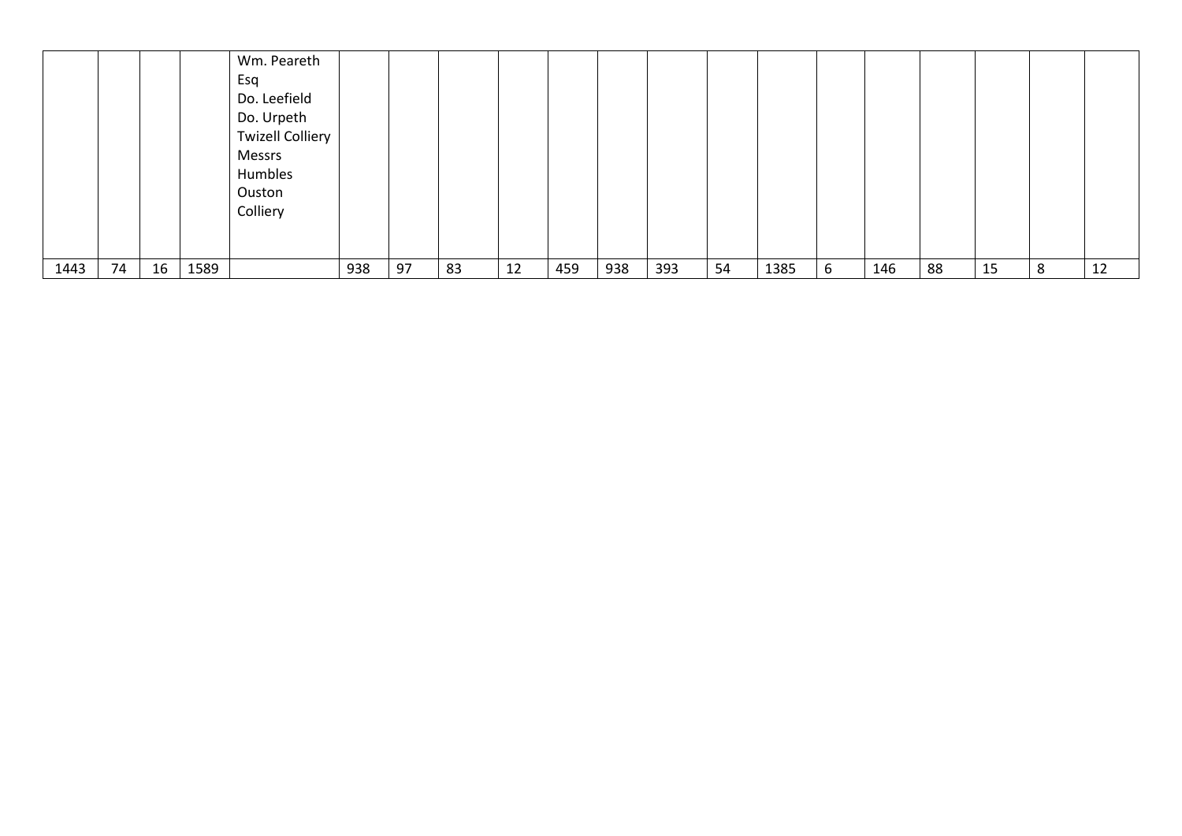| | | | | | | | | | | | | | | | | | | | |
|---|---|---|---|---|---|---|---|---|---|---|---|---|---|---|---|---|---|---|---|
| | | | | Wm. Peareth Esq<br>Do. Leefield<br>Do. Urpeth<br>Twizell Colliery<br>Messrs Humbles<br>Ouston Colliery | | | | | | | | | | | | | | | |
| 1443 | 74 | 16 | 1589 | | 938 | 97 | 83 | 12 | 459 | 938 | 393 | 54 | 1385 | 6 | 146 | 88 | 15 | 8 | 12 |